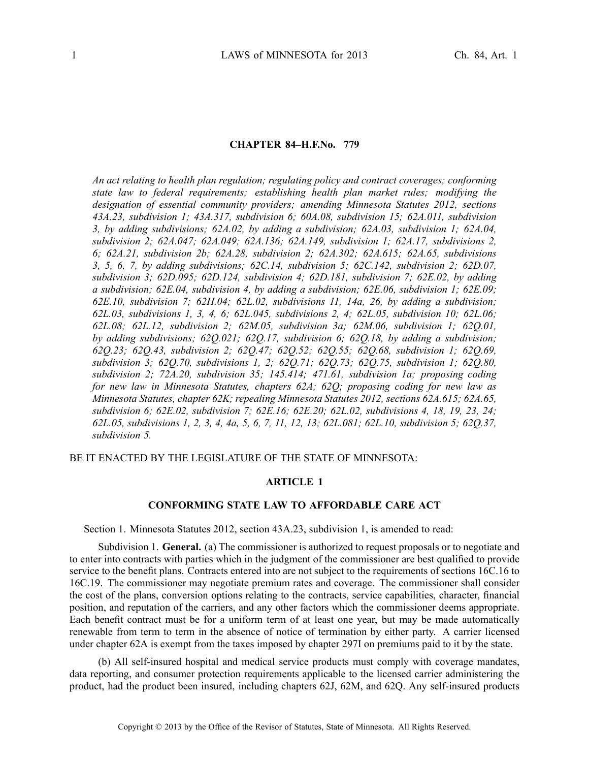**CHAPTER 84–H.F.No. 779**

*An act relating to health plan regulation; regulating policy and contract coverages; conforming state law to federal requirements; establishing health plan market rules; modifying the designation of essential community providers; amending Minnesota Statutes 2012, sections 43A.23, subdivision 1; 43A.317, subdivision 6; 60A.08, subdivision 15; 62A.011, subdivision 3, by adding subdivisions; 62A.02, by adding a subdivision; 62A.03, subdivision 1; 62A.04, subdivision 2; 62A.047; 62A.049; 62A.136; 62A.149, subdivision 1; 62A.17, subdivisions 2, 6; 62A.21, subdivision 2b; 62A.28, subdivision 2; 62A.302; 62A.615; 62A.65, subdivisions 3, 5, 6, 7, by adding subdivisions; 62C.14, subdivision 5; 62C.142, subdivision 2; 62D.07, subdivision 3; 62D.095; 62D.124, subdivision 4; 62D.181, subdivision 7; 62E.02, by adding a subdivision; 62E.04, subdivision 4, by adding a subdivision; 62E.06, subdivision 1; 62E.09; 62E.10, subdivision 7; 62H.04; 62L.02, subdivisions 11, 14a, 26, by adding a subdivision; 62L.03, subdivisions 1, 3, 4, 6; 62L.045, subdivisions 2, 4; 62L.05, subdivision 10; 62L.06; 62L.08; 62L.12, subdivision 2; 62M.05, subdivision 3a; 62M.06, subdivision 1; 62Q.01, by adding subdivisions; 62Q.021; 62Q.17, subdivision 6; 62Q.18, by adding a subdivision; 62Q.23; 62Q.43, subdivision 2; 62Q.47; 62Q.52; 62Q.55; 62Q.68, subdivision 1; 62Q.69, subdivision 3; 62Q.70, subdivisions 1, 2; 62Q.71; 62Q.73; 62Q.75, subdivision 1; 62Q.80, subdivision 2; 72A.20, subdivision 35; 145.414; 471.61, subdivision 1a; proposing coding for new law in Minnesota Statutes, chapters 62A; 62Q; proposing coding for new law as Minnesota Statutes, chapter 62K; repealing Minnesota Statutes 2012, sections 62A.615; 62A.65, subdivision 6; 62E.02, subdivision 7; 62E.16; 62E.20; 62L.02, subdivisions 4, 18, 19, 23, 24; 62L.05, subdivisions 1, 2, 3, 4, 4a, 5, 6, 7, 11, 12, 13; 62L.081; 62L.10, subdivision 5; 62Q.37, subdivision 5.*

BE IT ENACTED BY THE LEGISLATURE OF THE STATE OF MINNESOTA:

## ARTICLE 1

## CONFORMING STATE LAW TO AFFORDABLE CARE ACT

Section 1. Minnesota Statutes 2012, section 43A.23, subdivision 1, is amended to read:

Subdivision 1. **General.** (a) The commissioner is authorized to request proposals or to negotiate and to enter into contracts with parties which in the judgment of the commissioner are best qualified to provide service to the benefit plans. Contracts entered into are not subject to the requirements of sections 16C.16 to 16C.19. The commissioner may negotiate premium rates and coverage. The commissioner shall consider the cost of the plans, conversion options relating to the contracts, service capabilities, character, financial position, and reputation of the carriers, and any other factors which the commissioner deems appropriate. Each benefit contract must be for a uniform term of at least one year, but may be made automatically renewable from term to term in the absence of notice of termination by either party. A carrier licensed under chapter 62A is exempt from the taxes imposed by chapter 297I on premiums paid to it by the state.

(b) All self-insured hospital and medical service products must comply with coverage mandates, data reporting, and consumer protection requirements applicable to the licensed carrier administering the product, had the product been insured, including chapters 62J, 62M, and 62Q. Any self-insured products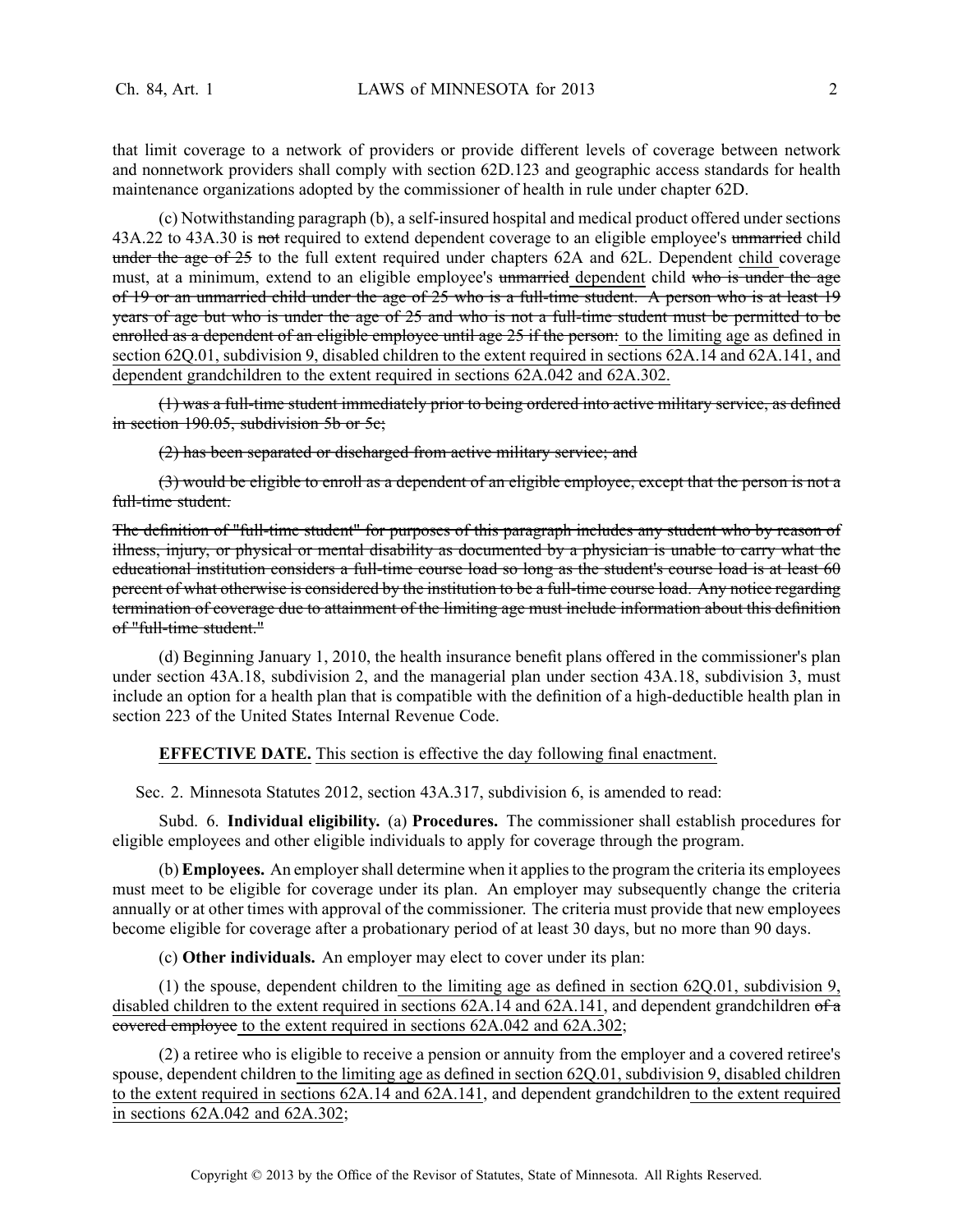that limit coverage to a network of providers or provide different levels of coverage between network and nonnetwork providers shall comply with section 62D.123 and geographic access standards for health maintenance organizations adopted by the commissioner of health in rule under chapter 62D.

(c) Notwithstanding paragraph (b), a self-insured hospital and medical product offered under sections 43A.22 to 43A.30 is ~~not~~ required to extend dependent coverage to an eligible employee's ~~unmarried~~ child ~~under the age of 25~~ to the full extent required under chapters 62A and 62L. Dependent <u>child</u> coverage must, at a minimum, extend to an eligible employee's ~~unmarried~~ <u>dependent</u> child ~~who is under the age of 19 or an unmarried child under the age of 25 who is a full-time student. A person who is at least 19 years of age but who is under the age of 25 and who is not a full-time student must be permitted to be enrolled as a dependent of an eligible employee until age 25 if the person:~~ <u>to the limiting age as defined in section 62Q.01, subdivision 9, disabled children to the extent required in sections 62A.14 and 62A.141, and dependent grandchildren to the extent required in sections 62A.042 and 62A.302.</u>

~~(1) was a full-time student immediately prior to being ordered into active military service, as defined in section 190.05, subdivision 5b or 5c;~~

~~(2) has been separated or discharged from active military service; and~~

~~(3) would be eligible to enroll as a dependent of an eligible employee, except that the person is not a full-time student.~~

~~The definition of "full-time student" for purposes of this paragraph includes any student who by reason of illness, injury, or physical or mental disability as documented by a physician is unable to carry what the educational institution considers a full-time course load so long as the student's course load is at least 60 percent of what otherwise is considered by the institution to be a full-time course load. Any notice regarding termination of coverage due to attainment of the limiting age must include information about this definition of "full-time student."~~

(d) Beginning January 1, 2010, the health insurance benefit plans offered in the commissioner's plan under section 43A.18, subdivision 2, and the managerial plan under section 43A.18, subdivision 3, must include an option for a health plan that is compatible with the definition of a high-deductible health plan in section 223 of the United States Internal Revenue Code.

**EFFECTIVE DATE.** <u>This section is effective the day following final enactment.</u>

Sec. 2. Minnesota Statutes 2012, section 43A.317, subdivision 6, is amended to read:

Subd. 6. **Individual eligibility.** (a) **Procedures.** The commissioner shall establish procedures for eligible employees and other eligible individuals to apply for coverage through the program.

(b) **Employees.** An employer shall determine when it applies to the program the criteria its employees must meet to be eligible for coverage under its plan. An employer may subsequently change the criteria annually or at other times with approval of the commissioner. The criteria must provide that new employees become eligible for coverage after a probationary period of at least 30 days, but no more than 90 days.

(c) **Other individuals.** An employer may elect to cover under its plan:

(1) the spouse, dependent children <u>to the limiting age as defined in section 62Q.01, subdivision 9, disabled children to the extent required in sections 62A.14 and 62A.141</u>, and dependent grandchildren ~~of a covered employee~~ <u>to the extent required in sections 62A.042 and 62A.302</u>;

(2) a retiree who is eligible to receive a pension or annuity from the employer and a covered retiree's spouse, dependent children <u>to the limiting age as defined in section 62Q.01, subdivision 9, disabled children to the extent required in sections 62A.14 and 62A.141</u>, and dependent grandchildren <u>to the extent required in sections 62A.042 and 62A.302</u>;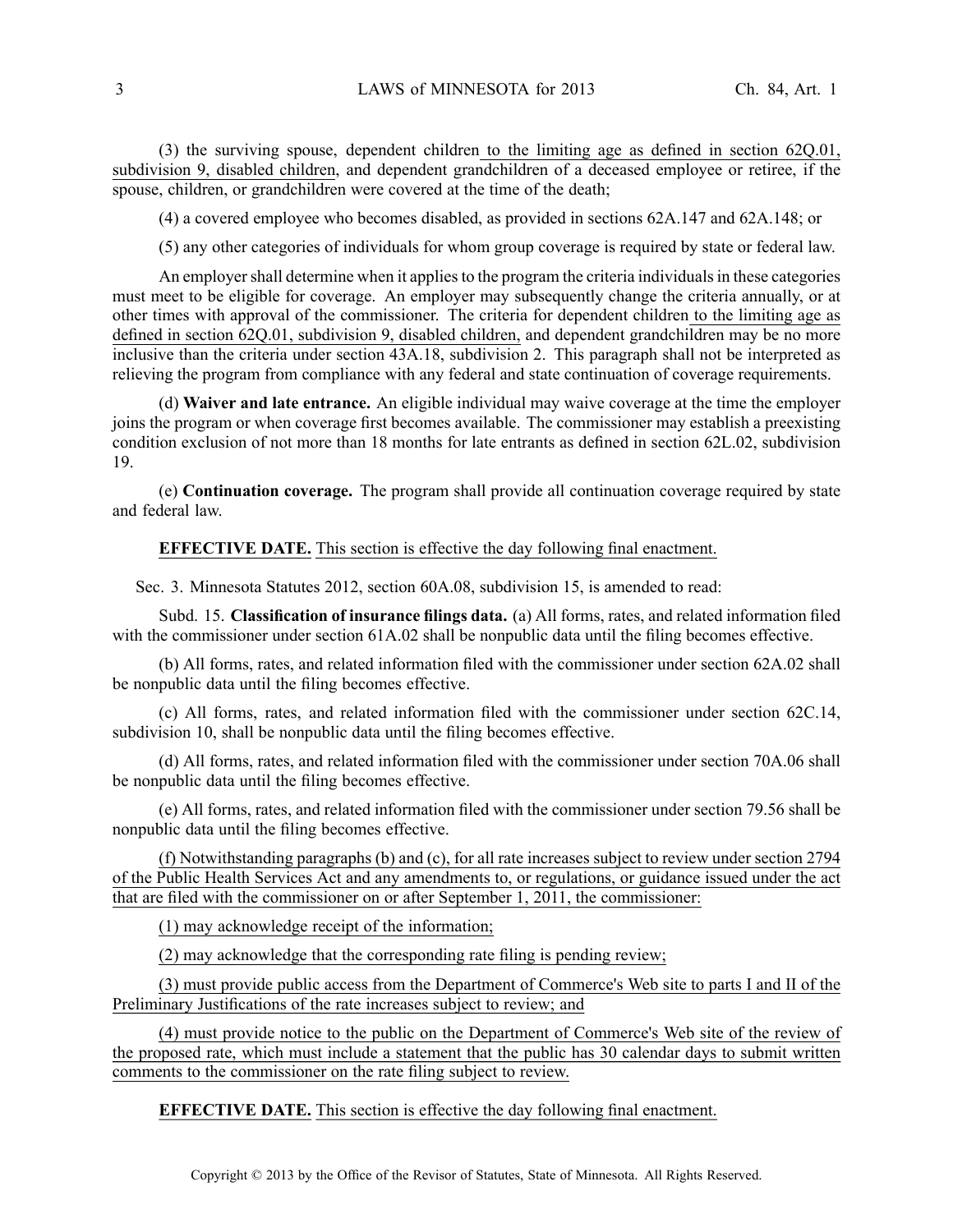(3) the surviving spouse, dependent children to the limiting age as defined in section 62Q.01, subdivision 9, disabled children, and dependent grandchildren of a deceased employee or retiree, if the spouse, children, or grandchildren were covered at the time of the death;

(4) a covered employee who becomes disabled, as provided in sections 62A.147 and 62A.148; or

(5) any other categories of individuals for whom group coverage is required by state or federal law.

An employer shall determine when it applies to the program the criteria individuals in these categories must meet to be eligible for coverage. An employer may subsequently change the criteria annually, or at other times with approval of the commissioner. The criteria for dependent children to the limiting age as defined in section 62Q.01, subdivision 9, disabled children, and dependent grandchildren may be no more inclusive than the criteria under section 43A.18, subdivision 2. This paragraph shall not be interpreted as relieving the program from compliance with any federal and state continuation of coverage requirements.

(d) **Waiver and late entrance.** An eligible individual may waive coverage at the time the employer joins the program or when coverage first becomes available. The commissioner may establish a preexisting condition exclusion of not more than 18 months for late entrants as defined in section 62L.02, subdivision 19.

(e) **Continuation coverage.** The program shall provide all continuation coverage required by state and federal law.

**EFFECTIVE DATE.** This section is effective the day following final enactment.

Sec. 3. Minnesota Statutes 2012, section 60A.08, subdivision 15, is amended to read:

Subd. 15. **Classification of insurance filings data.** (a) All forms, rates, and related information filed with the commissioner under section 61A.02 shall be nonpublic data until the filing becomes effective.

(b) All forms, rates, and related information filed with the commissioner under section 62A.02 shall be nonpublic data until the filing becomes effective.

(c) All forms, rates, and related information filed with the commissioner under section 62C.14, subdivision 10, shall be nonpublic data until the filing becomes effective.

(d) All forms, rates, and related information filed with the commissioner under section 70A.06 shall be nonpublic data until the filing becomes effective.

(e) All forms, rates, and related information filed with the commissioner under section 79.56 shall be nonpublic data until the filing becomes effective.

(f) Notwithstanding paragraphs (b) and (c), for all rate increases subject to review under section 2794 of the Public Health Services Act and any amendments to, or regulations, or guidance issued under the act that are filed with the commissioner on or after September 1, 2011, the commissioner:

(1) may acknowledge receipt of the information;

(2) may acknowledge that the corresponding rate filing is pending review;

(3) must provide public access from the Department of Commerce's Web site to parts I and II of the Preliminary Justifications of the rate increases subject to review; and

(4) must provide notice to the public on the Department of Commerce's Web site of the review of the proposed rate, which must include a statement that the public has 30 calendar days to submit written comments to the commissioner on the rate filing subject to review.

**EFFECTIVE DATE.** This section is effective the day following final enactment.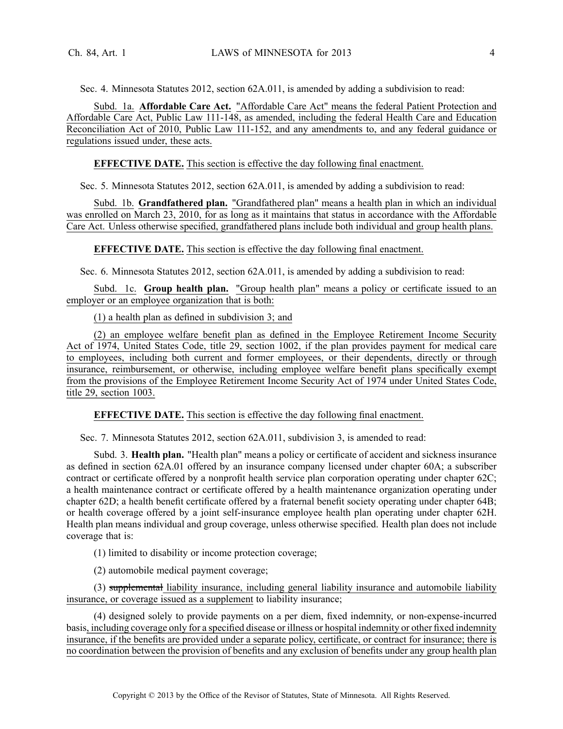Sec. 4. Minnesota Statutes 2012, section 62A.011, is amended by adding a subdivision to read:

Subd. 1a. **Affordable Care Act.** "Affordable Care Act" means the federal Patient Protection and Affordable Care Act, Public Law 111-148, as amended, including the federal Health Care and Education Reconciliation Act of 2010, Public Law 111-152, and any amendments to, and any federal guidance or regulations issued under, these acts.

**EFFECTIVE DATE.** This section is effective the day following final enactment.

Sec. 5. Minnesota Statutes 2012, section 62A.011, is amended by adding a subdivision to read:

Subd. 1b. **Grandfathered plan.** "Grandfathered plan" means a health plan in which an individual was enrolled on March 23, 2010, for as long as it maintains that status in accordance with the Affordable Care Act. Unless otherwise specified, grandfathered plans include both individual and group health plans.

**EFFECTIVE DATE.** This section is effective the day following final enactment.

Sec. 6. Minnesota Statutes 2012, section 62A.011, is amended by adding a subdivision to read:

Subd. 1c. **Group health plan.** "Group health plan" means a policy or certificate issued to an employer or an employee organization that is both:

(1) a health plan as defined in subdivision 3; and

(2) an employee welfare benefit plan as defined in the Employee Retirement Income Security Act of 1974, United States Code, title 29, section 1002, if the plan provides payment for medical care to employees, including both current and former employees, or their dependents, directly or through insurance, reimbursement, or otherwise, including employee welfare benefit plans specifically exempt from the provisions of the Employee Retirement Income Security Act of 1974 under United States Code, title 29, section 1003.

**EFFECTIVE DATE.** This section is effective the day following final enactment.

Sec. 7. Minnesota Statutes 2012, section 62A.011, subdivision 3, is amended to read:

Subd. 3. **Health plan.** "Health plan" means a policy or certificate of accident and sickness insurance as defined in section 62A.01 offered by an insurance company licensed under chapter 60A; a subscriber contract or certificate offered by a nonprofit health service plan corporation operating under chapter 62C; a health maintenance contract or certificate offered by a health maintenance organization operating under chapter 62D; a health benefit certificate offered by a fraternal benefit society operating under chapter 64B; or health coverage offered by a joint self-insurance employee health plan operating under chapter 62H. Health plan means individual and group coverage, unless otherwise specified. Health plan does not include coverage that is:

(1) limited to disability or income protection coverage;

(2) automobile medical payment coverage;

(3) ~~supplemental~~ liability insurance, including general liability insurance and automobile liability insurance, or coverage issued as a supplement to liability insurance;

(4) designed solely to provide payments on a per diem, fixed indemnity, or non-expense-incurred basis, including coverage only for a specified disease or illness or hospital indemnity or other fixed indemnity insurance, if the benefits are provided under a separate policy, certificate, or contract for insurance; there is no coordination between the provision of benefits and any exclusion of benefits under any group health plan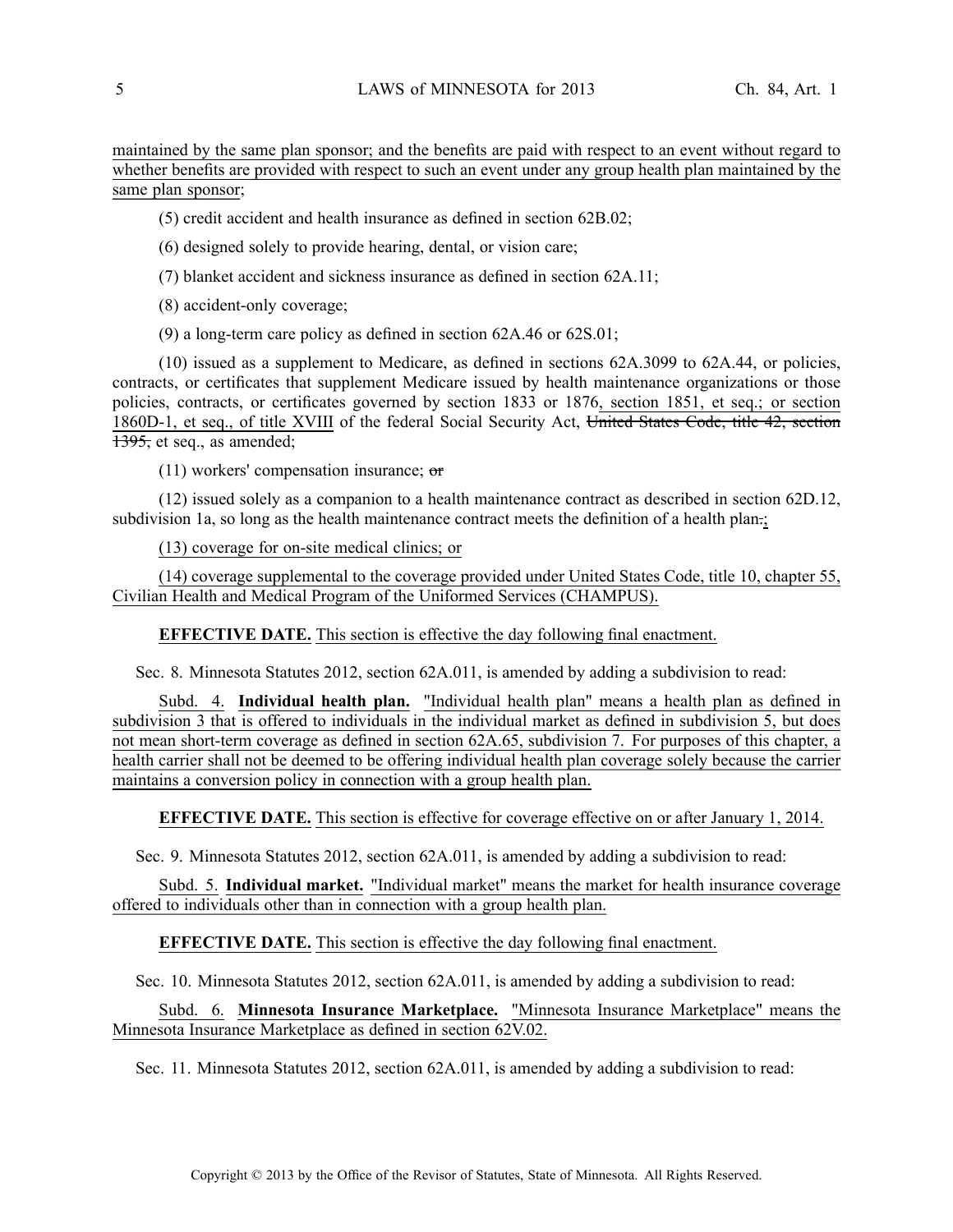maintained by the same plan sponsor; and the benefits are paid with respect to an event without regard to whether benefits are provided with respect to such an event under any group health plan maintained by the same plan sponsor;

(5) credit accident and health insurance as defined in section 62B.02;

(6) designed solely to provide hearing, dental, or vision care;

(7) blanket accident and sickness insurance as defined in section 62A.11;

(8) accident-only coverage;

(9) a long-term care policy as defined in section 62A.46 or 62S.01;

(10) issued as a supplement to Medicare, as defined in sections 62A.3099 to 62A.44, or policies, contracts, or certificates that supplement Medicare issued by health maintenance organizations or those policies, contracts, or certificates governed by section 1833 or 1876, section 1851, et seq.; or section 1860D-1, et seq., of title XVIII of the federal Social Security Act, ~~United States Code, title 42, section 1395,~~ et seq., as amended;

(11) workers' compensation insurance; ~~or~~

(12) issued solely as a companion to a health maintenance contract as described in section 62D.12, subdivision 1a, so long as the health maintenance contract meets the definition of a health plan~~.~~;

(13) coverage for on-site medical clinics; or

(14) coverage supplemental to the coverage provided under United States Code, title 10, chapter 55, Civilian Health and Medical Program of the Uniformed Services (CHAMPUS).

**EFFECTIVE DATE.** This section is effective the day following final enactment.

Sec. 8. Minnesota Statutes 2012, section 62A.011, is amended by adding a subdivision to read:

Subd. 4. **Individual health plan.** "Individual health plan" means a health plan as defined in subdivision 3 that is offered to individuals in the individual market as defined in subdivision 5, but does not mean short-term coverage as defined in section 62A.65, subdivision 7. For purposes of this chapter, a health carrier shall not be deemed to be offering individual health plan coverage solely because the carrier maintains a conversion policy in connection with a group health plan.

**EFFECTIVE DATE.** This section is effective for coverage effective on or after January 1, 2014.

Sec. 9. Minnesota Statutes 2012, section 62A.011, is amended by adding a subdivision to read:

Subd. 5. **Individual market.** "Individual market" means the market for health insurance coverage offered to individuals other than in connection with a group health plan.

**EFFECTIVE DATE.** This section is effective the day following final enactment.

Sec. 10. Minnesota Statutes 2012, section 62A.011, is amended by adding a subdivision to read:

Subd. 6. **Minnesota Insurance Marketplace.** "Minnesota Insurance Marketplace" means the Minnesota Insurance Marketplace as defined in section 62V.02.

Sec. 11. Minnesota Statutes 2012, section 62A.011, is amended by adding a subdivision to read: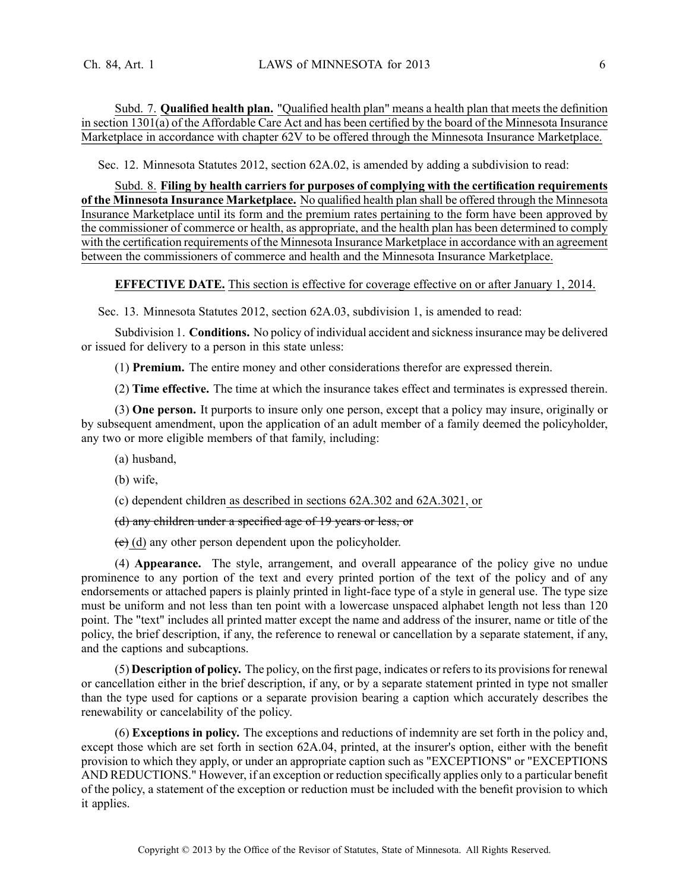Subd. 7. **Qualified health plan.** "Qualified health plan" means a health plan that meets the definition in section 1301(a) of the Affordable Care Act and has been certified by the board of the Minnesota Insurance Marketplace in accordance with chapter 62V to be offered through the Minnesota Insurance Marketplace.

Sec. 12. Minnesota Statutes 2012, section 62A.02, is amended by adding a subdivision to read:

Subd. 8. **Filing by health carriers for purposes of complying with the certification requirements of the Minnesota Insurance Marketplace.** No qualified health plan shall be offered through the Minnesota Insurance Marketplace until its form and the premium rates pertaining to the form have been approved by the commissioner of commerce or health, as appropriate, and the health plan has been determined to comply with the certification requirements of the Minnesota Insurance Marketplace in accordance with an agreement between the commissioners of commerce and health and the Minnesota Insurance Marketplace.

**EFFECTIVE DATE.** This section is effective for coverage effective on or after January 1, 2014.

Sec. 13. Minnesota Statutes 2012, section 62A.03, subdivision 1, is amended to read:

Subdivision 1. **Conditions.** No policy of individual accident and sickness insurance may be delivered or issued for delivery to a person in this state unless:

(1) **Premium.** The entire money and other considerations therefor are expressed therein.

(2) **Time effective.** The time at which the insurance takes effect and terminates is expressed therein.

(3) **One person.** It purports to insure only one person, except that a policy may insure, originally or by subsequent amendment, upon the application of an adult member of a family deemed the policyholder, any two or more eligible members of that family, including:

(a) husband,

(b) wife,

(c) dependent children as described in sections 62A.302 and 62A.3021, or

~~(d) any children under a specified age of 19 years or less, or~~

~~(e)~~ (d) any other person dependent upon the policyholder.

(4) **Appearance.** The style, arrangement, and overall appearance of the policy give no undue prominence to any portion of the text and every printed portion of the text of the policy and of any endorsements or attached papers is plainly printed in light-face type of a style in general use. The type size must be uniform and not less than ten point with a lowercase unspaced alphabet length not less than 120 point. The "text" includes all printed matter except the name and address of the insurer, name or title of the policy, the brief description, if any, the reference to renewal or cancellation by a separate statement, if any, and the captions and subcaptions.

(5) **Description of policy.** The policy, on the first page, indicates or refers to its provisions for renewal or cancellation either in the brief description, if any, or by a separate statement printed in type not smaller than the type used for captions or a separate provision bearing a caption which accurately describes the renewability or cancelability of the policy.

(6) **Exceptions in policy.** The exceptions and reductions of indemnity are set forth in the policy and, except those which are set forth in section 62A.04, printed, at the insurer's option, either with the benefit provision to which they apply, or under an appropriate caption such as "EXCEPTIONS" or "EXCEPTIONS AND REDUCTIONS." However, if an exception or reduction specifically applies only to a particular benefit of the policy, a statement of the exception or reduction must be included with the benefit provision to which it applies.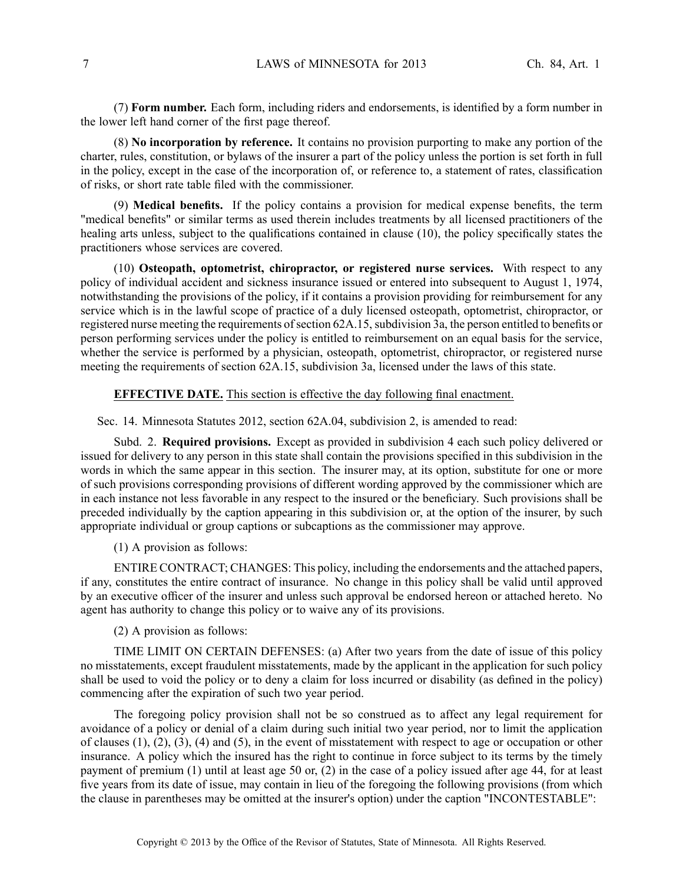(7) **Form number.** Each form, including riders and endorsements, is identified by a form number in the lower left hand corner of the first page thereof.

(8) **No incorporation by reference.** It contains no provision purporting to make any portion of the charter, rules, constitution, or bylaws of the insurer a part of the policy unless the portion is set forth in full in the policy, except in the case of the incorporation of, or reference to, a statement of rates, classification of risks, or short rate table filed with the commissioner.

(9) **Medical benefits.** If the policy contains a provision for medical expense benefits, the term "medical benefits" or similar terms as used therein includes treatments by all licensed practitioners of the healing arts unless, subject to the qualifications contained in clause (10), the policy specifically states the practitioners whose services are covered.

(10) **Osteopath, optometrist, chiropractor, or registered nurse services.** With respect to any policy of individual accident and sickness insurance issued or entered into subsequent to August 1, 1974, notwithstanding the provisions of the policy, if it contains a provision providing for reimbursement for any service which is in the lawful scope of practice of a duly licensed osteopath, optometrist, chiropractor, or registered nurse meeting the requirements of section 62A.15, subdivision 3a, the person entitled to benefits or person performing services under the policy is entitled to reimbursement on an equal basis for the service, whether the service is performed by a physician, osteopath, optometrist, chiropractor, or registered nurse meeting the requirements of section 62A.15, subdivision 3a, licensed under the laws of this state.

**EFFECTIVE DATE.** This section is effective the day following final enactment.

Sec. 14. Minnesota Statutes 2012, section 62A.04, subdivision 2, is amended to read:

Subd. 2. **Required provisions.** Except as provided in subdivision 4 each such policy delivered or issued for delivery to any person in this state shall contain the provisions specified in this subdivision in the words in which the same appear in this section. The insurer may, at its option, substitute for one or more of such provisions corresponding provisions of different wording approved by the commissioner which are in each instance not less favorable in any respect to the insured or the beneficiary. Such provisions shall be preceded individually by the caption appearing in this subdivision or, at the option of the insurer, by such appropriate individual or group captions or subcaptions as the commissioner may approve.

(1) A provision as follows:

ENTIRE CONTRACT; CHANGES: This policy, including the endorsements and the attached papers, if any, constitutes the entire contract of insurance. No change in this policy shall be valid until approved by an executive officer of the insurer and unless such approval be endorsed hereon or attached hereto. No agent has authority to change this policy or to waive any of its provisions.

(2) A provision as follows:

TIME LIMIT ON CERTAIN DEFENSES: (a) After two years from the date of issue of this policy no misstatements, except fraudulent misstatements, made by the applicant in the application for such policy shall be used to void the policy or to deny a claim for loss incurred or disability (as defined in the policy) commencing after the expiration of such two year period.

The foregoing policy provision shall not be so construed as to affect any legal requirement for avoidance of a policy or denial of a claim during such initial two year period, nor to limit the application of clauses (1), (2), (3), (4) and (5), in the event of misstatement with respect to age or occupation or other insurance. A policy which the insured has the right to continue in force subject to its terms by the timely payment of premium (1) until at least age 50 or, (2) in the case of a policy issued after age 44, for at least five years from its date of issue, may contain in lieu of the foregoing the following provisions (from which the clause in parentheses may be omitted at the insurer's option) under the caption "INCONTESTABLE":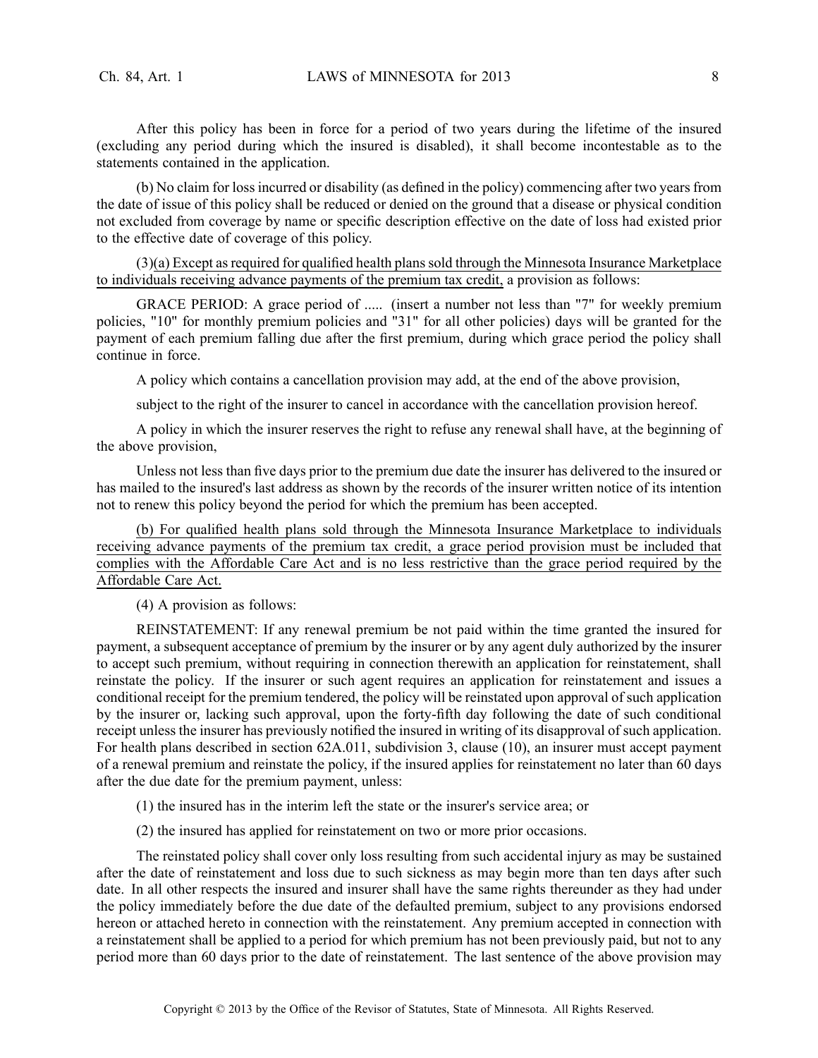After this policy has been in force for a period of two years during the lifetime of the insured (excluding any period during which the insured is disabled), it shall become incontestable as to the statements contained in the application.

(b) No claim for loss incurred or disability (as defined in the policy) commencing after two years from the date of issue of this policy shall be reduced or denied on the ground that a disease or physical condition not excluded from coverage by name or specific description effective on the date of loss had existed prior to the effective date of coverage of this policy.

(3)(a) Except as required for qualified health plans sold through the Minnesota Insurance Marketplace to individuals receiving advance payments of the premium tax credit, a provision as follows:

GRACE PERIOD: A grace period of ..... (insert a number not less than "7" for weekly premium policies, "10" for monthly premium policies and "31" for all other policies) days will be granted for the payment of each premium falling due after the first premium, during which grace period the policy shall continue in force.

A policy which contains a cancellation provision may add, at the end of the above provision,

subject to the right of the insurer to cancel in accordance with the cancellation provision hereof.

A policy in which the insurer reserves the right to refuse any renewal shall have, at the beginning of the above provision,

Unless not less than five days prior to the premium due date the insurer has delivered to the insured or has mailed to the insured's last address as shown by the records of the insurer written notice of its intention not to renew this policy beyond the period for which the premium has been accepted.

(b) For qualified health plans sold through the Minnesota Insurance Marketplace to individuals receiving advance payments of the premium tax credit, a grace period provision must be included that complies with the Affordable Care Act and is no less restrictive than the grace period required by the Affordable Care Act.

(4) A provision as follows:

REINSTATEMENT: If any renewal premium be not paid within the time granted the insured for payment, a subsequent acceptance of premium by the insurer or by any agent duly authorized by the insurer to accept such premium, without requiring in connection therewith an application for reinstatement, shall reinstate the policy. If the insurer or such agent requires an application for reinstatement and issues a conditional receipt for the premium tendered, the policy will be reinstated upon approval of such application by the insurer or, lacking such approval, upon the forty-fifth day following the date of such conditional receipt unless the insurer has previously notified the insured in writing of its disapproval of such application. For health plans described in section 62A.011, subdivision 3, clause (10), an insurer must accept payment of a renewal premium and reinstate the policy, if the insured applies for reinstatement no later than 60 days after the due date for the premium payment, unless:

(1) the insured has in the interim left the state or the insurer's service area; or

(2) the insured has applied for reinstatement on two or more prior occasions.

The reinstated policy shall cover only loss resulting from such accidental injury as may be sustained after the date of reinstatement and loss due to such sickness as may begin more than ten days after such date. In all other respects the insured and insurer shall have the same rights thereunder as they had under the policy immediately before the due date of the defaulted premium, subject to any provisions endorsed hereon or attached hereto in connection with the reinstatement. Any premium accepted in connection with a reinstatement shall be applied to a period for which premium has not been previously paid, but not to any period more than 60 days prior to the date of reinstatement. The last sentence of the above provision may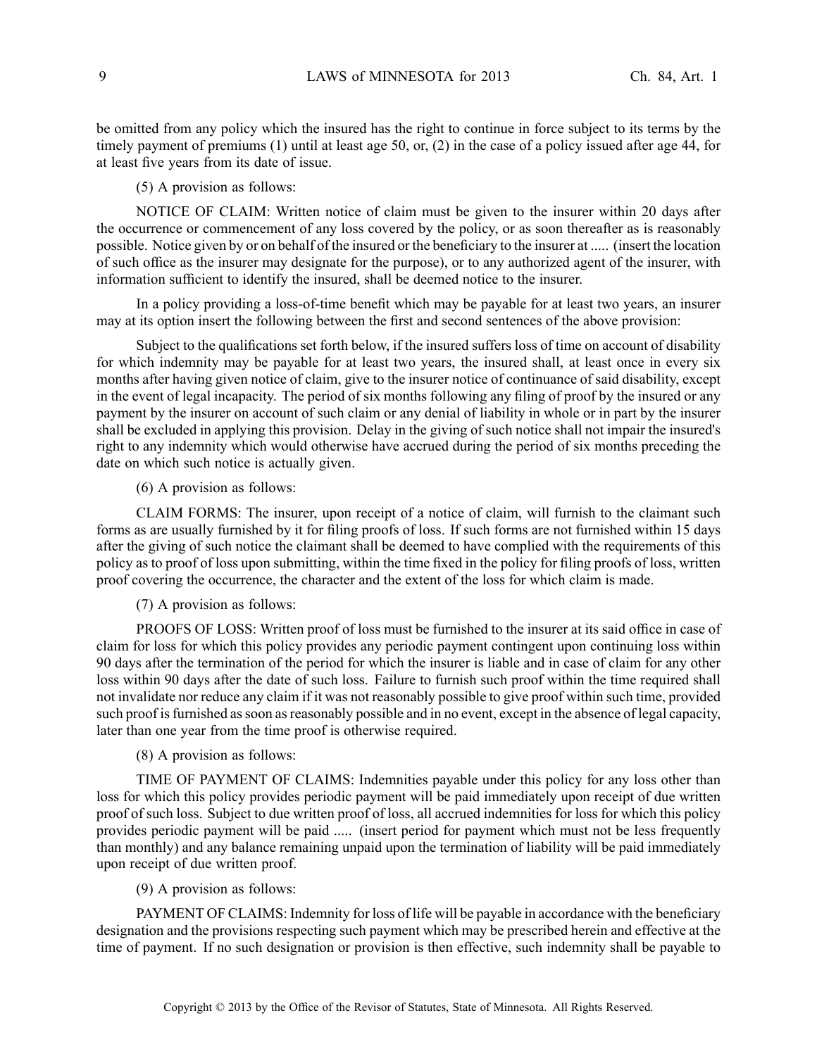be omitted from any policy which the insured has the right to continue in force subject to its terms by the timely payment of premiums (1) until at least age 50, or, (2) in the case of a policy issued after age 44, for at least five years from its date of issue.

(5) A provision as follows:

NOTICE OF CLAIM: Written notice of claim must be given to the insurer within 20 days after the occurrence or commencement of any loss covered by the policy, or as soon thereafter as is reasonably possible. Notice given by or on behalf of the insured or the beneficiary to the insurer at ..... (insert the location of such office as the insurer may designate for the purpose), or to any authorized agent of the insurer, with information sufficient to identify the insured, shall be deemed notice to the insurer.

In a policy providing a loss-of-time benefit which may be payable for at least two years, an insurer may at its option insert the following between the first and second sentences of the above provision:

Subject to the qualifications set forth below, if the insured suffers loss of time on account of disability for which indemnity may be payable for at least two years, the insured shall, at least once in every six months after having given notice of claim, give to the insurer notice of continuance of said disability, except in the event of legal incapacity. The period of six months following any filing of proof by the insured or any payment by the insurer on account of such claim or any denial of liability in whole or in part by the insurer shall be excluded in applying this provision. Delay in the giving of such notice shall not impair the insured's right to any indemnity which would otherwise have accrued during the period of six months preceding the date on which such notice is actually given.

(6) A provision as follows:

CLAIM FORMS: The insurer, upon receipt of a notice of claim, will furnish to the claimant such forms as are usually furnished by it for filing proofs of loss. If such forms are not furnished within 15 days after the giving of such notice the claimant shall be deemed to have complied with the requirements of this policy as to proof of loss upon submitting, within the time fixed in the policy for filing proofs of loss, written proof covering the occurrence, the character and the extent of the loss for which claim is made.

(7) A provision as follows:

PROOFS OF LOSS: Written proof of loss must be furnished to the insurer at its said office in case of claim for loss for which this policy provides any periodic payment contingent upon continuing loss within 90 days after the termination of the period for which the insurer is liable and in case of claim for any other loss within 90 days after the date of such loss. Failure to furnish such proof within the time required shall not invalidate nor reduce any claim if it was not reasonably possible to give proof within such time, provided such proof is furnished as soon as reasonably possible and in no event, except in the absence of legal capacity, later than one year from the time proof is otherwise required.

(8) A provision as follows:

TIME OF PAYMENT OF CLAIMS: Indemnities payable under this policy for any loss other than loss for which this policy provides periodic payment will be paid immediately upon receipt of due written proof of such loss. Subject to due written proof of loss, all accrued indemnities for loss for which this policy provides periodic payment will be paid ..... (insert period for payment which must not be less frequently than monthly) and any balance remaining unpaid upon the termination of liability will be paid immediately upon receipt of due written proof.

(9) A provision as follows:

PAYMENT OF CLAIMS: Indemnity for loss of life will be payable in accordance with the beneficiary designation and the provisions respecting such payment which may be prescribed herein and effective at the time of payment. If no such designation or provision is then effective, such indemnity shall be payable to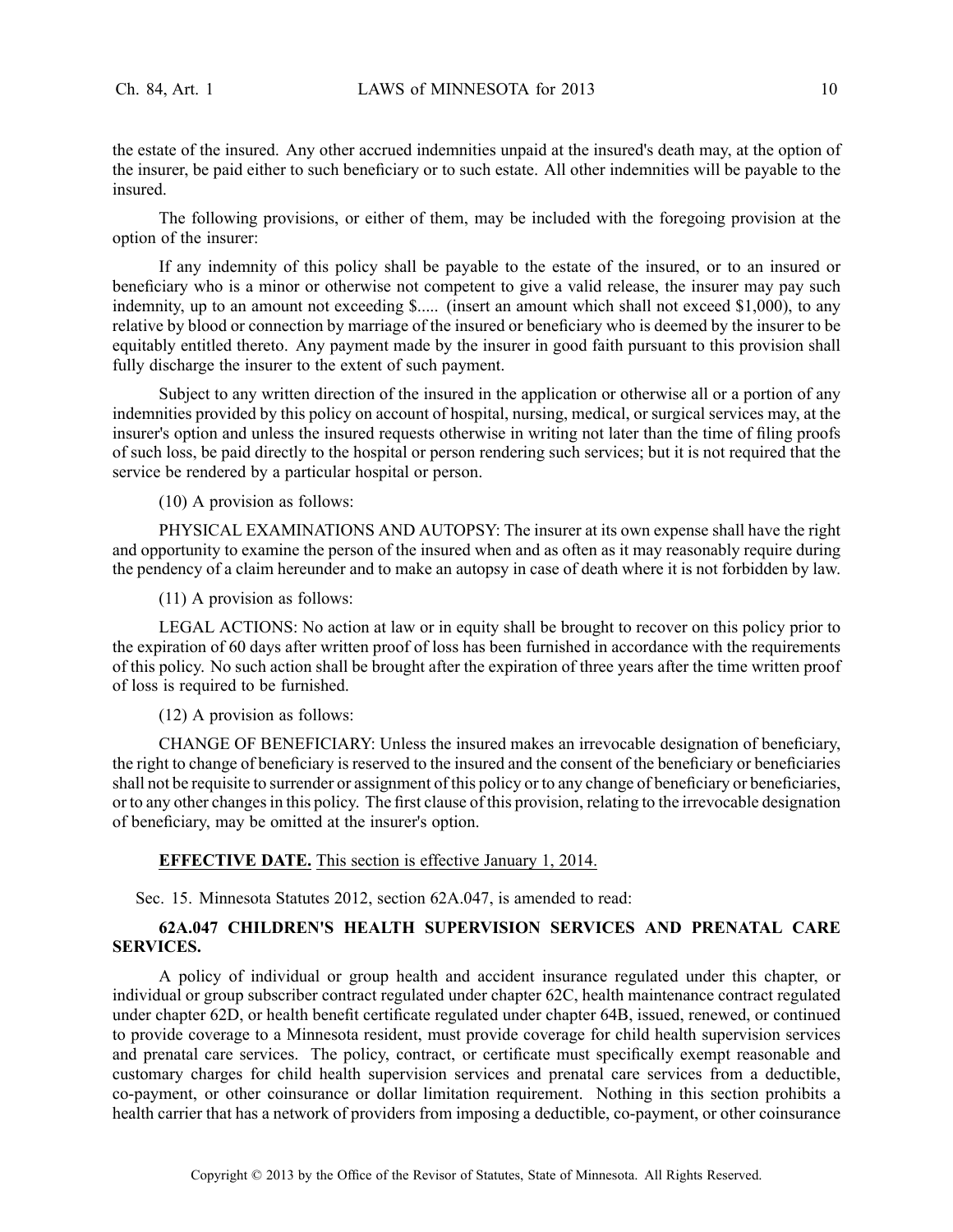the estate of the insured. Any other accrued indemnities unpaid at the insured's death may, at the option of the insurer, be paid either to such beneficiary or to such estate. All other indemnities will be payable to the insured.

The following provisions, or either of them, may be included with the foregoing provision at the option of the insurer:

If any indemnity of this policy shall be payable to the estate of the insured, or to an insured or beneficiary who is a minor or otherwise not competent to give a valid release, the insurer may pay such indemnity, up to an amount not exceeding $..... (insert an amount which shall not exceed $1,000), to any relative by blood or connection by marriage of the insured or beneficiary who is deemed by the insurer to be equitably entitled thereto. Any payment made by the insurer in good faith pursuant to this provision shall fully discharge the insurer to the extent of such payment.

Subject to any written direction of the insured in the application or otherwise all or a portion of any indemnities provided by this policy on account of hospital, nursing, medical, or surgical services may, at the insurer's option and unless the insured requests otherwise in writing not later than the time of filing proofs of such loss, be paid directly to the hospital or person rendering such services; but it is not required that the service be rendered by a particular hospital or person.

(10) A provision as follows:

PHYSICAL EXAMINATIONS AND AUTOPSY: The insurer at its own expense shall have the right and opportunity to examine the person of the insured when and as often as it may reasonably require during the pendency of a claim hereunder and to make an autopsy in case of death where it is not forbidden by law.

(11) A provision as follows:

LEGAL ACTIONS: No action at law or in equity shall be brought to recover on this policy prior to the expiration of 60 days after written proof of loss has been furnished in accordance with the requirements of this policy. No such action shall be brought after the expiration of three years after the time written proof of loss is required to be furnished.

(12) A provision as follows:

CHANGE OF BENEFICIARY: Unless the insured makes an irrevocable designation of beneficiary, the right to change of beneficiary is reserved to the insured and the consent of the beneficiary or beneficiaries shall not be requisite to surrender or assignment of this policy or to any change of beneficiary or beneficiaries, or to any other changes in this policy. The first clause of this provision, relating to the irrevocable designation of beneficiary, may be omitted at the insurer's option.

**EFFECTIVE DATE.** This section is effective January 1, 2014.

Sec. 15. Minnesota Statutes 2012, section 62A.047, is amended to read:

**62A.047 CHILDREN'S HEALTH SUPERVISION SERVICES AND PRENATAL CARE SERVICES.**

A policy of individual or group health and accident insurance regulated under this chapter, or individual or group subscriber contract regulated under chapter 62C, health maintenance contract regulated under chapter 62D, or health benefit certificate regulated under chapter 64B, issued, renewed, or continued to provide coverage to a Minnesota resident, must provide coverage for child health supervision services and prenatal care services. The policy, contract, or certificate must specifically exempt reasonable and customary charges for child health supervision services and prenatal care services from a deductible, co-payment, or other coinsurance or dollar limitation requirement. Nothing in this section prohibits a health carrier that has a network of providers from imposing a deductible, co-payment, or other coinsurance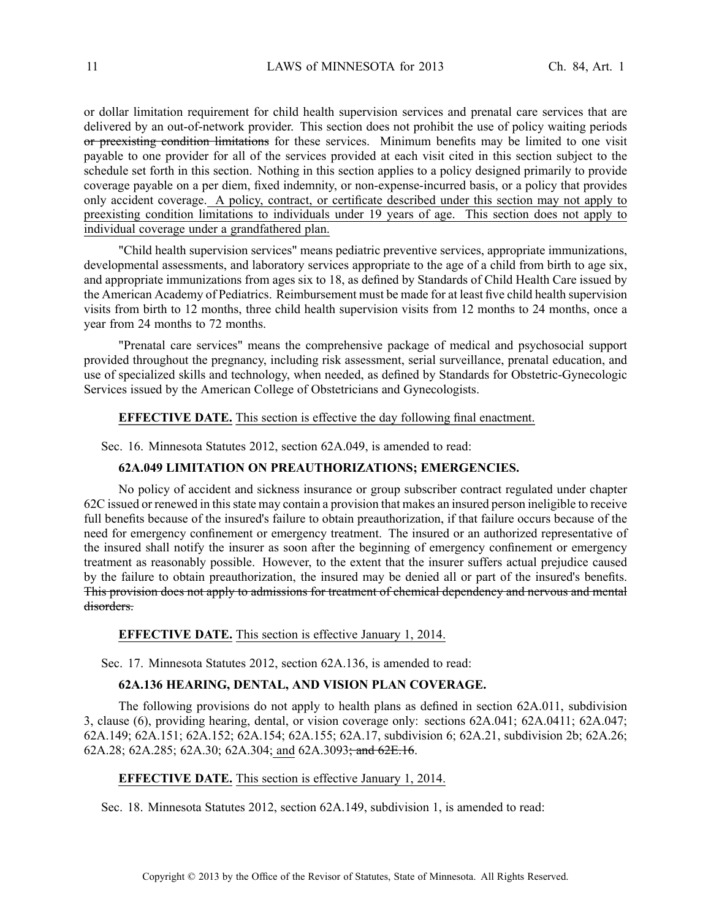or dollar limitation requirement for child health supervision services and prenatal care services that are delivered by an out-of-network provider. This section does not prohibit the use of policy waiting periods ~~or preexisting condition limitations~~ for these services. Minimum benefits may be limited to one visit payable to one provider for all of the services provided at each visit cited in this section subject to the schedule set forth in this section. Nothing in this section applies to a policy designed primarily to provide coverage payable on a per diem, fixed indemnity, or non-expense-incurred basis, or a policy that provides only accident coverage. <u>A policy, contract, or certificate described under this section may not apply to preexisting condition limitations to individuals under 19 years of age. This section does not apply to individual coverage under a grandfathered plan.</u>

"Child health supervision services" means pediatric preventive services, appropriate immunizations, developmental assessments, and laboratory services appropriate to the age of a child from birth to age six, and appropriate immunizations from ages six to 18, as defined by Standards of Child Health Care issued by the American Academy of Pediatrics. Reimbursement must be made for at least five child health supervision visits from birth to 12 months, three child health supervision visits from 12 months to 24 months, once a year from 24 months to 72 months.

"Prenatal care services" means the comprehensive package of medical and psychosocial support provided throughout the pregnancy, including risk assessment, serial surveillance, prenatal education, and use of specialized skills and technology, when needed, as defined by Standards for Obstetric-Gynecologic Services issued by the American College of Obstetricians and Gynecologists.

**EFFECTIVE DATE.** <u>This section is effective the day following final enactment.</u>

Sec. 16. Minnesota Statutes 2012, section 62A.049, is amended to read:

**62A.049 LIMITATION ON PREAUTHORIZATIONS; EMERGENCIES.**

No policy of accident and sickness insurance or group subscriber contract regulated under chapter 62C issued or renewed in this state may contain a provision that makes an insured person ineligible to receive full benefits because of the insured's failure to obtain preauthorization, if that failure occurs because of the need for emergency confinement or emergency treatment. The insured or an authorized representative of the insured shall notify the insurer as soon after the beginning of emergency confinement or emergency treatment as reasonably possible. However, to the extent that the insurer suffers actual prejudice caused by the failure to obtain preauthorization, the insured may be denied all or part of the insured's benefits. ~~This provision does not apply to admissions for treatment of chemical dependency and nervous and mental disorders.~~

**EFFECTIVE DATE.** <u>This section is effective January 1, 2014.</u>

Sec. 17. Minnesota Statutes 2012, section 62A.136, is amended to read:

**62A.136 HEARING, DENTAL, AND VISION PLAN COVERAGE.**

The following provisions do not apply to health plans as defined in section 62A.011, subdivision 3, clause (6), providing hearing, dental, or vision coverage only: sections 62A.041; 62A.0411; 62A.047; 62A.149; 62A.151; 62A.152; 62A.154; 62A.155; 62A.17, subdivision 6; 62A.21, subdivision 2b; 62A.26; 62A.28; 62A.285; 62A.30; 62A.304; <u>and</u> 62A.3093~~; and 62E.16~~.

**EFFECTIVE DATE.** <u>This section is effective January 1, 2014.</u>

Sec. 18. Minnesota Statutes 2012, section 62A.149, subdivision 1, is amended to read: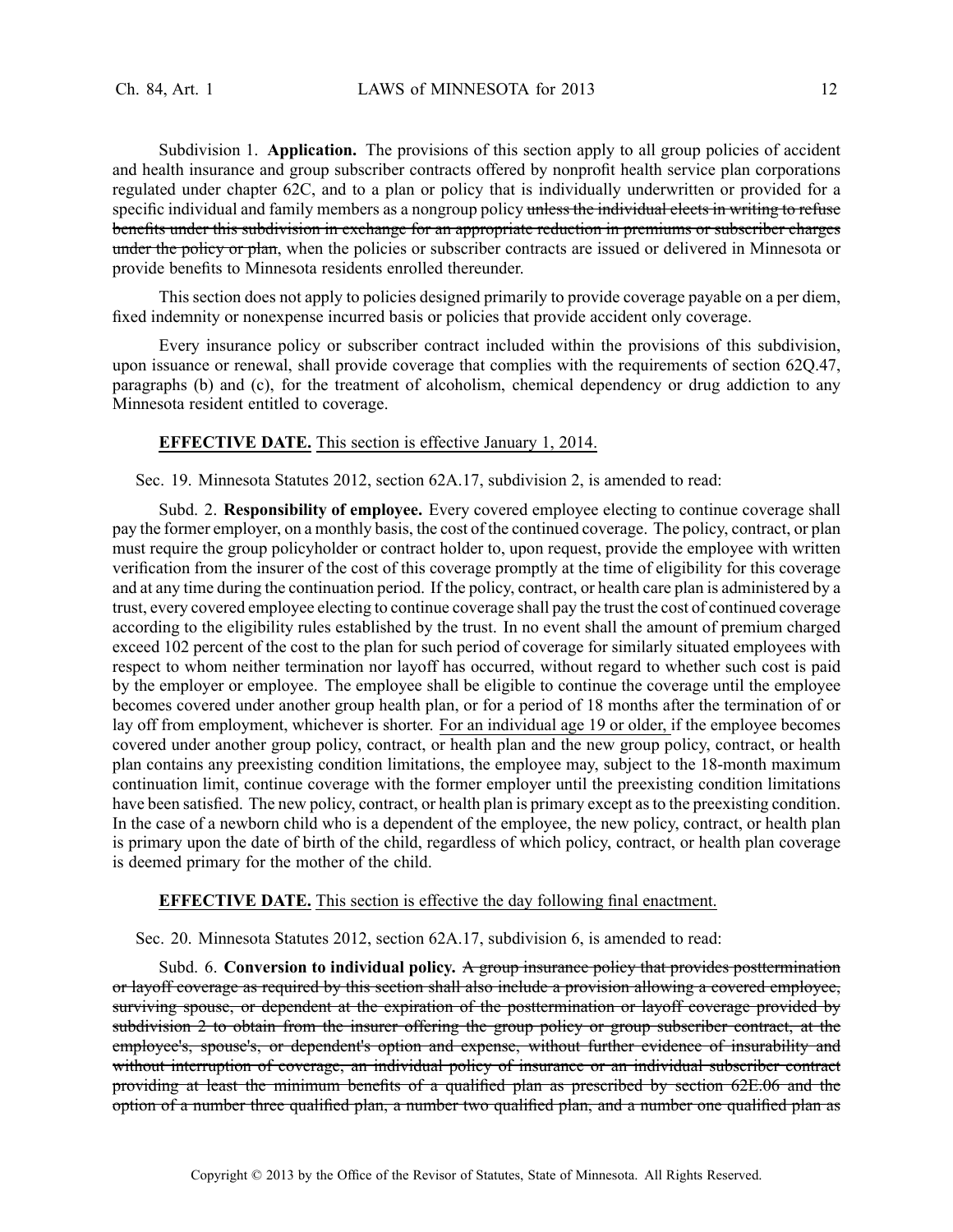Subdivision 1. **Application.** The provisions of this section apply to all group policies of accident and health insurance and group subscriber contracts offered by nonprofit health service plan corporations regulated under chapter 62C, and to a plan or policy that is individually underwritten or provided for a specific individual and family members as a nongroup policy ~~unless the individual elects in writing to refuse benefits under this subdivision in exchange for an appropriate reduction in premiums or subscriber charges under the policy or plan~~, when the policies or subscriber contracts are issued or delivered in Minnesota or provide benefits to Minnesota residents enrolled thereunder.

This section does not apply to policies designed primarily to provide coverage payable on a per diem, fixed indemnity or nonexpense incurred basis or policies that provide accident only coverage.

Every insurance policy or subscriber contract included within the provisions of this subdivision, upon issuance or renewal, shall provide coverage that complies with the requirements of section 62Q.47, paragraphs (b) and (c), for the treatment of alcoholism, chemical dependency or drug addiction to any Minnesota resident entitled to coverage.

**EFFECTIVE DATE.** This section is effective January 1, 2014.

Sec. 19. Minnesota Statutes 2012, section 62A.17, subdivision 2, is amended to read:

Subd. 2. **Responsibility of employee.** Every covered employee electing to continue coverage shall pay the former employer, on a monthly basis, the cost of the continued coverage. The policy, contract, or plan must require the group policyholder or contract holder to, upon request, provide the employee with written verification from the insurer of the cost of this coverage promptly at the time of eligibility for this coverage and at any time during the continuation period. If the policy, contract, or health care plan is administered by a trust, every covered employee electing to continue coverage shall pay the trust the cost of continued coverage according to the eligibility rules established by the trust. In no event shall the amount of premium charged exceed 102 percent of the cost to the plan for such period of coverage for similarly situated employees with respect to whom neither termination nor layoff has occurred, without regard to whether such cost is paid by the employer or employee. The employee shall be eligible to continue the coverage until the employee becomes covered under another group health plan, or for a period of 18 months after the termination of or lay off from employment, whichever is shorter. For an individual age 19 or older, if the employee becomes covered under another group policy, contract, or health plan and the new group policy, contract, or health plan contains any preexisting condition limitations, the employee may, subject to the 18-month maximum continuation limit, continue coverage with the former employer until the preexisting condition limitations have been satisfied. The new policy, contract, or health plan is primary except as to the preexisting condition. In the case of a newborn child who is a dependent of the employee, the new policy, contract, or health plan is primary upon the date of birth of the child, regardless of which policy, contract, or health plan coverage is deemed primary for the mother of the child.

**EFFECTIVE DATE.** This section is effective the day following final enactment.

Sec. 20. Minnesota Statutes 2012, section 62A.17, subdivision 6, is amended to read:

Subd. 6. **Conversion to individual policy.** ~~A group insurance policy that provides posttermination or layoff coverage as required by this section shall also include a provision allowing a covered employee, surviving spouse, or dependent at the expiration of the posttermination or layoff coverage provided by subdivision 2 to obtain from the insurer offering the group policy or group subscriber contract, at the employee's, spouse's, or dependent's option and expense, without further evidence of insurability and without interruption of coverage, an individual policy of insurance or an individual subscriber contract providing at least the minimum benefits of a qualified plan as prescribed by section 62E.06 and the option of a number three qualified plan, a number two qualified plan, and a number one qualified plan as~~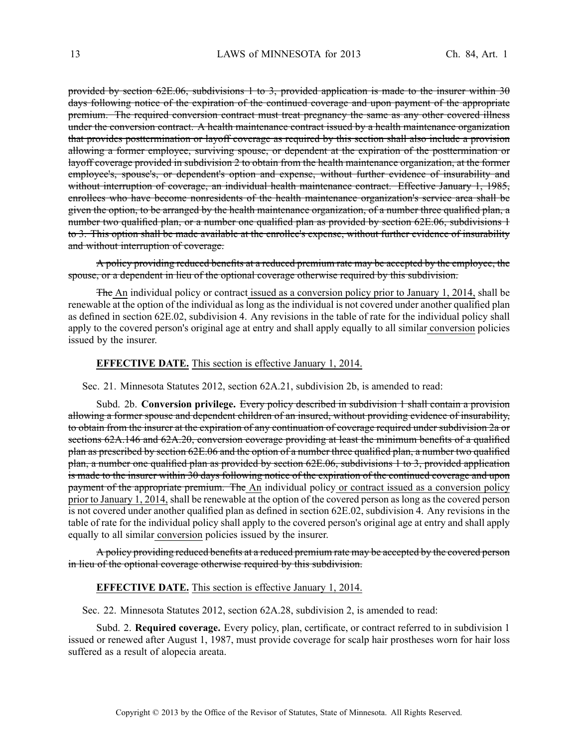~~provided by section 62E.06, subdivisions 1 to 3, provided application is made to the insurer within 30 days following notice of the expiration of the continued coverage and upon payment of the appropriate premium. The required conversion contract must treat pregnancy the same as any other covered illness under the conversion contract. A health maintenance contract issued by a health maintenance organization that provides posttermination or layoff coverage as required by this section shall also include a provision allowing a former employee, surviving spouse, or dependent at the expiration of the posttermination or layoff coverage provided in subdivision 2 to obtain from the health maintenance organization, at the former employee's, spouse's, or dependent's option and expense, without further evidence of insurability and without interruption of coverage, an individual health maintenance contract. Effective January 1, 1985, enrollees who have become nonresidents of the health maintenance organization's service area shall be given the option, to be arranged by the health maintenance organization, of a number three qualified plan, a number two qualified plan, or a number one qualified plan as provided by section 62E.06, subdivisions 1 to 3. This option shall be made available at the enrollee's expense, without further evidence of insurability and without interruption of coverage.~~

~~A policy providing reduced benefits at a reduced premium rate may be accepted by the employee, the spouse, or a dependent in lieu of the optional coverage otherwise required by this subdivision.~~

~~The~~ <u>An</u> individual policy or contract <u>issued as a conversion policy prior to January 1, 2014,</u> shall be renewable at the option of the individual as long as the individual is not covered under another qualified plan as defined in section 62E.02, subdivision 4. Any revisions in the table of rate for the individual policy shall apply to the covered person's original age at entry and shall apply equally to all similar <u>conversion</u> policies issued by the insurer.

**EFFECTIVE DATE.** <u>This section is effective January 1, 2014.</u>

Sec. 21. Minnesota Statutes 2012, section 62A.21, subdivision 2b, is amended to read:

Subd. 2b. **Conversion privilege.** ~~Every policy described in subdivision 1 shall contain a provision allowing a former spouse and dependent children of an insured, without providing evidence of insurability, to obtain from the insurer at the expiration of any continuation of coverage required under subdivision 2a or sections 62A.146 and 62A.20, conversion coverage providing at least the minimum benefits of a qualified plan as prescribed by section 62E.06 and the option of a number three qualified plan, a number two qualified plan, a number one qualified plan as provided by section 62E.06, subdivisions 1 to 3, provided application is made to the insurer within 30 days following notice of the expiration of the continued coverage and upon payment of the appropriate premium. The~~ <u>An</u> individual policy <u>or contract issued as a conversion policy prior to January 1, 2014,</u> shall be renewable at the option of the covered person as long as the covered person is not covered under another qualified plan as defined in section 62E.02, subdivision 4. Any revisions in the table of rate for the individual policy shall apply to the covered person's original age at entry and shall apply equally to all similar <u>conversion</u> policies issued by the insurer.

~~A policy providing reduced benefits at a reduced premium rate may be accepted by the covered person in lieu of the optional coverage otherwise required by this subdivision.~~

**EFFECTIVE DATE.** <u>This section is effective January 1, 2014.</u>

Sec. 22. Minnesota Statutes 2012, section 62A.28, subdivision 2, is amended to read:

Subd. 2. **Required coverage.** Every policy, plan, certificate, or contract referred to in subdivision 1 issued or renewed after August 1, 1987, must provide coverage for scalp hair prostheses worn for hair loss suffered as a result of alopecia areata.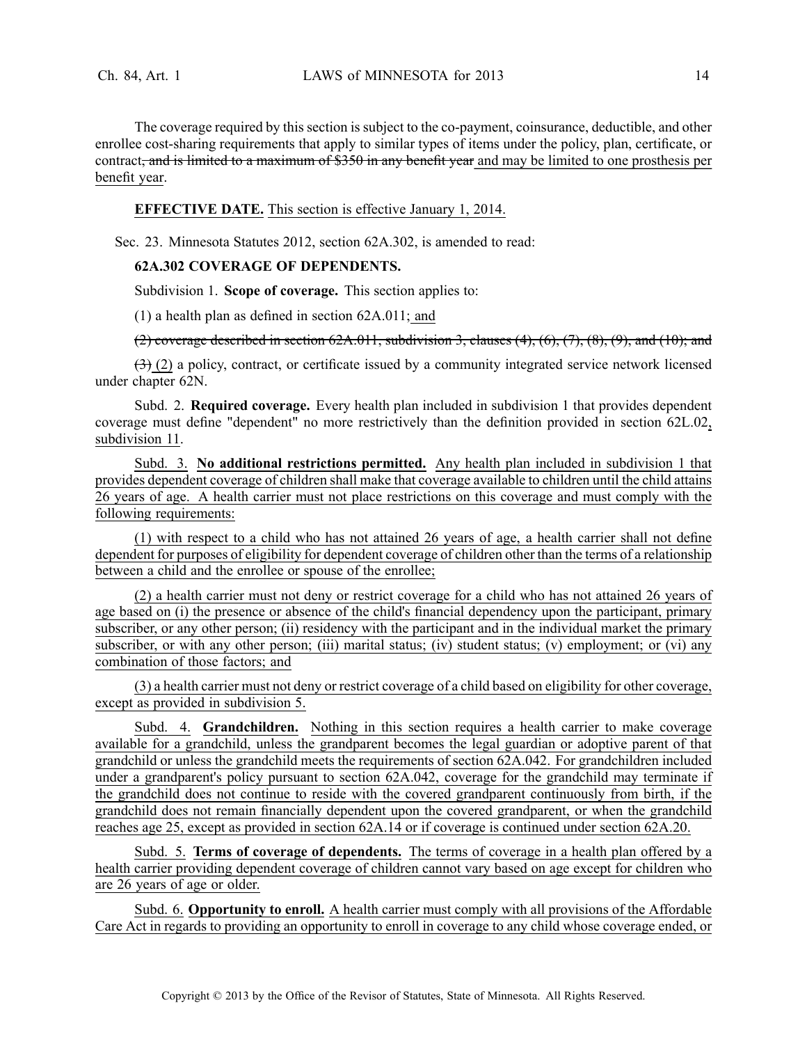The coverage required by this section is subject to the co-payment, coinsurance, deductible, and other enrollee cost-sharing requirements that apply to similar types of items under the policy, plan, certificate, or contract~~, and is limited to a maximum of $350 in any benefit year~~ and may be limited to one prosthesis per benefit year.

**EFFECTIVE DATE.** This section is effective January 1, 2014.

Sec. 23. Minnesota Statutes 2012, section 62A.302, is amended to read:

**62A.302 COVERAGE OF DEPENDENTS.**

Subdivision 1. **Scope of coverage.** This section applies to:

(1) a health plan as defined in section 62A.011; and

~~(2) coverage described in section 62A.011, subdivision 3, clauses (4), (6), (7), (8), (9), and (10); and~~

~~(3)~~ (2) a policy, contract, or certificate issued by a community integrated service network licensed under chapter 62N.

Subd. 2. **Required coverage.** Every health plan included in subdivision 1 that provides dependent coverage must define "dependent" no more restrictively than the definition provided in section 62L.02, subdivision 11.

Subd. 3. **No additional restrictions permitted.** Any health plan included in subdivision 1 that provides dependent coverage of children shall make that coverage available to children until the child attains 26 years of age. A health carrier must not place restrictions on this coverage and must comply with the following requirements:

(1) with respect to a child who has not attained 26 years of age, a health carrier shall not define dependent for purposes of eligibility for dependent coverage of children other than the terms of a relationship between a child and the enrollee or spouse of the enrollee;

(2) a health carrier must not deny or restrict coverage for a child who has not attained 26 years of age based on (i) the presence or absence of the child's financial dependency upon the participant, primary subscriber, or any other person; (ii) residency with the participant and in the individual market the primary subscriber, or with any other person; (iii) marital status; (iv) student status; (v) employment; or (vi) any combination of those factors; and

(3) a health carrier must not deny or restrict coverage of a child based on eligibility for other coverage, except as provided in subdivision 5.

Subd. 4. **Grandchildren.** Nothing in this section requires a health carrier to make coverage available for a grandchild, unless the grandparent becomes the legal guardian or adoptive parent of that grandchild or unless the grandchild meets the requirements of section 62A.042. For grandchildren included under a grandparent's policy pursuant to section 62A.042, coverage for the grandchild may terminate if the grandchild does not continue to reside with the covered grandparent continuously from birth, if the grandchild does not remain financially dependent upon the covered grandparent, or when the grandchild reaches age 25, except as provided in section 62A.14 or if coverage is continued under section 62A.20.

Subd. 5. **Terms of coverage of dependents.** The terms of coverage in a health plan offered by a health carrier providing dependent coverage of children cannot vary based on age except for children who are 26 years of age or older.

Subd. 6. **Opportunity to enroll.** A health carrier must comply with all provisions of the Affordable Care Act in regards to providing an opportunity to enroll in coverage to any child whose coverage ended, or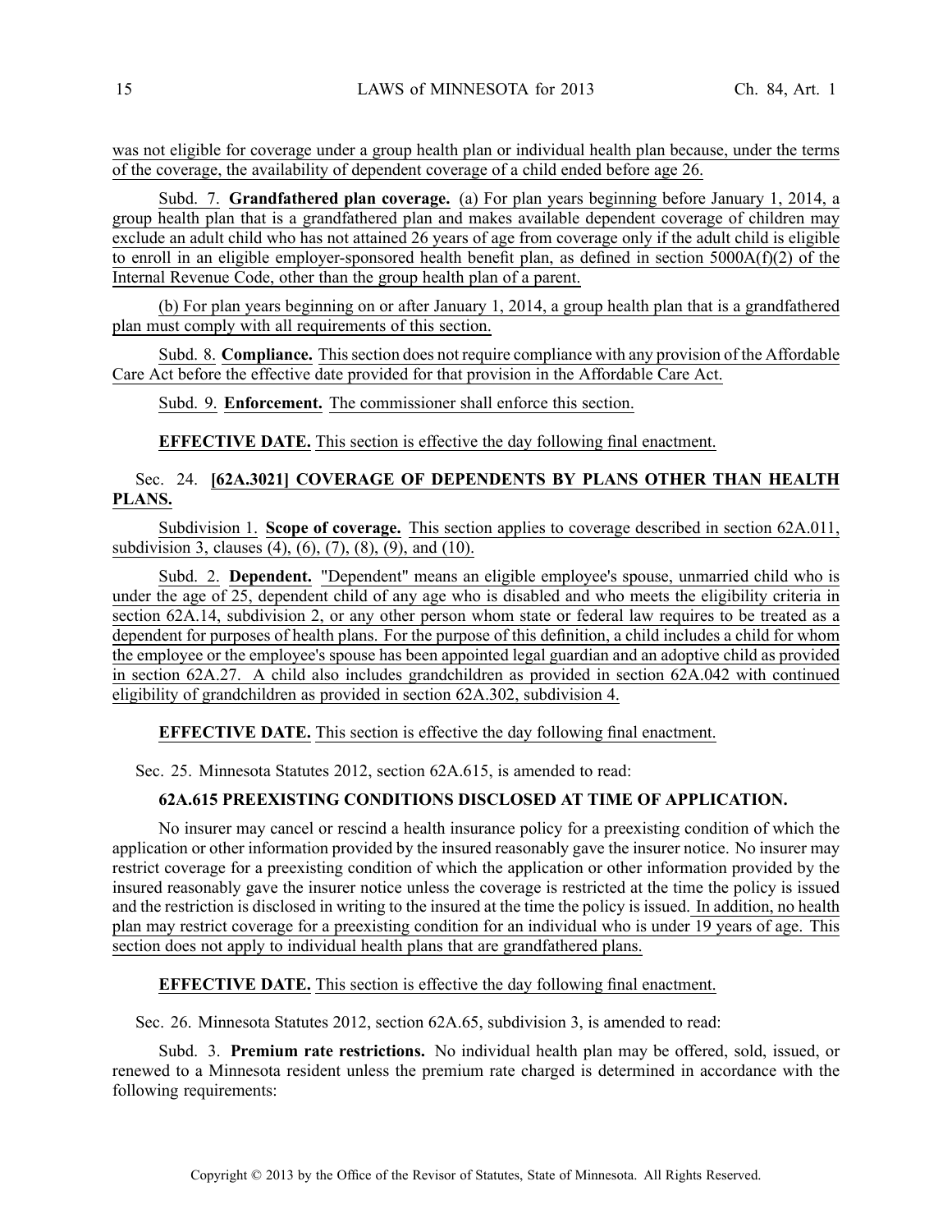was not eligible for coverage under a group health plan or individual health plan because, under the terms of the coverage, the availability of dependent coverage of a child ended before age 26.

Subd. 7. **Grandfathered plan coverage.** (a) For plan years beginning before January 1, 2014, a group health plan that is a grandfathered plan and makes available dependent coverage of children may exclude an adult child who has not attained 26 years of age from coverage only if the adult child is eligible to enroll in an eligible employer-sponsored health benefit plan, as defined in section 5000A(f)(2) of the Internal Revenue Code, other than the group health plan of a parent.

(b) For plan years beginning on or after January 1, 2014, a group health plan that is a grandfathered plan must comply with all requirements of this section.

Subd. 8. **Compliance.** This section does not require compliance with any provision of the Affordable Care Act before the effective date provided for that provision in the Affordable Care Act.

Subd. 9. **Enforcement.** The commissioner shall enforce this section.

**EFFECTIVE DATE.** This section is effective the day following final enactment.

Sec. 24. **[62A.3021] COVERAGE OF DEPENDENTS BY PLANS OTHER THAN HEALTH PLANS.**

Subdivision 1. **Scope of coverage.** This section applies to coverage described in section 62A.011, subdivision 3, clauses (4), (6), (7), (8), (9), and (10).

Subd. 2. **Dependent.** "Dependent" means an eligible employee's spouse, unmarried child who is under the age of 25, dependent child of any age who is disabled and who meets the eligibility criteria in section 62A.14, subdivision 2, or any other person whom state or federal law requires to be treated as a dependent for purposes of health plans. For the purpose of this definition, a child includes a child for whom the employee or the employee's spouse has been appointed legal guardian and an adoptive child as provided in section 62A.27. A child also includes grandchildren as provided in section 62A.042 with continued eligibility of grandchildren as provided in section 62A.302, subdivision 4.

**EFFECTIVE DATE.** This section is effective the day following final enactment.

Sec. 25. Minnesota Statutes 2012, section 62A.615, is amended to read:

**62A.615 PREEXISTING CONDITIONS DISCLOSED AT TIME OF APPLICATION.**

No insurer may cancel or rescind a health insurance policy for a preexisting condition of which the application or other information provided by the insured reasonably gave the insurer notice. No insurer may restrict coverage for a preexisting condition of which the application or other information provided by the insured reasonably gave the insurer notice unless the coverage is restricted at the time the policy is issued and the restriction is disclosed in writing to the insured at the time the policy is issued. In addition, no health plan may restrict coverage for a preexisting condition for an individual who is under 19 years of age. This section does not apply to individual health plans that are grandfathered plans.

**EFFECTIVE DATE.** This section is effective the day following final enactment.

Sec. 26. Minnesota Statutes 2012, section 62A.65, subdivision 3, is amended to read:

Subd. 3. **Premium rate restrictions.** No individual health plan may be offered, sold, issued, or renewed to a Minnesota resident unless the premium rate charged is determined in accordance with the following requirements: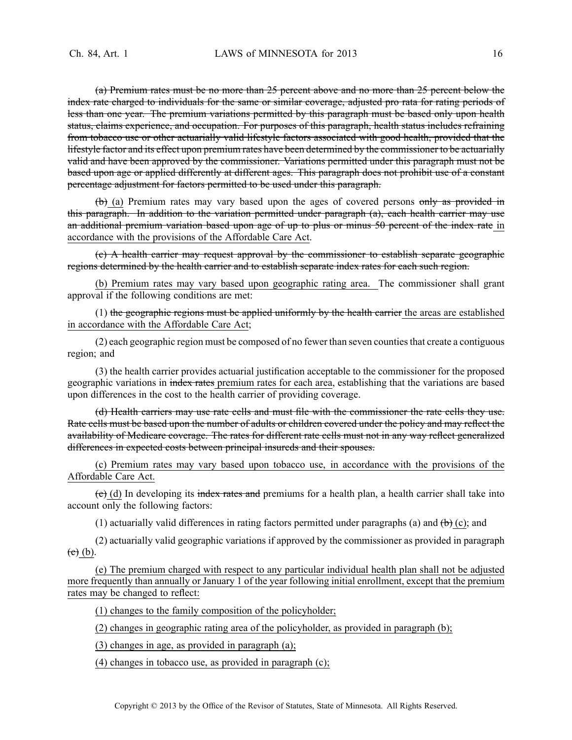~~(a) Premium rates must be no more than 25 percent above and no more than 25 percent below the index rate charged to individuals for the same or similar coverage, adjusted pro rata for rating periods of less than one year. The premium variations permitted by this paragraph must be based only upon health status, claims experience, and occupation. For purposes of this paragraph, health status includes refraining from tobacco use or other actuarially valid lifestyle factors associated with good health, provided that the lifestyle factor and its effect upon premium rates have been determined by the commissioner to be actuarially valid and have been approved by the commissioner. Variations permitted under this paragraph must not be based upon age or applied differently at different ages. This paragraph does not prohibit use of a constant percentage adjustment for factors permitted to be used under this paragraph.~~

~~(b)~~ <u>(a)</u> Premium rates may vary based upon the ages of covered persons ~~only as provided in this paragraph. In addition to the variation permitted under paragraph (a), each health carrier may use an additional premium variation based upon age of up to plus or minus 50 percent of the index rate~~ <u>in accordance with the provisions of the Affordable Care Act</u>.

~~(c) A health carrier may request approval by the commissioner to establish separate geographic regions determined by the health carrier and to establish separate index rates for each such region.~~

<u>(b) Premium rates may vary based upon geographic rating area.</u> The commissioner shall grant approval if the following conditions are met:

(1) ~~the geographic regions must be applied uniformly by the health carrier~~ <u>the areas are established in accordance with the Affordable Care Act</u>;

(2) each geographic region must be composed of no fewer than seven counties that create a contiguous region; and

(3) the health carrier provides actuarial justification acceptable to the commissioner for the proposed geographic variations in ~~index rates~~ <u>premium rates for each area</u>, establishing that the variations are based upon differences in the cost to the health carrier of providing coverage.

~~(d) Health carriers may use rate cells and must file with the commissioner the rate cells they use. Rate cells must be based upon the number of adults or children covered under the policy and may reflect the availability of Medicare coverage. The rates for different rate cells must not in any way reflect generalized differences in expected costs between principal insureds and their spouses.~~

<u>(c) Premium rates may vary based upon tobacco use, in accordance with the provisions of the Affordable Care Act.</u>

~~(e)~~ <u>(d)</u> In developing its ~~index rates and~~ premiums for a health plan, a health carrier shall take into account only the following factors:

(1) actuarially valid differences in rating factors permitted under paragraphs (a) and ~~(b)~~ <u>(c)</u>; and

(2) actuarially valid geographic variations if approved by the commissioner as provided in paragraph ~~(c)~~ <u>(b)</u>.

<u>(e) The premium charged with respect to any particular individual health plan shall not be adjusted more frequently than annually or January 1 of the year following initial enrollment, except that the premium rates may be changed to reflect:</u>

<u>(1) changes to the family composition of the policyholder;</u>

<u>(2) changes in geographic rating area of the policyholder, as provided in paragraph (b);</u>

<u>(3) changes in age, as provided in paragraph (a);</u>

<u>(4) changes in tobacco use, as provided in paragraph (c);</u>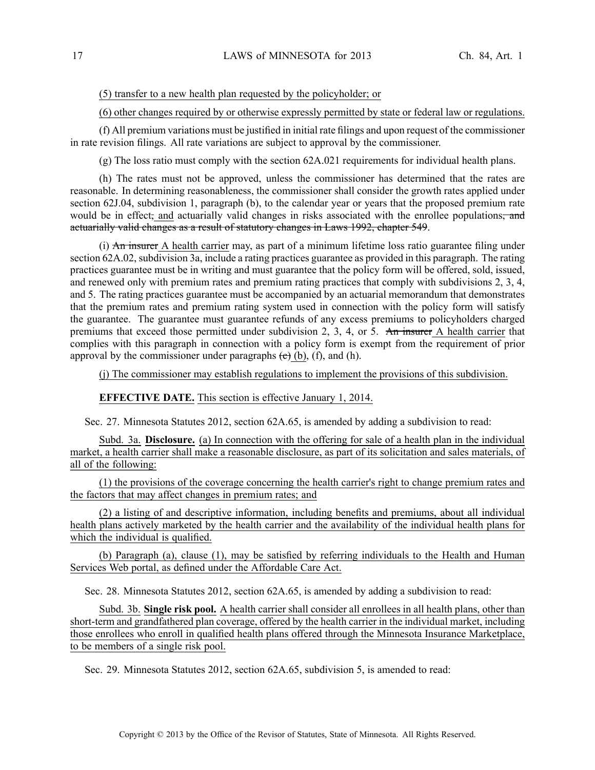(5) transfer to a new health plan requested by the policyholder; or

(6) other changes required by or otherwise expressly permitted by state or federal law or regulations.

(f) All premium variations must be justified in initial rate filings and upon request of the commissioner in rate revision filings. All rate variations are subject to approval by the commissioner.

(g) The loss ratio must comply with the section 62A.021 requirements for individual health plans.

(h) The rates must not be approved, unless the commissioner has determined that the rates are reasonable. In determining reasonableness, the commissioner shall consider the growth rates applied under section 62J.04, subdivision 1, paragraph (b), to the calendar year or years that the proposed premium rate would be in effect~~,~~ and actuarially valid changes in risks associated with the enrollee populations~~, and actuarially valid changes as a result of statutory changes in Laws 1992, chapter 549~~.

(i) ~~An insurer~~ A health carrier may, as part of a minimum lifetime loss ratio guarantee filing under section 62A.02, subdivision 3a, include a rating practices guarantee as provided in this paragraph. The rating practices guarantee must be in writing and must guarantee that the policy form will be offered, sold, issued, and renewed only with premium rates and premium rating practices that comply with subdivisions 2, 3, 4, and 5. The rating practices guarantee must be accompanied by an actuarial memorandum that demonstrates that the premium rates and premium rating system used in connection with the policy form will satisfy the guarantee. The guarantee must guarantee refunds of any excess premiums to policyholders charged premiums that exceed those permitted under subdivision 2, 3, 4, or 5. ~~An insurer~~ A health carrier that complies with this paragraph in connection with a policy form is exempt from the requirement of prior approval by the commissioner under paragraphs ~~(c)~~ (b), (f), and (h).

(j) The commissioner may establish regulations to implement the provisions of this subdivision.

**EFFECTIVE DATE.** This section is effective January 1, 2014.

Sec. 27. Minnesota Statutes 2012, section 62A.65, is amended by adding a subdivision to read:

Subd. 3a. **Disclosure.** (a) In connection with the offering for sale of a health plan in the individual market, a health carrier shall make a reasonable disclosure, as part of its solicitation and sales materials, of all of the following:

(1) the provisions of the coverage concerning the health carrier's right to change premium rates and the factors that may affect changes in premium rates; and

(2) a listing of and descriptive information, including benefits and premiums, about all individual health plans actively marketed by the health carrier and the availability of the individual health plans for which the individual is qualified.

(b) Paragraph (a), clause (1), may be satisfied by referring individuals to the Health and Human Services Web portal, as defined under the Affordable Care Act.

Sec. 28. Minnesota Statutes 2012, section 62A.65, is amended by adding a subdivision to read:

Subd. 3b. **Single risk pool.** A health carrier shall consider all enrollees in all health plans, other than short-term and grandfathered plan coverage, offered by the health carrier in the individual market, including those enrollees who enroll in qualified health plans offered through the Minnesota Insurance Marketplace, to be members of a single risk pool.

Sec. 29. Minnesota Statutes 2012, section 62A.65, subdivision 5, is amended to read: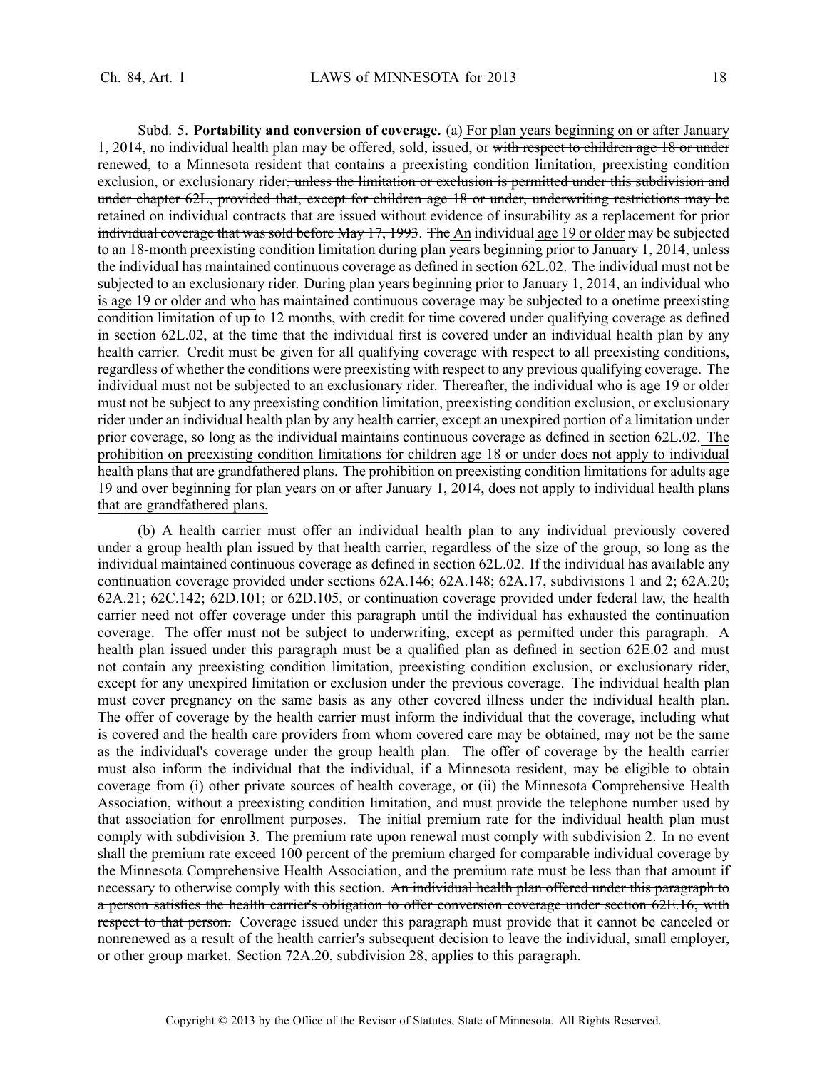Subd. 5. **Portability and conversion of coverage.** (a) <u>For plan years beginning on or after January 1, 2014,</u> no individual health plan may be offered, sold, issued, or ~~with respect to children age 18 or under~~ renewed, to a Minnesota resident that contains a preexisting condition limitation, preexisting condition exclusion, or exclusionary rider~~, unless the limitation or exclusion is permitted under this subdivision and under chapter 62L, provided that, except for children age 18 or under, underwriting restrictions may be retained on individual contracts that are issued without evidence of insurability as a replacement for prior individual coverage that was sold before May 17, 1993~~. ~~The~~ <u>An</u> individual <u>age 19 or older</u> may be subjected to an 18-month preexisting condition limitation <u>during plan years beginning prior to January 1, 2014</u>, unless the individual has maintained continuous coverage as defined in section 62L.02. The individual must not be subjected to an exclusionary rider. <u>During plan years beginning prior to January 1, 2014,</u> an individual who <u>is age 19 or older and who</u> has maintained continuous coverage may be subjected to a onetime preexisting condition limitation of up to 12 months, with credit for time covered under qualifying coverage as defined in section 62L.02, at the time that the individual first is covered under an individual health plan by any health carrier. Credit must be given for all qualifying coverage with respect to all preexisting conditions, regardless of whether the conditions were preexisting with respect to any previous qualifying coverage. The individual must not be subjected to an exclusionary rider. Thereafter, the individual <u>who is age 19 or older</u> must not be subject to any preexisting condition limitation, preexisting condition exclusion, or exclusionary rider under an individual health plan by any health carrier, except an unexpired portion of a limitation under prior coverage, so long as the individual maintains continuous coverage as defined in section 62L.02. <u>The prohibition on preexisting condition limitations for children age 18 or under does not apply to individual health plans that are grandfathered plans. The prohibition on preexisting condition limitations for adults age 19 and over beginning for plan years on or after January 1, 2014, does not apply to individual health plans that are grandfathered plans.</u>

(b) A health carrier must offer an individual health plan to any individual previously covered under a group health plan issued by that health carrier, regardless of the size of the group, so long as the individual maintained continuous coverage as defined in section 62L.02. If the individual has available any continuation coverage provided under sections 62A.146; 62A.148; 62A.17, subdivisions 1 and 2; 62A.20; 62A.21; 62C.142; 62D.101; or 62D.105, or continuation coverage provided under federal law, the health carrier need not offer coverage under this paragraph until the individual has exhausted the continuation coverage. The offer must not be subject to underwriting, except as permitted under this paragraph. A health plan issued under this paragraph must be a qualified plan as defined in section 62E.02 and must not contain any preexisting condition limitation, preexisting condition exclusion, or exclusionary rider, except for any unexpired limitation or exclusion under the previous coverage. The individual health plan must cover pregnancy on the same basis as any other covered illness under the individual health plan. The offer of coverage by the health carrier must inform the individual that the coverage, including what is covered and the health care providers from whom covered care may be obtained, may not be the same as the individual's coverage under the group health plan. The offer of coverage by the health carrier must also inform the individual that the individual, if a Minnesota resident, may be eligible to obtain coverage from (i) other private sources of health coverage, or (ii) the Minnesota Comprehensive Health Association, without a preexisting condition limitation, and must provide the telephone number used by that association for enrollment purposes. The initial premium rate for the individual health plan must comply with subdivision 3. The premium rate upon renewal must comply with subdivision 2. In no event shall the premium rate exceed 100 percent of the premium charged for comparable individual coverage by the Minnesota Comprehensive Health Association, and the premium rate must be less than that amount if necessary to otherwise comply with this section. ~~An individual health plan offered under this paragraph to a person satisfies the health carrier's obligation to offer conversion coverage under section 62E.16, with respect to that person.~~ Coverage issued under this paragraph must provide that it cannot be canceled or nonrenewed as a result of the health carrier's subsequent decision to leave the individual, small employer, or other group market. Section 72A.20, subdivision 28, applies to this paragraph.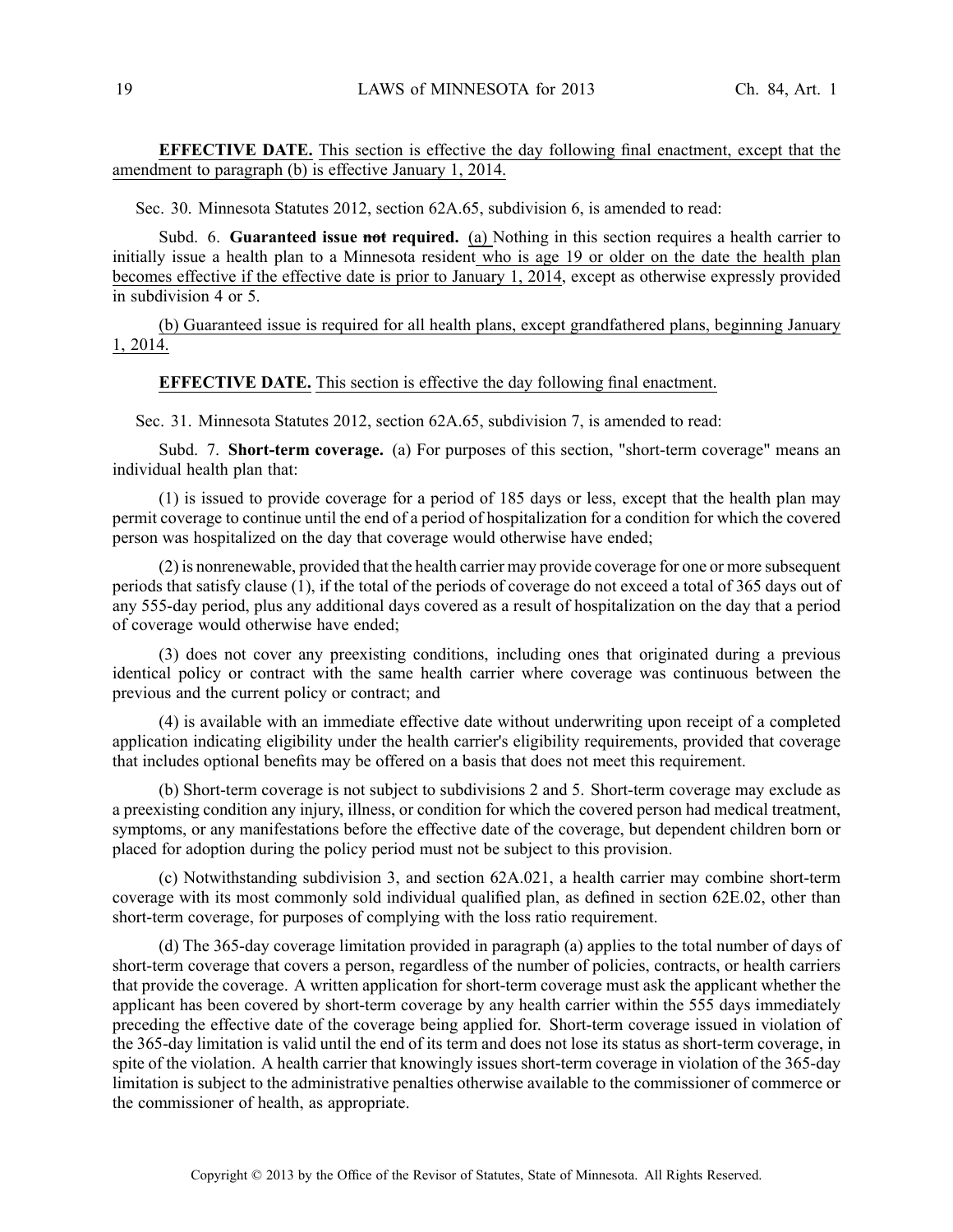**EFFECTIVE DATE.** This section is effective the day following final enactment, except that the amendment to paragraph (b) is effective January 1, 2014.

Sec. 30. Minnesota Statutes 2012, section 62A.65, subdivision 6, is amended to read:

Subd. 6. **Guaranteed issue ~~not~~ required.** (a) Nothing in this section requires a health carrier to initially issue a health plan to a Minnesota resident who is age 19 or older on the date the health plan becomes effective if the effective date is prior to January 1, 2014, except as otherwise expressly provided in subdivision 4 or 5.

(b) Guaranteed issue is required for all health plans, except grandfathered plans, beginning January 1, 2014.

**EFFECTIVE DATE.** This section is effective the day following final enactment.

Sec. 31. Minnesota Statutes 2012, section 62A.65, subdivision 7, is amended to read:

Subd. 7. **Short-term coverage.** (a) For purposes of this section, "short-term coverage" means an individual health plan that:

(1) is issued to provide coverage for a period of 185 days or less, except that the health plan may permit coverage to continue until the end of a period of hospitalization for a condition for which the covered person was hospitalized on the day that coverage would otherwise have ended;

(2) is nonrenewable, provided that the health carrier may provide coverage for one or more subsequent periods that satisfy clause (1), if the total of the periods of coverage do not exceed a total of 365 days out of any 555-day period, plus any additional days covered as a result of hospitalization on the day that a period of coverage would otherwise have ended;

(3) does not cover any preexisting conditions, including ones that originated during a previous identical policy or contract with the same health carrier where coverage was continuous between the previous and the current policy or contract; and

(4) is available with an immediate effective date without underwriting upon receipt of a completed application indicating eligibility under the health carrier's eligibility requirements, provided that coverage that includes optional benefits may be offered on a basis that does not meet this requirement.

(b) Short-term coverage is not subject to subdivisions 2 and 5. Short-term coverage may exclude as a preexisting condition any injury, illness, or condition for which the covered person had medical treatment, symptoms, or any manifestations before the effective date of the coverage, but dependent children born or placed for adoption during the policy period must not be subject to this provision.

(c) Notwithstanding subdivision 3, and section 62A.021, a health carrier may combine short-term coverage with its most commonly sold individual qualified plan, as defined in section 62E.02, other than short-term coverage, for purposes of complying with the loss ratio requirement.

(d) The 365-day coverage limitation provided in paragraph (a) applies to the total number of days of short-term coverage that covers a person, regardless of the number of policies, contracts, or health carriers that provide the coverage. A written application for short-term coverage must ask the applicant whether the applicant has been covered by short-term coverage by any health carrier within the 555 days immediately preceding the effective date of the coverage being applied for. Short-term coverage issued in violation of the 365-day limitation is valid until the end of its term and does not lose its status as short-term coverage, in spite of the violation. A health carrier that knowingly issues short-term coverage in violation of the 365-day limitation is subject to the administrative penalties otherwise available to the commissioner of commerce or the commissioner of health, as appropriate.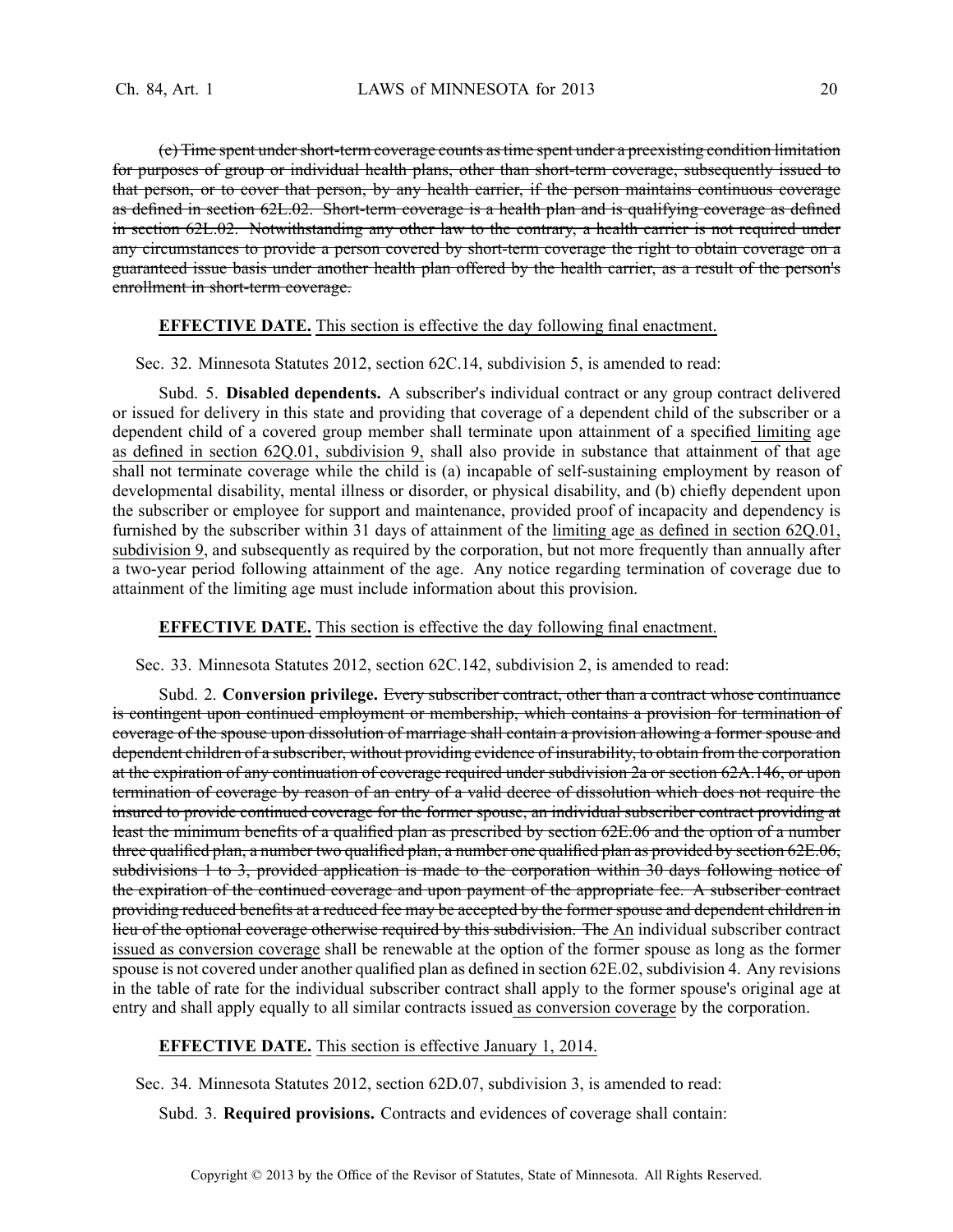~~(c) Time spent under short-term coverage counts as time spent under a preexisting condition limitation for purposes of group or individual health plans, other than short-term coverage, subsequently issued to that person, or to cover that person, by any health carrier, if the person maintains continuous coverage as defined in section 62L.02. Short-term coverage is a health plan and is qualifying coverage as defined in section 62L.02. Notwithstanding any other law to the contrary, a health carrier is not required under any circumstances to provide a person covered by short-term coverage the right to obtain coverage on a guaranteed issue basis under another health plan offered by the health carrier, as a result of the person's enrollment in short-term coverage.~~

**EFFECTIVE DATE.** <u>This section is effective the day following final enactment.</u>

Sec. 32. Minnesota Statutes 2012, section 62C.14, subdivision 5, is amended to read:

Subd. 5. **Disabled dependents.** A subscriber's individual contract or any group contract delivered or issued for delivery in this state and providing that coverage of a dependent child of the subscriber or a dependent child of a covered group member shall terminate upon attainment of a specified <u>limiting</u> age <u>as defined in section 62Q.01, subdivision 9,</u> shall also provide in substance that attainment of that age shall not terminate coverage while the child is (a) incapable of self-sustaining employment by reason of developmental disability, mental illness or disorder, or physical disability, and (b) chiefly dependent upon the subscriber or employee for support and maintenance, provided proof of incapacity and dependency is furnished by the subscriber within 31 days of attainment of the <u>limiting</u> age <u>as defined in section 62Q.01, subdivision 9</u>, and subsequently as required by the corporation, but not more frequently than annually after a two-year period following attainment of the age. Any notice regarding termination of coverage due to attainment of the limiting age must include information about this provision.

**EFFECTIVE DATE.** <u>This section is effective the day following final enactment.</u>

Sec. 33. Minnesota Statutes 2012, section 62C.142, subdivision 2, is amended to read:

Subd. 2. **Conversion privilege.** ~~Every subscriber contract, other than a contract whose continuance is contingent upon continued employment or membership, which contains a provision for termination of coverage of the spouse upon dissolution of marriage shall contain a provision allowing a former spouse and dependent children of a subscriber, without providing evidence of insurability, to obtain from the corporation at the expiration of any continuation of coverage required under subdivision 2a or section 62A.146, or upon termination of coverage by reason of an entry of a valid decree of dissolution which does not require the insured to provide continued coverage for the former spouse, an individual subscriber contract providing at least the minimum benefits of a qualified plan as prescribed by section 62E.06 and the option of a number three qualified plan, a number two qualified plan, a number one qualified plan as provided by section 62E.06, subdivisions 1 to 3, provided application is made to the corporation within 30 days following notice of the expiration of the continued coverage and upon payment of the appropriate fee. A subscriber contract providing reduced benefits at a reduced fee may be accepted by the former spouse and dependent children in lieu of the optional coverage otherwise required by this subdivision. The~~ <u>An</u> individual subscriber contract <u>issued as conversion coverage</u> shall be renewable at the option of the former spouse as long as the former spouse is not covered under another qualified plan as defined in section 62E.02, subdivision 4. Any revisions in the table of rate for the individual subscriber contract shall apply to the former spouse's original age at entry and shall apply equally to all similar contracts issued <u>as conversion coverage</u> by the corporation.

**EFFECTIVE DATE.** <u>This section is effective January 1, 2014.</u>

Sec. 34. Minnesota Statutes 2012, section 62D.07, subdivision 3, is amended to read:

Subd. 3. **Required provisions.** Contracts and evidences of coverage shall contain: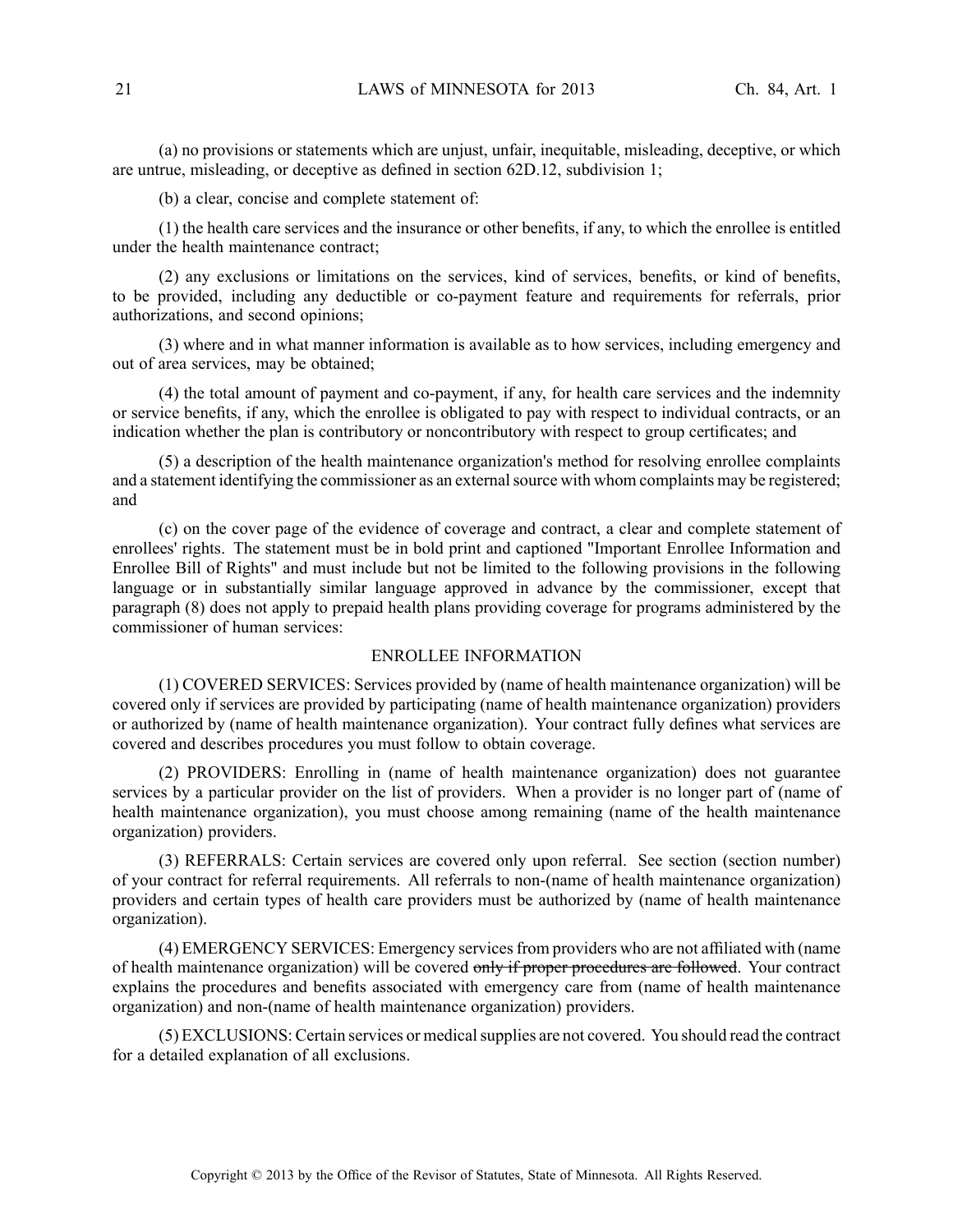(a) no provisions or statements which are unjust, unfair, inequitable, misleading, deceptive, or which are untrue, misleading, or deceptive as defined in section 62D.12, subdivision 1;

(b) a clear, concise and complete statement of:

(1) the health care services and the insurance or other benefits, if any, to which the enrollee is entitled under the health maintenance contract;

(2) any exclusions or limitations on the services, kind of services, benefits, or kind of benefits, to be provided, including any deductible or co-payment feature and requirements for referrals, prior authorizations, and second opinions;

(3) where and in what manner information is available as to how services, including emergency and out of area services, may be obtained;

(4) the total amount of payment and co-payment, if any, for health care services and the indemnity or service benefits, if any, which the enrollee is obligated to pay with respect to individual contracts, or an indication whether the plan is contributory or noncontributory with respect to group certificates; and

(5) a description of the health maintenance organization's method for resolving enrollee complaints and a statement identifying the commissioner as an external source with whom complaints may be registered; and

(c) on the cover page of the evidence of coverage and contract, a clear and complete statement of enrollees' rights. The statement must be in bold print and captioned "Important Enrollee Information and Enrollee Bill of Rights" and must include but not be limited to the following provisions in the following language or in substantially similar language approved in advance by the commissioner, except that paragraph (8) does not apply to prepaid health plans providing coverage for programs administered by the commissioner of human services:

ENROLLEE INFORMATION

(1) COVERED SERVICES: Services provided by (name of health maintenance organization) will be covered only if services are provided by participating (name of health maintenance organization) providers or authorized by (name of health maintenance organization). Your contract fully defines what services are covered and describes procedures you must follow to obtain coverage.

(2) PROVIDERS: Enrolling in (name of health maintenance organization) does not guarantee services by a particular provider on the list of providers. When a provider is no longer part of (name of health maintenance organization), you must choose among remaining (name of the health maintenance organization) providers.

(3) REFERRALS: Certain services are covered only upon referral. See section (section number) of your contract for referral requirements. All referrals to non-(name of health maintenance organization) providers and certain types of health care providers must be authorized by (name of health maintenance organization).

(4) EMERGENCY SERVICES: Emergency services from providers who are not affiliated with (name of health maintenance organization) will be covered ~~only if proper procedures are followed~~. Your contract explains the procedures and benefits associated with emergency care from (name of health maintenance organization) and non-(name of health maintenance organization) providers.

(5) EXCLUSIONS: Certain services or medical supplies are not covered. You should read the contract for a detailed explanation of all exclusions.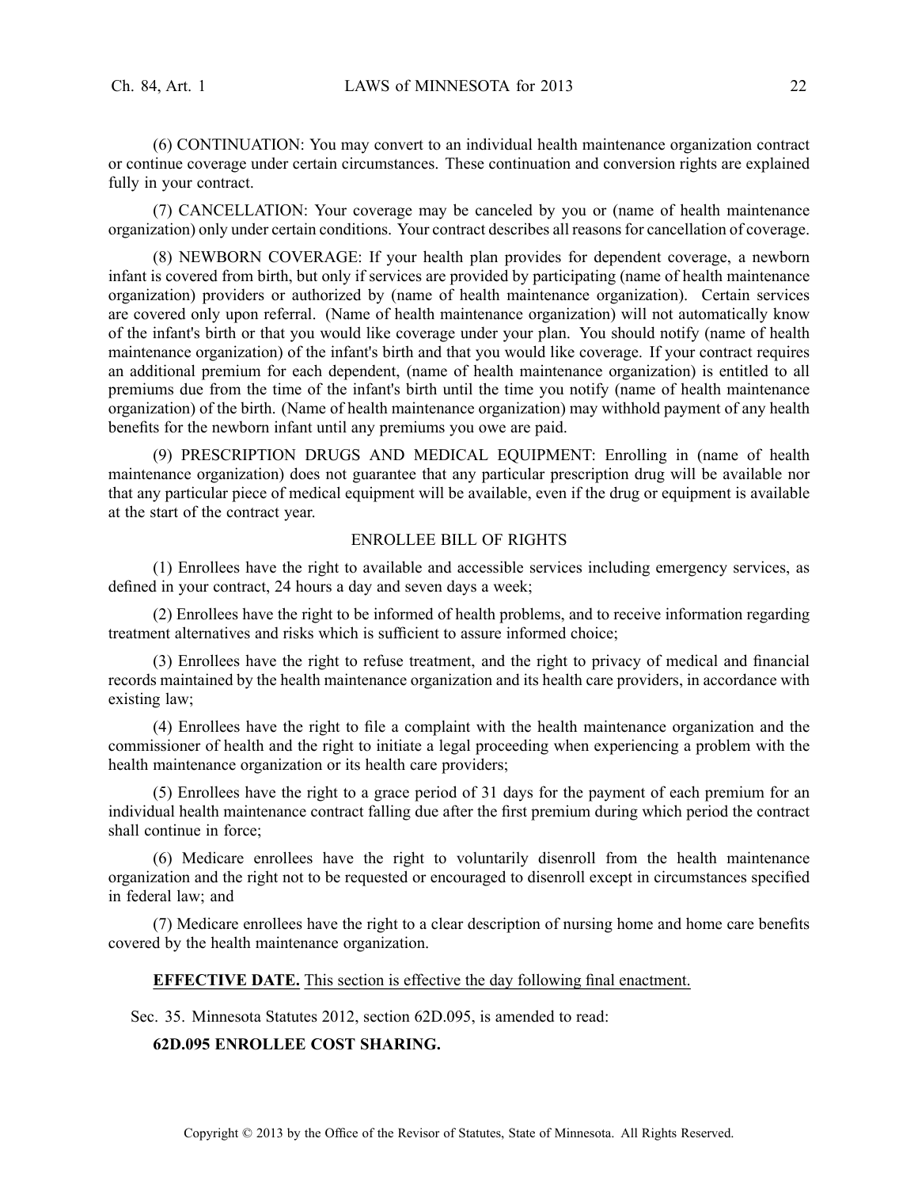(6) CONTINUATION: You may convert to an individual health maintenance organization contract or continue coverage under certain circumstances. These continuation and conversion rights are explained fully in your contract.

(7) CANCELLATION: Your coverage may be canceled by you or (name of health maintenance organization) only under certain conditions. Your contract describes all reasons for cancellation of coverage.

(8) NEWBORN COVERAGE: If your health plan provides for dependent coverage, a newborn infant is covered from birth, but only if services are provided by participating (name of health maintenance organization) providers or authorized by (name of health maintenance organization). Certain services are covered only upon referral. (Name of health maintenance organization) will not automatically know of the infant's birth or that you would like coverage under your plan. You should notify (name of health maintenance organization) of the infant's birth and that you would like coverage. If your contract requires an additional premium for each dependent, (name of health maintenance organization) is entitled to all premiums due from the time of the infant's birth until the time you notify (name of health maintenance organization) of the birth. (Name of health maintenance organization) may withhold payment of any health benefits for the newborn infant until any premiums you owe are paid.

(9) PRESCRIPTION DRUGS AND MEDICAL EQUIPMENT: Enrolling in (name of health maintenance organization) does not guarantee that any particular prescription drug will be available nor that any particular piece of medical equipment will be available, even if the drug or equipment is available at the start of the contract year.

ENROLLEE BILL OF RIGHTS

(1) Enrollees have the right to available and accessible services including emergency services, as defined in your contract, 24 hours a day and seven days a week;

(2) Enrollees have the right to be informed of health problems, and to receive information regarding treatment alternatives and risks which is sufficient to assure informed choice;

(3) Enrollees have the right to refuse treatment, and the right to privacy of medical and financial records maintained by the health maintenance organization and its health care providers, in accordance with existing law;

(4) Enrollees have the right to file a complaint with the health maintenance organization and the commissioner of health and the right to initiate a legal proceeding when experiencing a problem with the health maintenance organization or its health care providers;

(5) Enrollees have the right to a grace period of 31 days for the payment of each premium for an individual health maintenance contract falling due after the first premium during which period the contract shall continue in force;

(6) Medicare enrollees have the right to voluntarily disenroll from the health maintenance organization and the right not to be requested or encouraged to disenroll except in circumstances specified in federal law; and

(7) Medicare enrollees have the right to a clear description of nursing home and home care benefits covered by the health maintenance organization.

**EFFECTIVE DATE.** This section is effective the day following final enactment.

Sec. 35. Minnesota Statutes 2012, section 62D.095, is amended to read:

**62D.095 ENROLLEE COST SHARING.**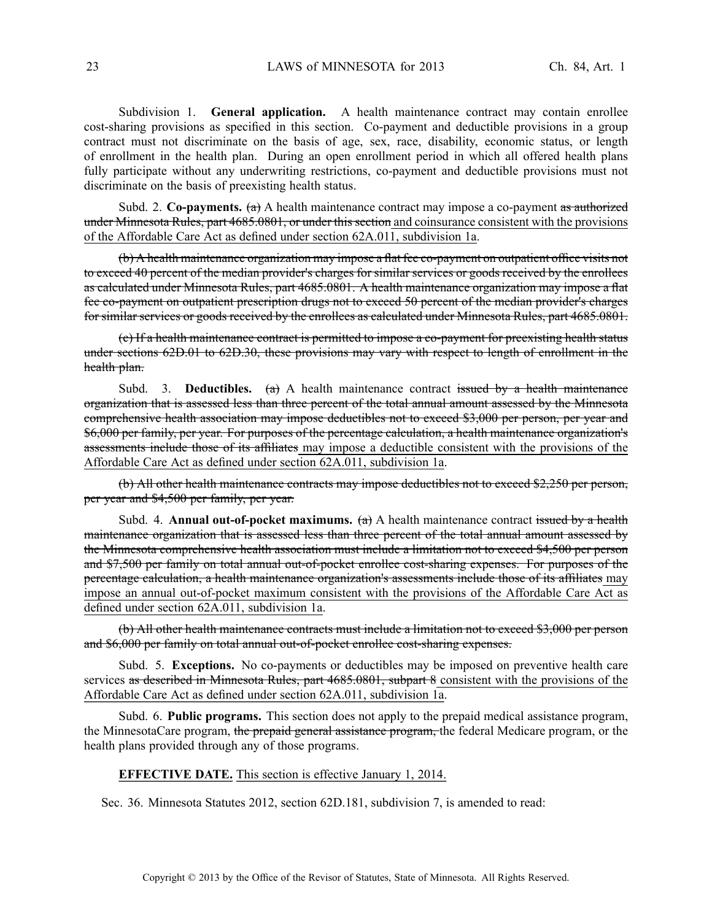Subdivision 1. **General application.** A health maintenance contract may contain enrollee cost-sharing provisions as specified in this section. Co-payment and deductible provisions in a group contract must not discriminate on the basis of age, sex, race, disability, economic status, or length of enrollment in the health plan. During an open enrollment period in which all offered health plans fully participate without any underwriting restrictions, co-payment and deductible provisions must not discriminate on the basis of preexisting health status.

Subd. 2. **Co-payments.** ~~(a)~~ A health maintenance contract may impose a co-payment ~~as authorized under Minnesota Rules, part 4685.0801, or under this section~~ <u>and coinsurance consistent with the provisions of the Affordable Care Act as defined under section 62A.011, subdivision 1a</u>.

~~(b) A health maintenance organization may impose a flat fee co-payment on outpatient office visits not to exceed 40 percent of the median provider's charges for similar services or goods received by the enrollees as calculated under Minnesota Rules, part 4685.0801. A health maintenance organization may impose a flat fee co-payment on outpatient prescription drugs not to exceed 50 percent of the median provider's charges for similar services or goods received by the enrollees as calculated under Minnesota Rules, part 4685.0801.~~

~~(c) If a health maintenance contract is permitted to impose a co-payment for preexisting health status under sections 62D.01 to 62D.30, these provisions may vary with respect to length of enrollment in the health plan.~~

Subd. 3. **Deductibles.** ~~(a)~~ A health maintenance contract ~~issued by a health maintenance organization that is assessed less than three percent of the total annual amount assessed by the Minnesota comprehensive health association may impose deductibles not to exceed $3,000 per person, per year and $6,000 per family, per year. For purposes of the percentage calculation, a health maintenance organization's assessments include those of its affiliates~~ <u>may impose a deductible consistent with the provisions of the Affordable Care Act as defined under section 62A.011, subdivision 1a</u>.

~~(b) All other health maintenance contracts may impose deductibles not to exceed $2,250 per person, per year and $4,500 per family, per year.~~

Subd. 4. **Annual out-of-pocket maximums.** ~~(a)~~ A health maintenance contract ~~issued by a health maintenance organization that is assessed less than three percent of the total annual amount assessed by the Minnesota comprehensive health association must include a limitation not to exceed $4,500 per person and $7,500 per family on total annual out-of-pocket enrollee cost-sharing expenses. For purposes of the percentage calculation, a health maintenance organization's assessments include those of its affiliates~~ <u>may impose an annual out-of-pocket maximum consistent with the provisions of the Affordable Care Act as defined under section 62A.011, subdivision 1a</u>.

~~(b) All other health maintenance contracts must include a limitation not to exceed $3,000 per person and $6,000 per family on total annual out-of-pocket enrollee cost-sharing expenses.~~

Subd. 5. **Exceptions.** No co-payments or deductibles may be imposed on preventive health care services ~~as described in Minnesota Rules, part 4685.0801, subpart 8~~ <u>consistent with the provisions of the Affordable Care Act as defined under section 62A.011, subdivision 1a</u>.

Subd. 6. **Public programs.** This section does not apply to the prepaid medical assistance program, the MinnesotaCare program, ~~the prepaid general assistance program,~~ the federal Medicare program, or the health plans provided through any of those programs.

<u>**EFFECTIVE DATE.** This section is effective January 1, 2014.</u>

Sec. 36. Minnesota Statutes 2012, section 62D.181, subdivision 7, is amended to read: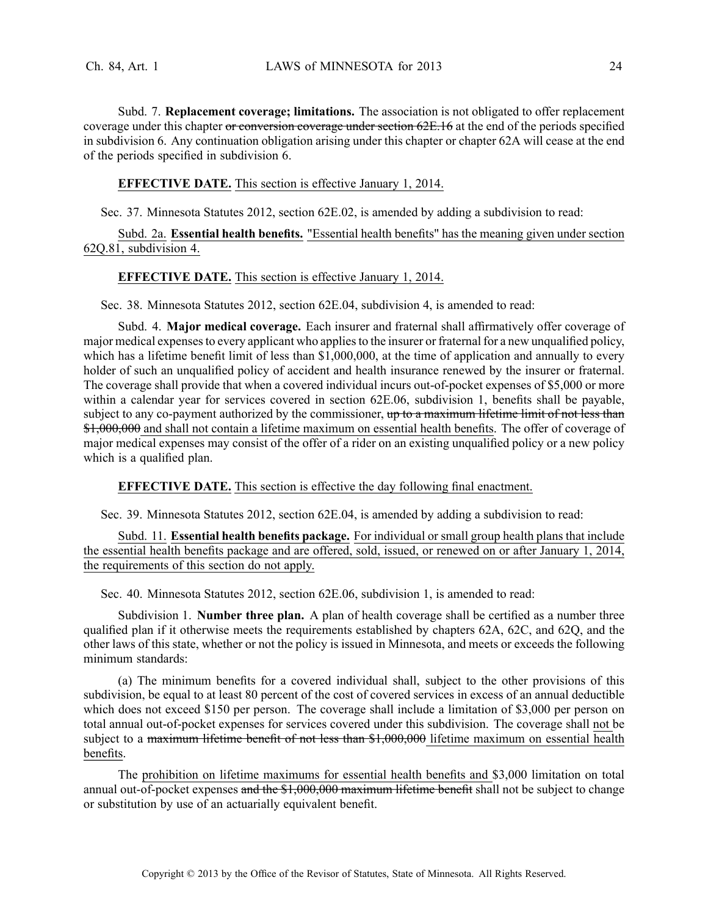Subd. 7. **Replacement coverage; limitations.** The association is not obligated to offer replacement coverage under this chapter ~~or conversion coverage under section 62E.16~~ at the end of the periods specified in subdivision 6. Any continuation obligation arising under this chapter or chapter 62A will cease at the end of the periods specified in subdivision 6.

**EFFECTIVE DATE.** This section is effective January 1, 2014.

Sec. 37. Minnesota Statutes 2012, section 62E.02, is amended by adding a subdivision to read:

Subd. 2a. **Essential health benefits.** "Essential health benefits" has the meaning given under section 62Q.81, subdivision 4.

**EFFECTIVE DATE.** This section is effective January 1, 2014.

Sec. 38. Minnesota Statutes 2012, section 62E.04, subdivision 4, is amended to read:

Subd. 4. **Major medical coverage.** Each insurer and fraternal shall affirmatively offer coverage of major medical expenses to every applicant who applies to the insurer or fraternal for a new unqualified policy, which has a lifetime benefit limit of less than $1,000,000, at the time of application and annually to every holder of such an unqualified policy of accident and health insurance renewed by the insurer or fraternal. The coverage shall provide that when a covered individual incurs out-of-pocket expenses of $5,000 or more within a calendar year for services covered in section 62E.06, subdivision 1, benefits shall be payable, subject to any co-payment authorized by the commissioner, ~~up to a maximum lifetime limit of not less than $1,000,000~~ and shall not contain a lifetime maximum on essential health benefits. The offer of coverage of major medical expenses may consist of the offer of a rider on an existing unqualified policy or a new policy which is a qualified plan.

**EFFECTIVE DATE.** This section is effective the day following final enactment.

Sec. 39. Minnesota Statutes 2012, section 62E.04, is amended by adding a subdivision to read:

Subd. 11. **Essential health benefits package.** For individual or small group health plans that include the essential health benefits package and are offered, sold, issued, or renewed on or after January 1, 2014, the requirements of this section do not apply.

Sec. 40. Minnesota Statutes 2012, section 62E.06, subdivision 1, is amended to read:

Subdivision 1. **Number three plan.** A plan of health coverage shall be certified as a number three qualified plan if it otherwise meets the requirements established by chapters 62A, 62C, and 62Q, and the other laws of this state, whether or not the policy is issued in Minnesota, and meets or exceeds the following minimum standards:

(a) The minimum benefits for a covered individual shall, subject to the other provisions of this subdivision, be equal to at least 80 percent of the cost of covered services in excess of an annual deductible which does not exceed $150 per person. The coverage shall include a limitation of $3,000 per person on total annual out-of-pocket expenses for services covered under this subdivision. The coverage shall not be subject to a ~~maximum lifetime benefit of not less than $1,000,000~~ lifetime maximum on essential health benefits.

The prohibition on lifetime maximums for essential health benefits and $3,000 limitation on total annual out-of-pocket expenses ~~and the $1,000,000 maximum lifetime benefit~~ shall not be subject to change or substitution by use of an actuarially equivalent benefit.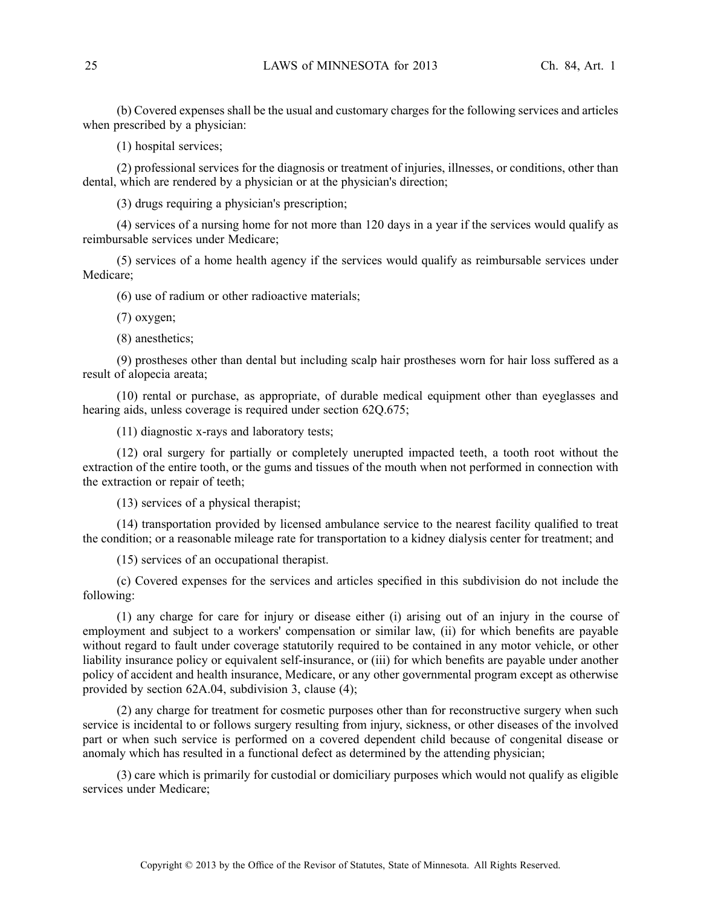(b) Covered expenses shall be the usual and customary charges for the following services and articles when prescribed by a physician:

(1) hospital services;

(2) professional services for the diagnosis or treatment of injuries, illnesses, or conditions, other than dental, which are rendered by a physician or at the physician's direction;

(3) drugs requiring a physician's prescription;

(4) services of a nursing home for not more than 120 days in a year if the services would qualify as reimbursable services under Medicare;

(5) services of a home health agency if the services would qualify as reimbursable services under Medicare;

(6) use of radium or other radioactive materials;

(7) oxygen;

(8) anesthetics;

(9) prostheses other than dental but including scalp hair prostheses worn for hair loss suffered as a result of alopecia areata;

(10) rental or purchase, as appropriate, of durable medical equipment other than eyeglasses and hearing aids, unless coverage is required under section 62Q.675;

(11) diagnostic x-rays and laboratory tests;

(12) oral surgery for partially or completely unerupted impacted teeth, a tooth root without the extraction of the entire tooth, or the gums and tissues of the mouth when not performed in connection with the extraction or repair of teeth;

(13) services of a physical therapist;

(14) transportation provided by licensed ambulance service to the nearest facility qualified to treat the condition; or a reasonable mileage rate for transportation to a kidney dialysis center for treatment; and

(15) services of an occupational therapist.

(c) Covered expenses for the services and articles specified in this subdivision do not include the following:

(1) any charge for care for injury or disease either (i) arising out of an injury in the course of employment and subject to a workers' compensation or similar law, (ii) for which benefits are payable without regard to fault under coverage statutorily required to be contained in any motor vehicle, or other liability insurance policy or equivalent self-insurance, or (iii) for which benefits are payable under another policy of accident and health insurance, Medicare, or any other governmental program except as otherwise provided by section 62A.04, subdivision 3, clause (4);

(2) any charge for treatment for cosmetic purposes other than for reconstructive surgery when such service is incidental to or follows surgery resulting from injury, sickness, or other diseases of the involved part or when such service is performed on a covered dependent child because of congenital disease or anomaly which has resulted in a functional defect as determined by the attending physician;

(3) care which is primarily for custodial or domiciliary purposes which would not qualify as eligible services under Medicare;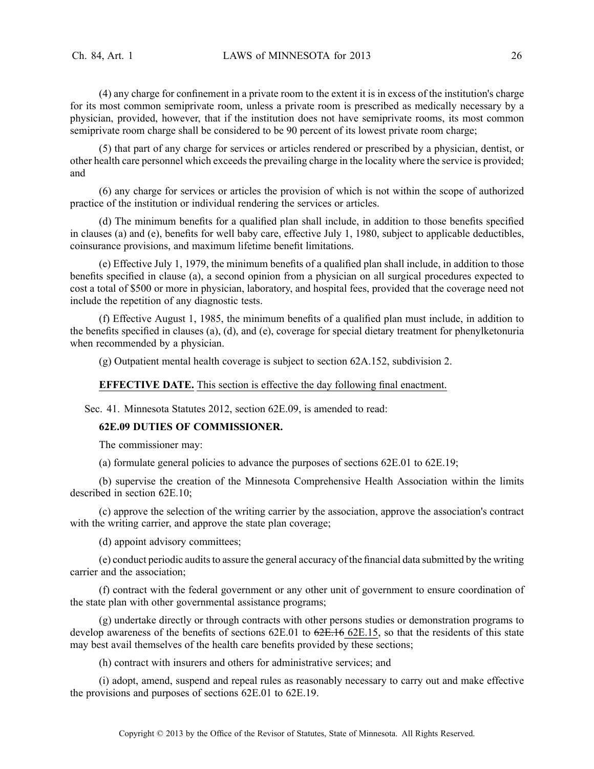(4) any charge for confinement in a private room to the extent it is in excess of the institution's charge for its most common semiprivate room, unless a private room is prescribed as medically necessary by a physician, provided, however, that if the institution does not have semiprivate rooms, its most common semiprivate room charge shall be considered to be 90 percent of its lowest private room charge;

(5) that part of any charge for services or articles rendered or prescribed by a physician, dentist, or other health care personnel which exceeds the prevailing charge in the locality where the service is provided; and

(6) any charge for services or articles the provision of which is not within the scope of authorized practice of the institution or individual rendering the services or articles.

(d) The minimum benefits for a qualified plan shall include, in addition to those benefits specified in clauses (a) and (e), benefits for well baby care, effective July 1, 1980, subject to applicable deductibles, coinsurance provisions, and maximum lifetime benefit limitations.

(e) Effective July 1, 1979, the minimum benefits of a qualified plan shall include, in addition to those benefits specified in clause (a), a second opinion from a physician on all surgical procedures expected to cost a total of $500 or more in physician, laboratory, and hospital fees, provided that the coverage need not include the repetition of any diagnostic tests.

(f) Effective August 1, 1985, the minimum benefits of a qualified plan must include, in addition to the benefits specified in clauses (a), (d), and (e), coverage for special dietary treatment for phenylketonuria when recommended by a physician.

(g) Outpatient mental health coverage is subject to section 62A.152, subdivision 2.

**EFFECTIVE DATE.** This section is effective the day following final enactment.

Sec. 41. Minnesota Statutes 2012, section 62E.09, is amended to read:

**62E.09 DUTIES OF COMMISSIONER.**

The commissioner may:

(a) formulate general policies to advance the purposes of sections 62E.01 to 62E.19;

(b) supervise the creation of the Minnesota Comprehensive Health Association within the limits described in section 62E.10;

(c) approve the selection of the writing carrier by the association, approve the association's contract with the writing carrier, and approve the state plan coverage;

(d) appoint advisory committees;

(e) conduct periodic audits to assure the general accuracy of the financial data submitted by the writing carrier and the association;

(f) contract with the federal government or any other unit of government to ensure coordination of the state plan with other governmental assistance programs;

(g) undertake directly or through contracts with other persons studies or demonstration programs to develop awareness of the benefits of sections 62E.01 to ~~62E.16~~ 62E.15, so that the residents of this state may best avail themselves of the health care benefits provided by these sections;

(h) contract with insurers and others for administrative services; and

(i) adopt, amend, suspend and repeal rules as reasonably necessary to carry out and make effective the provisions and purposes of sections 62E.01 to 62E.19.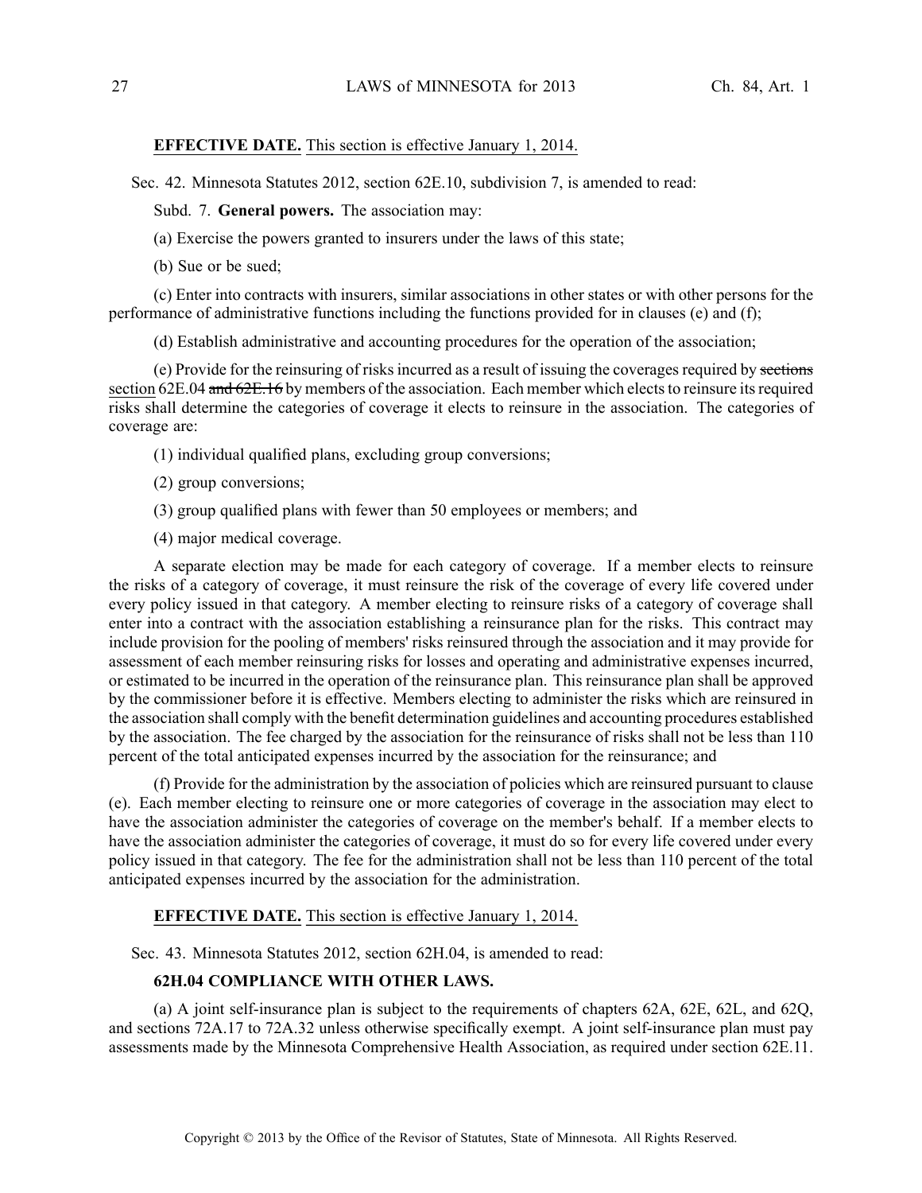**EFFECTIVE DATE.** This section is effective January 1, 2014.

Sec. 42. Minnesota Statutes 2012, section 62E.10, subdivision 7, is amended to read:

Subd. 7. **General powers.** The association may:

(a) Exercise the powers granted to insurers under the laws of this state;

(b) Sue or be sued;

(c) Enter into contracts with insurers, similar associations in other states or with other persons for the performance of administrative functions including the functions provided for in clauses (e) and (f);

(d) Establish administrative and accounting procedures for the operation of the association;

(e) Provide for the reinsuring of risks incurred as a result of issuing the coverages required by ~~sections~~ section 62E.04 ~~and 62E.16~~ by members of the association. Each member which elects to reinsure its required risks shall determine the categories of coverage it elects to reinsure in the association. The categories of coverage are:

(1) individual qualified plans, excluding group conversions;

(2) group conversions;

(3) group qualified plans with fewer than 50 employees or members; and

(4) major medical coverage.

A separate election may be made for each category of coverage. If a member elects to reinsure the risks of a category of coverage, it must reinsure the risk of the coverage of every life covered under every policy issued in that category. A member electing to reinsure risks of a category of coverage shall enter into a contract with the association establishing a reinsurance plan for the risks. This contract may include provision for the pooling of members' risks reinsured through the association and it may provide for assessment of each member reinsuring risks for losses and operating and administrative expenses incurred, or estimated to be incurred in the operation of the reinsurance plan. This reinsurance plan shall be approved by the commissioner before it is effective. Members electing to administer the risks which are reinsured in the association shall comply with the benefit determination guidelines and accounting procedures established by the association. The fee charged by the association for the reinsurance of risks shall not be less than 110 percent of the total anticipated expenses incurred by the association for the reinsurance; and

(f) Provide for the administration by the association of policies which are reinsured pursuant to clause (e). Each member electing to reinsure one or more categories of coverage in the association may elect to have the association administer the categories of coverage on the member's behalf. If a member elects to have the association administer the categories of coverage, it must do so for every life covered under every policy issued in that category. The fee for the administration shall not be less than 110 percent of the total anticipated expenses incurred by the association for the administration.

**EFFECTIVE DATE.** This section is effective January 1, 2014.

Sec. 43. Minnesota Statutes 2012, section 62H.04, is amended to read:

**62H.04 COMPLIANCE WITH OTHER LAWS.**

(a) A joint self-insurance plan is subject to the requirements of chapters 62A, 62E, 62L, and 62Q, and sections 72A.17 to 72A.32 unless otherwise specifically exempt. A joint self-insurance plan must pay assessments made by the Minnesota Comprehensive Health Association, as required under section 62E.11.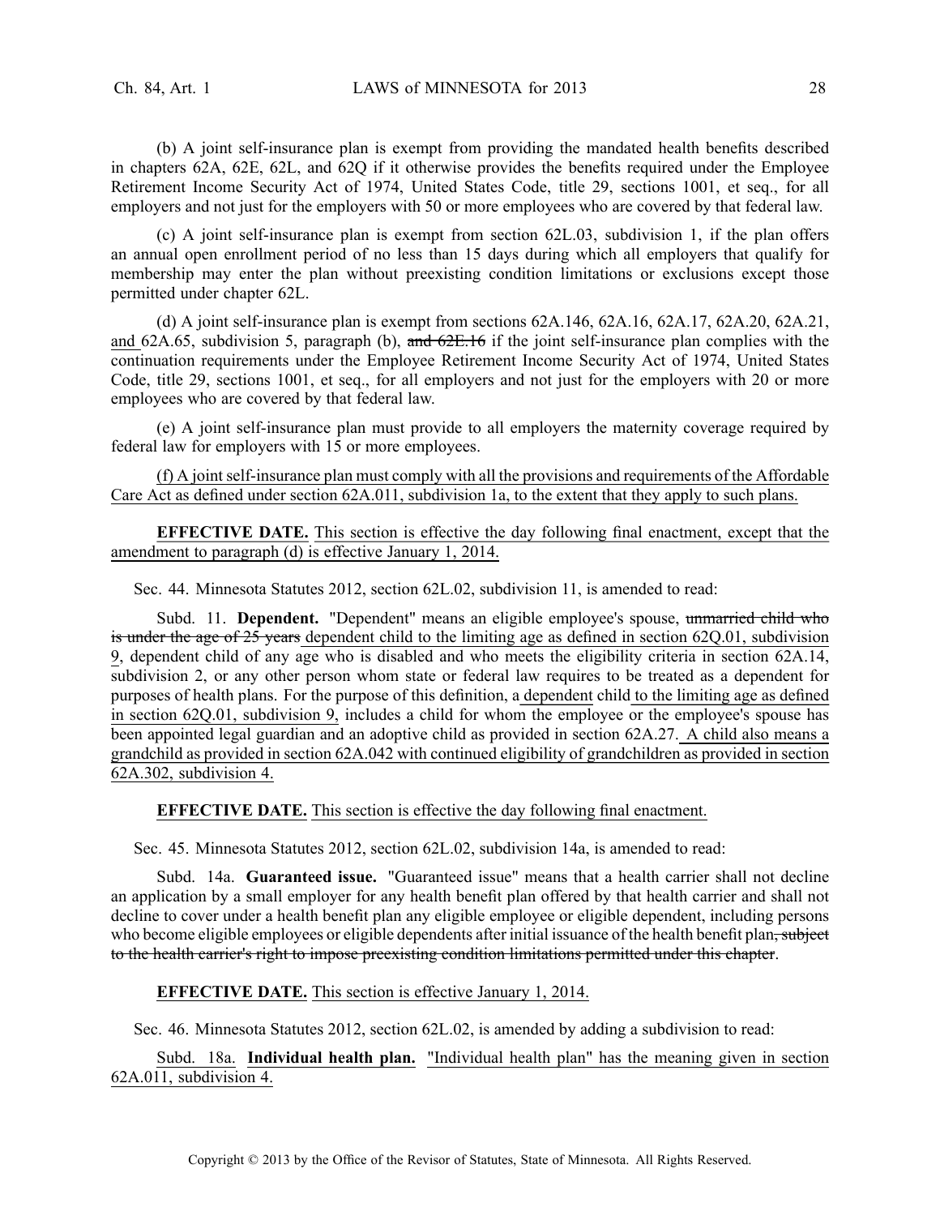(b) A joint self-insurance plan is exempt from providing the mandated health benefits described in chapters 62A, 62E, 62L, and 62Q if it otherwise provides the benefits required under the Employee Retirement Income Security Act of 1974, United States Code, title 29, sections 1001, et seq., for all employers and not just for the employers with 50 or more employees who are covered by that federal law.

(c) A joint self-insurance plan is exempt from section 62L.03, subdivision 1, if the plan offers an annual open enrollment period of no less than 15 days during which all employers that qualify for membership may enter the plan without preexisting condition limitations or exclusions except those permitted under chapter 62L.

(d) A joint self-insurance plan is exempt from sections 62A.146, 62A.16, 62A.17, 62A.20, 62A.21, and 62A.65, subdivision 5, paragraph (b), ~~and 62E.16~~ if the joint self-insurance plan complies with the continuation requirements under the Employee Retirement Income Security Act of 1974, United States Code, title 29, sections 1001, et seq., for all employers and not just for the employers with 20 or more employees who are covered by that federal law.

(e) A joint self-insurance plan must provide to all employers the maternity coverage required by federal law for employers with 15 or more employees.

(f) A joint self-insurance plan must comply with all the provisions and requirements of the Affordable Care Act as defined under section 62A.011, subdivision 1a, to the extent that they apply to such plans.

**EFFECTIVE DATE.** This section is effective the day following final enactment, except that the amendment to paragraph (d) is effective January 1, 2014.

Sec. 44. Minnesota Statutes 2012, section 62L.02, subdivision 11, is amended to read:

Subd. 11. **Dependent.** "Dependent" means an eligible employee's spouse, ~~unmarried child who is under the age of 25 years~~ dependent child to the limiting age as defined in section 62Q.01, subdivision 9, dependent child of any age who is disabled and who meets the eligibility criteria in section 62A.14, subdivision 2, or any other person whom state or federal law requires to be treated as a dependent for purposes of health plans. For the purpose of this definition, a dependent child to the limiting age as defined in section 62Q.01, subdivision 9, includes a child for whom the employee or the employee's spouse has been appointed legal guardian and an adoptive child as provided in section 62A.27. A child also means a grandchild as provided in section 62A.042 with continued eligibility of grandchildren as provided in section 62A.302, subdivision 4.

**EFFECTIVE DATE.** This section is effective the day following final enactment.

Sec. 45. Minnesota Statutes 2012, section 62L.02, subdivision 14a, is amended to read:

Subd. 14a. **Guaranteed issue.** "Guaranteed issue" means that a health carrier shall not decline an application by a small employer for any health benefit plan offered by that health carrier and shall not decline to cover under a health benefit plan any eligible employee or eligible dependent, including persons who become eligible employees or eligible dependents after initial issuance of the health benefit plan~~, subject to the health carrier's right to impose preexisting condition limitations permitted under this chapter~~.

**EFFECTIVE DATE.** This section is effective January 1, 2014.

Sec. 46. Minnesota Statutes 2012, section 62L.02, is amended by adding a subdivision to read:

Subd. 18a. **Individual health plan.** "Individual health plan" has the meaning given in section 62A.011, subdivision 4.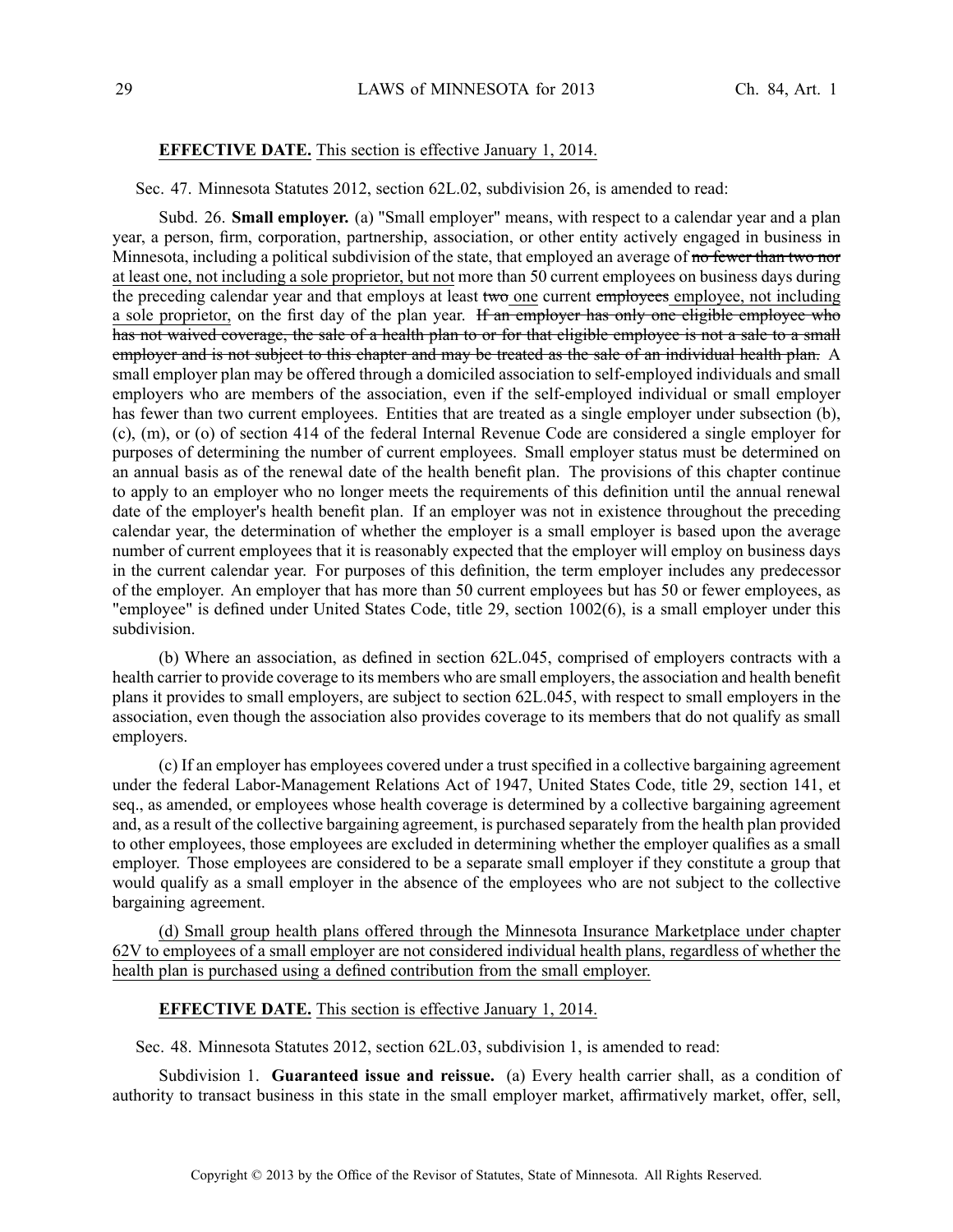**EFFECTIVE DATE.** This section is effective January 1, 2014.

Sec. 47. Minnesota Statutes 2012, section 62L.02, subdivision 26, is amended to read:

Subd. 26. **Small employer.** (a) "Small employer" means, with respect to a calendar year and a plan year, a person, firm, corporation, partnership, association, or other entity actively engaged in business in Minnesota, including a political subdivision of the state, that employed an average of ~~no fewer than two nor~~ at least one, not including a sole proprietor, but not more than 50 current employees on business days during the preceding calendar year and that employs at least ~~two~~ one current ~~employees~~ employee, not including a sole proprietor, on the first day of the plan year. ~~If an employer has only one eligible employee who has not waived coverage, the sale of a health plan to or for that eligible employee is not a sale to a small employer and is not subject to this chapter and may be treated as the sale of an individual health plan.~~ A small employer plan may be offered through a domiciled association to self-employed individuals and small employers who are members of the association, even if the self-employed individual or small employer has fewer than two current employees. Entities that are treated as a single employer under subsection (b), (c), (m), or (o) of section 414 of the federal Internal Revenue Code are considered a single employer for purposes of determining the number of current employees. Small employer status must be determined on an annual basis as of the renewal date of the health benefit plan. The provisions of this chapter continue to apply to an employer who no longer meets the requirements of this definition until the annual renewal date of the employer's health benefit plan. If an employer was not in existence throughout the preceding calendar year, the determination of whether the employer is a small employer is based upon the average number of current employees that it is reasonably expected that the employer will employ on business days in the current calendar year. For purposes of this definition, the term employer includes any predecessor of the employer. An employer that has more than 50 current employees but has 50 or fewer employees, as "employee" is defined under United States Code, title 29, section 1002(6), is a small employer under this subdivision.

(b) Where an association, as defined in section 62L.045, comprised of employers contracts with a health carrier to provide coverage to its members who are small employers, the association and health benefit plans it provides to small employers, are subject to section 62L.045, with respect to small employers in the association, even though the association also provides coverage to its members that do not qualify as small employers.

(c) If an employer has employees covered under a trust specified in a collective bargaining agreement under the federal Labor-Management Relations Act of 1947, United States Code, title 29, section 141, et seq., as amended, or employees whose health coverage is determined by a collective bargaining agreement and, as a result of the collective bargaining agreement, is purchased separately from the health plan provided to other employees, those employees are excluded in determining whether the employer qualifies as a small employer. Those employees are considered to be a separate small employer if they constitute a group that would qualify as a small employer in the absence of the employees who are not subject to the collective bargaining agreement.

(d) Small group health plans offered through the Minnesota Insurance Marketplace under chapter 62V to employees of a small employer are not considered individual health plans, regardless of whether the health plan is purchased using a defined contribution from the small employer.

**EFFECTIVE DATE.** This section is effective January 1, 2014.

Sec. 48. Minnesota Statutes 2012, section 62L.03, subdivision 1, is amended to read:

Subdivision 1. **Guaranteed issue and reissue.** (a) Every health carrier shall, as a condition of authority to transact business in this state in the small employer market, affirmatively market, offer, sell,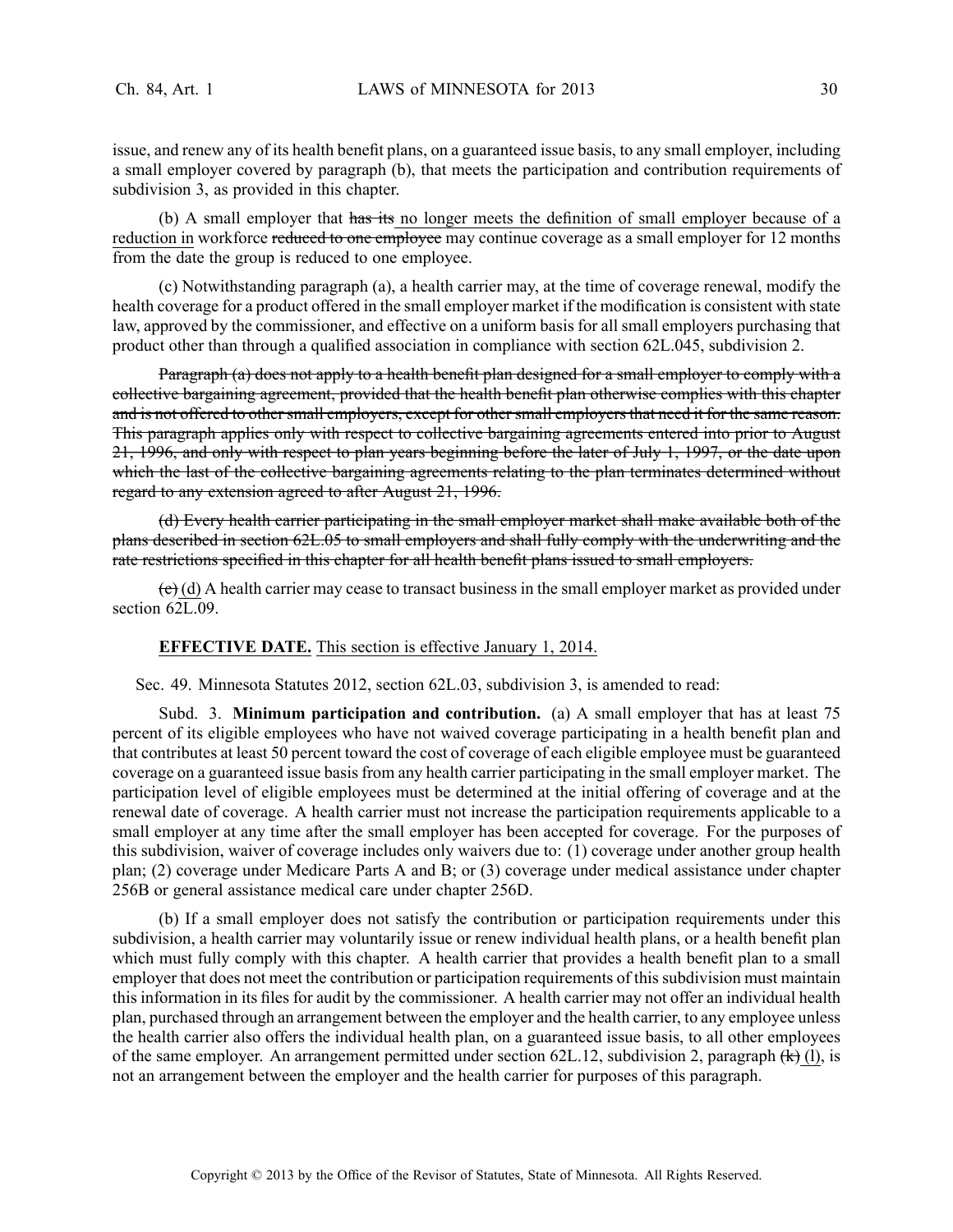issue, and renew any of its health benefit plans, on a guaranteed issue basis, to any small employer, including a small employer covered by paragraph (b), that meets the participation and contribution requirements of subdivision 3, as provided in this chapter.

(b) A small employer that ~~has its~~ no longer meets the definition of small employer because of a reduction in workforce ~~reduced to one employee~~ may continue coverage as a small employer for 12 months from the date the group is reduced to one employee.

(c) Notwithstanding paragraph (a), a health carrier may, at the time of coverage renewal, modify the health coverage for a product offered in the small employer market if the modification is consistent with state law, approved by the commissioner, and effective on a uniform basis for all small employers purchasing that product other than through a qualified association in compliance with section 62L.045, subdivision 2.

~~Paragraph (a) does not apply to a health benefit plan designed for a small employer to comply with a collective bargaining agreement, provided that the health benefit plan otherwise complies with this chapter and is not offered to other small employers, except for other small employers that need it for the same reason. This paragraph applies only with respect to collective bargaining agreements entered into prior to August 21, 1996, and only with respect to plan years beginning before the later of July 1, 1997, or the date upon which the last of the collective bargaining agreements relating to the plan terminates determined without regard to any extension agreed to after August 21, 1996.~~

~~(d) Every health carrier participating in the small employer market shall make available both of the plans described in section 62L.05 to small employers and shall fully comply with the underwriting and the rate restrictions specified in this chapter for all health benefit plans issued to small employers.~~

~~(e)~~ (d) A health carrier may cease to transact business in the small employer market as provided under section 62L.09.

**EFFECTIVE DATE.** This section is effective January 1, 2014.

Sec. 49. Minnesota Statutes 2012, section 62L.03, subdivision 3, is amended to read:

Subd. 3. **Minimum participation and contribution.** (a) A small employer that has at least 75 percent of its eligible employees who have not waived coverage participating in a health benefit plan and that contributes at least 50 percent toward the cost of coverage of each eligible employee must be guaranteed coverage on a guaranteed issue basis from any health carrier participating in the small employer market. The participation level of eligible employees must be determined at the initial offering of coverage and at the renewal date of coverage. A health carrier must not increase the participation requirements applicable to a small employer at any time after the small employer has been accepted for coverage. For the purposes of this subdivision, waiver of coverage includes only waivers due to: (1) coverage under another group health plan; (2) coverage under Medicare Parts A and B; or (3) coverage under medical assistance under chapter 256B or general assistance medical care under chapter 256D.

(b) If a small employer does not satisfy the contribution or participation requirements under this subdivision, a health carrier may voluntarily issue or renew individual health plans, or a health benefit plan which must fully comply with this chapter. A health carrier that provides a health benefit plan to a small employer that does not meet the contribution or participation requirements of this subdivision must maintain this information in its files for audit by the commissioner. A health carrier may not offer an individual health plan, purchased through an arrangement between the employer and the health carrier, to any employee unless the health carrier also offers the individual health plan, on a guaranteed issue basis, to all other employees of the same employer. An arrangement permitted under section 62L.12, subdivision 2, paragraph ~~(k)~~ (l), is not an arrangement between the employer and the health carrier for purposes of this paragraph.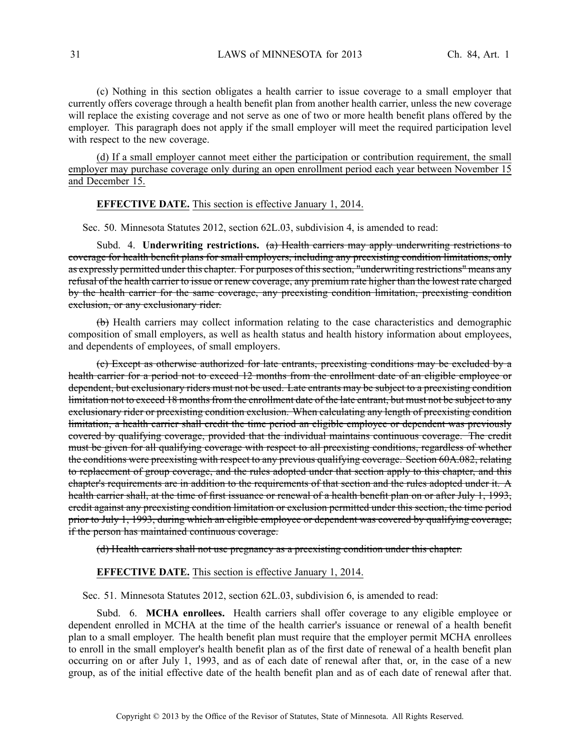(c) Nothing in this section obligates a health carrier to issue coverage to a small employer that currently offers coverage through a health benefit plan from another health carrier, unless the new coverage will replace the existing coverage and not serve as one of two or more health benefit plans offered by the employer. This paragraph does not apply if the small employer will meet the required participation level with respect to the new coverage.

<u>(d) If a small employer cannot meet either the participation or contribution requirement, the small employer may purchase coverage only during an open enrollment period each year between November 15 and December 15.</u>

**EFFECTIVE DATE.** <u>This section is effective January 1, 2014.</u>

Sec. 50. Minnesota Statutes 2012, section 62L.03, subdivision 4, is amended to read:

Subd. 4. **Underwriting restrictions.** ~~(a) Health carriers may apply underwriting restrictions to coverage for health benefit plans for small employers, including any preexisting condition limitations, only as expressly permitted under this chapter. For purposes of this section, "underwriting restrictions" means any refusal of the health carrier to issue or renew coverage, any premium rate higher than the lowest rate charged by the health carrier for the same coverage, any preexisting condition limitation, preexisting condition exclusion, or any exclusionary rider.~~

~~(b)~~ Health carriers may collect information relating to the case characteristics and demographic composition of small employers, as well as health status and health history information about employees, and dependents of employees, of small employers.

~~(c) Except as otherwise authorized for late entrants, preexisting conditions may be excluded by a health carrier for a period not to exceed 12 months from the enrollment date of an eligible employee or dependent, but exclusionary riders must not be used. Late entrants may be subject to a preexisting condition limitation not to exceed 18 months from the enrollment date of the late entrant, but must not be subject to any exclusionary rider or preexisting condition exclusion. When calculating any length of preexisting condition limitation, a health carrier shall credit the time period an eligible employee or dependent was previously covered by qualifying coverage, provided that the individual maintains continuous coverage. The credit must be given for all qualifying coverage with respect to all preexisting conditions, regardless of whether the conditions were preexisting with respect to any previous qualifying coverage. Section 60A.082, relating to replacement of group coverage, and the rules adopted under that section apply to this chapter, and this chapter's requirements are in addition to the requirements of that section and the rules adopted under it. A health carrier shall, at the time of first issuance or renewal of a health benefit plan on or after July 1, 1993, credit against any preexisting condition limitation or exclusion permitted under this section, the time period prior to July 1, 1993, during which an eligible employee or dependent was covered by qualifying coverage, if the person has maintained continuous coverage.~~

~~(d) Health carriers shall not use pregnancy as a preexisting condition under this chapter.~~

**EFFECTIVE DATE.** <u>This section is effective January 1, 2014.</u>

Sec. 51. Minnesota Statutes 2012, section 62L.03, subdivision 6, is amended to read:

Subd. 6. **MCHA enrollees.** Health carriers shall offer coverage to any eligible employee or dependent enrolled in MCHA at the time of the health carrier's issuance or renewal of a health benefit plan to a small employer. The health benefit plan must require that the employer permit MCHA enrollees to enroll in the small employer's health benefit plan as of the first date of renewal of a health benefit plan occurring on or after July 1, 1993, and as of each date of renewal after that, or, in the case of a new group, as of the initial effective date of the health benefit plan and as of each date of renewal after that.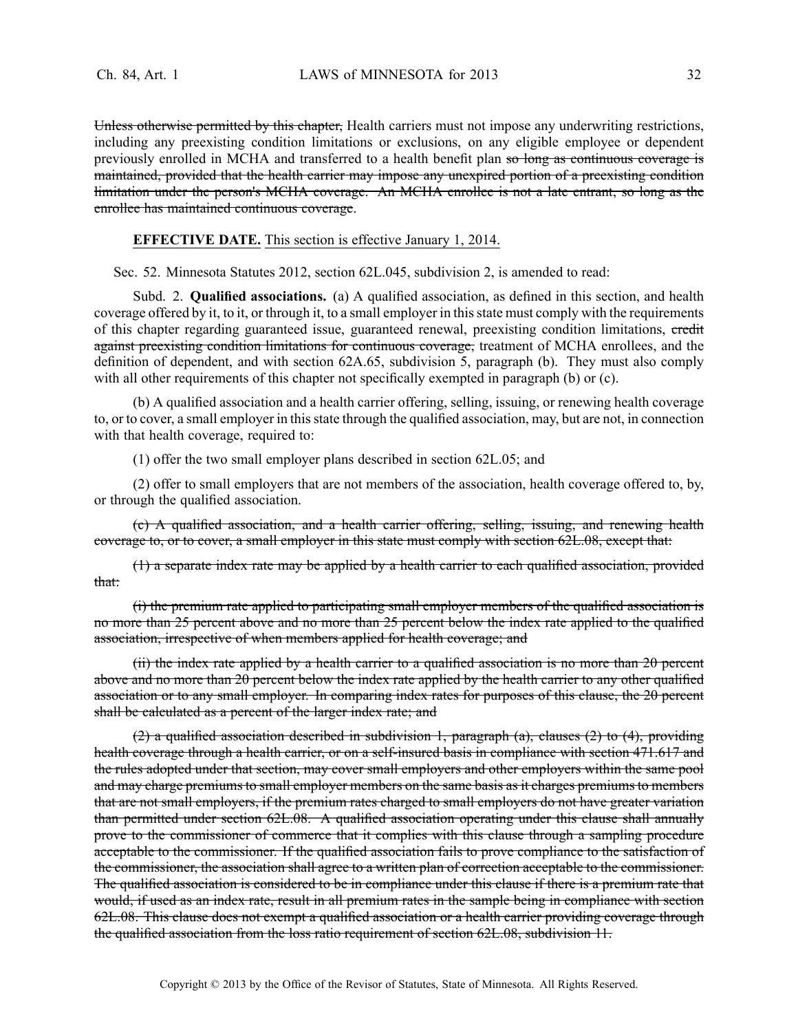~~Unless otherwise permitted by this chapter,~~ Health carriers must not impose any underwriting restrictions, including any preexisting condition limitations or exclusions, on any eligible employee or dependent previously enrolled in MCHA and transferred to a health benefit plan ~~so long as continuous coverage is maintained, provided that the health carrier may impose any unexpired portion of a preexisting condition limitation under the person's MCHA coverage. An MCHA enrollee is not a late entrant, so long as the enrollee has maintained continuous coverage~~.

**EFFECTIVE DATE.** This section is effective January 1, 2014.

Sec. 52. Minnesota Statutes 2012, section 62L.045, subdivision 2, is amended to read:

Subd. 2. **Qualified associations.** (a) A qualified association, as defined in this section, and health coverage offered by it, to it, or through it, to a small employer in this state must comply with the requirements of this chapter regarding guaranteed issue, guaranteed renewal, preexisting condition limitations, ~~credit against preexisting condition limitations for continuous coverage,~~ treatment of MCHA enrollees, and the definition of dependent, and with section 62A.65, subdivision 5, paragraph (b). They must also comply with all other requirements of this chapter not specifically exempted in paragraph (b) or (c).

(b) A qualified association and a health carrier offering, selling, issuing, or renewing health coverage to, or to cover, a small employer in this state through the qualified association, may, but are not, in connection with that health coverage, required to:

(1) offer the two small employer plans described in section 62L.05; and

(2) offer to small employers that are not members of the association, health coverage offered to, by, or through the qualified association.

~~(c) A qualified association, and a health carrier offering, selling, issuing, and renewing health coverage to, or to cover, a small employer in this state must comply with section 62L.08, except that:~~

~~(1) a separate index rate may be applied by a health carrier to each qualified association, provided that:~~

~~(i) the premium rate applied to participating small employer members of the qualified association is no more than 25 percent above and no more than 25 percent below the index rate applied to the qualified association, irrespective of when members applied for health coverage; and~~

~~(ii) the index rate applied by a health carrier to a qualified association is no more than 20 percent above and no more than 20 percent below the index rate applied by the health carrier to any other qualified association or to any small employer. In comparing index rates for purposes of this clause, the 20 percent shall be calculated as a percent of the larger index rate; and~~

~~(2) a qualified association described in subdivision 1, paragraph (a), clauses (2) to (4), providing health coverage through a health carrier, or on a self-insured basis in compliance with section 471.617 and the rules adopted under that section, may cover small employers and other employers within the same pool and may charge premiums to small employer members on the same basis as it charges premiums to members that are not small employers, if the premium rates charged to small employers do not have greater variation than permitted under section 62L.08. A qualified association operating under this clause shall annually prove to the commissioner of commerce that it complies with this clause through a sampling procedure acceptable to the commissioner. If the qualified association fails to prove compliance to the satisfaction of the commissioner, the association shall agree to a written plan of correction acceptable to the commissioner. The qualified association is considered to be in compliance under this clause if there is a premium rate that would, if used as an index rate, result in all premium rates in the sample being in compliance with section 62L.08. This clause does not exempt a qualified association or a health carrier providing coverage through the qualified association from the loss ratio requirement of section 62L.08, subdivision 11.~~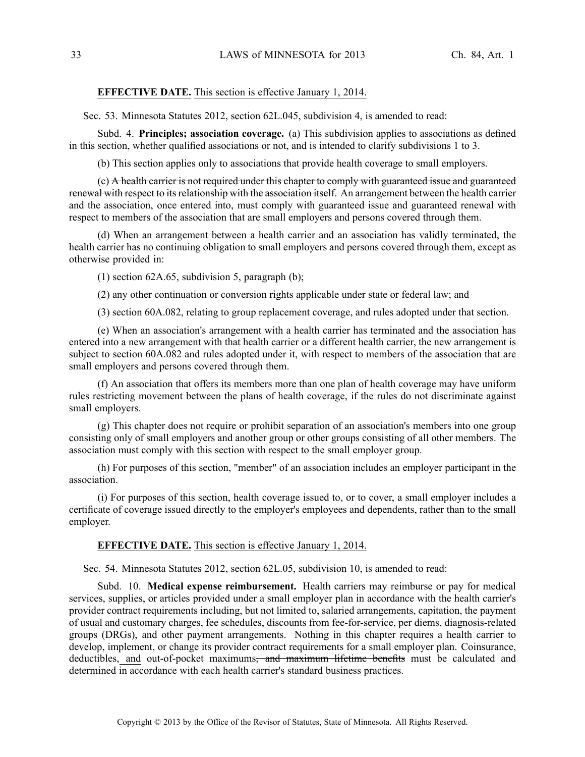**EFFECTIVE DATE.** This section is effective January 1, 2014.

Sec. 53. Minnesota Statutes 2012, section 62L.045, subdivision 4, is amended to read:

Subd. 4. **Principles; association coverage.** (a) This subdivision applies to associations as defined in this section, whether qualified associations or not, and is intended to clarify subdivisions 1 to 3.

(b) This section applies only to associations that provide health coverage to small employers.

(c) ~~A health carrier is not required under this chapter to comply with guaranteed issue and guaranteed renewal with respect to its relationship with the association itself.~~ An arrangement between the health carrier and the association, once entered into, must comply with guaranteed issue and guaranteed renewal with respect to members of the association that are small employers and persons covered through them.

(d) When an arrangement between a health carrier and an association has validly terminated, the health carrier has no continuing obligation to small employers and persons covered through them, except as otherwise provided in:

(1) section 62A.65, subdivision 5, paragraph (b);

(2) any other continuation or conversion rights applicable under state or federal law; and

(3) section 60A.082, relating to group replacement coverage, and rules adopted under that section.

(e) When an association's arrangement with a health carrier has terminated and the association has entered into a new arrangement with that health carrier or a different health carrier, the new arrangement is subject to section 60A.082 and rules adopted under it, with respect to members of the association that are small employers and persons covered through them.

(f) An association that offers its members more than one plan of health coverage may have uniform rules restricting movement between the plans of health coverage, if the rules do not discriminate against small employers.

(g) This chapter does not require or prohibit separation of an association's members into one group consisting only of small employers and another group or other groups consisting of all other members. The association must comply with this section with respect to the small employer group.

(h) For purposes of this section, "member" of an association includes an employer participant in the association.

(i) For purposes of this section, health coverage issued to, or to cover, a small employer includes a certificate of coverage issued directly to the employer's employees and dependents, rather than to the small employer.

**EFFECTIVE DATE.** This section is effective January 1, 2014.

Sec. 54. Minnesota Statutes 2012, section 62L.05, subdivision 10, is amended to read:

Subd. 10. **Medical expense reimbursement.** Health carriers may reimburse or pay for medical services, supplies, or articles provided under a small employer plan in accordance with the health carrier's provider contract requirements including, but not limited to, salaried arrangements, capitation, the payment of usual and customary charges, fee schedules, discounts from fee-for-service, per diems, diagnosis-related groups (DRGs), and other payment arrangements. Nothing in this chapter requires a health carrier to develop, implement, or change its provider contract requirements for a small employer plan. Coinsurance, deductibles, and out-of-pocket maximums~~, and maximum lifetime benefits~~ must be calculated and determined in accordance with each health carrier's standard business practices.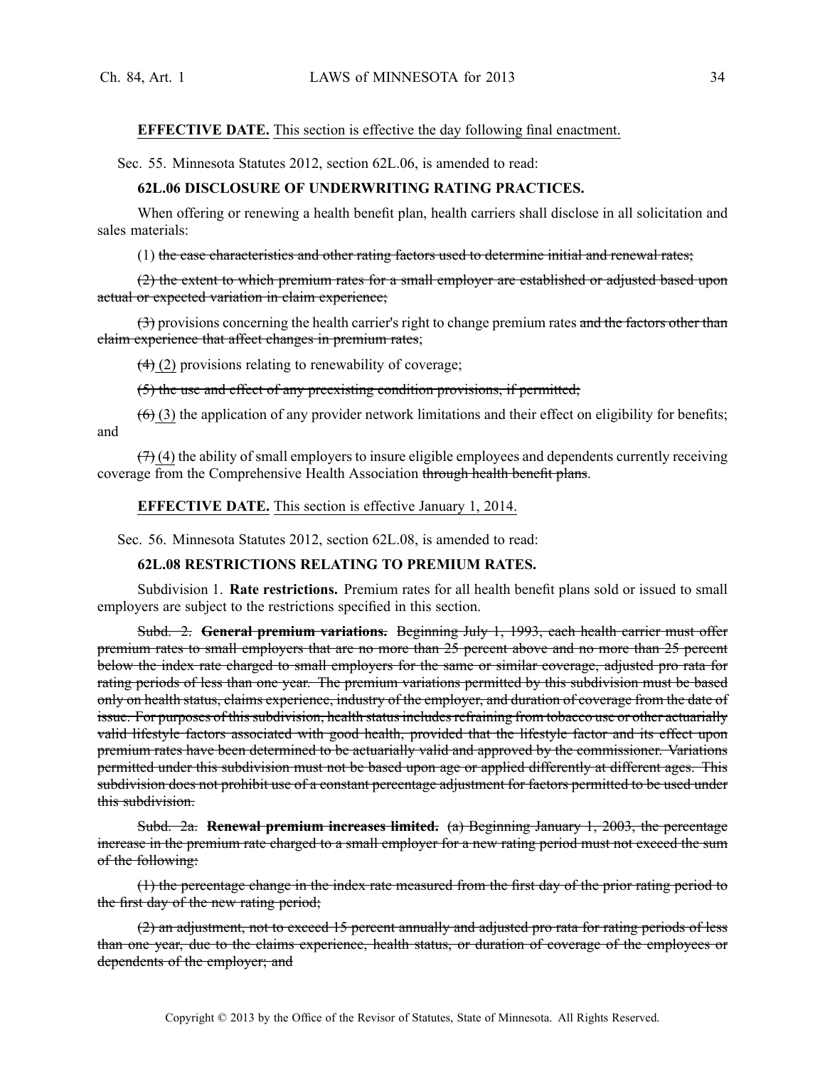**EFFECTIVE DATE.** <u>This section is effective the day following final enactment.</u>

Sec. 55. Minnesota Statutes 2012, section 62L.06, is amended to read:

**62L.06 DISCLOSURE OF UNDERWRITING RATING PRACTICES.**

When offering or renewing a health benefit plan, health carriers shall disclose in all solicitation and sales materials:

(1) ~~the case characteristics and other rating factors used to determine initial and renewal rates;~~

~~(2) the extent to which premium rates for a small employer are established or adjusted based upon actual or expected variation in claim experience;~~

~~(3)~~ provisions concerning the health carrier's right to change premium rates ~~and the factors other than claim experience that affect changes in premium rates~~;

~~(4)~~ <u>(2)</u> provisions relating to renewability of coverage;

~~(5) the use and effect of any preexisting condition provisions, if permitted;~~

~~(6)~~ <u>(3)</u> the application of any provider network limitations and their effect on eligibility for benefits; and

~~(7)~~ <u>(4)</u> the ability of small employers to insure eligible employees and dependents currently receiving coverage from the Comprehensive Health Association ~~through health benefit plans~~.

**EFFECTIVE DATE.** <u>This section is effective January 1, 2014.</u>

Sec. 56. Minnesota Statutes 2012, section 62L.08, is amended to read:

**62L.08 RESTRICTIONS RELATING TO PREMIUM RATES.**

Subdivision 1. **Rate restrictions.** Premium rates for all health benefit plans sold or issued to small employers are subject to the restrictions specified in this section.

~~Subd. 2. **General premium variations.** Beginning July 1, 1993, each health carrier must offer premium rates to small employers that are no more than 25 percent above and no more than 25 percent below the index rate charged to small employers for the same or similar coverage, adjusted pro rata for rating periods of less than one year. The premium variations permitted by this subdivision must be based only on health status, claims experience, industry of the employer, and duration of coverage from the date of issue. For purposes of this subdivision, health status includes refraining from tobacco use or other actuarially valid lifestyle factors associated with good health, provided that the lifestyle factor and its effect upon premium rates have been determined to be actuarially valid and approved by the commissioner. Variations permitted under this subdivision must not be based upon age or applied differently at different ages. This subdivision does not prohibit use of a constant percentage adjustment for factors permitted to be used under this subdivision.~~

~~Subd. 2a. **Renewal premium increases limited.** (a) Beginning January 1, 2003, the percentage increase in the premium rate charged to a small employer for a new rating period must not exceed the sum of the following:~~

~~(1) the percentage change in the index rate measured from the first day of the prior rating period to the first day of the new rating period;~~

~~(2) an adjustment, not to exceed 15 percent annually and adjusted pro rata for rating periods of less than one year, due to the claims experience, health status, or duration of coverage of the employees or dependents of the employer; and~~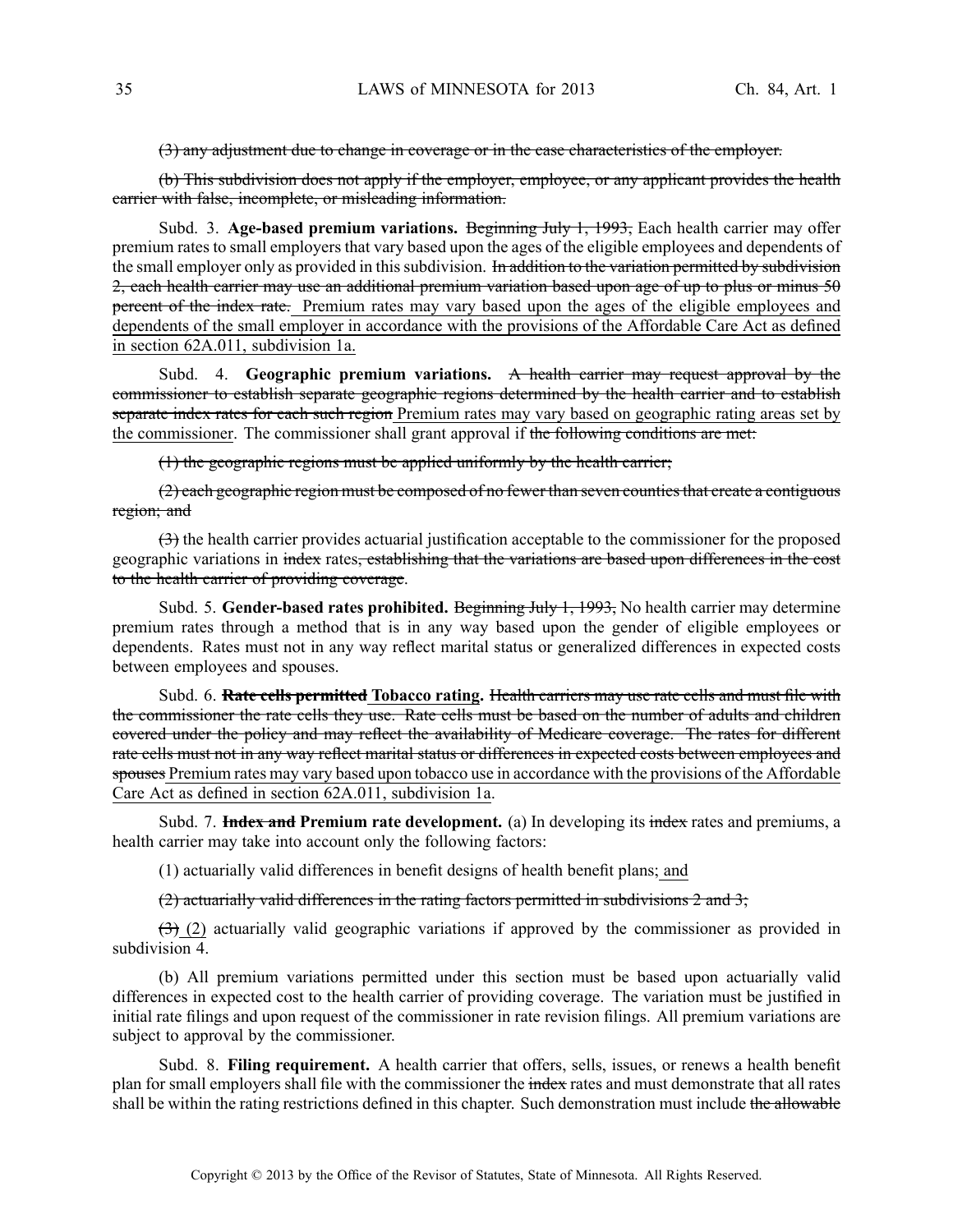~~(3) any adjustment due to change in coverage or in the case characteristics of the employer.~~

~~(b) This subdivision does not apply if the employer, employee, or any applicant provides the health carrier with false, incomplete, or misleading information.~~

Subd. 3. **Age-based premium variations.** ~~Beginning July 1, 1993,~~ Each health carrier may offer premium rates to small employers that vary based upon the ages of the eligible employees and dependents of the small employer only as provided in this subdivision. ~~In addition to the variation permitted by subdivision 2, each health carrier may use an additional premium variation based upon age of up to plus or minus 50 percent of the index rate.~~ <u>Premium rates may vary based upon the ages of the eligible employees and dependents of the small employer in accordance with the provisions of the Affordable Care Act as defined in section 62A.011, subdivision 1a.</u>

Subd. 4. **Geographic premium variations.** ~~A health carrier may request approval by the commissioner to establish separate geographic regions determined by the health carrier and to establish separate index rates for each such region~~ <u>Premium rates may vary based on geographic rating areas set by the commissioner</u>. The commissioner shall grant approval if ~~the following conditions are met:~~

~~(1) the geographic regions must be applied uniformly by the health carrier;~~

~~(2) each geographic region must be composed of no fewer than seven counties that create a contiguous region; and~~

~~(3)~~ the health carrier provides actuarial justification acceptable to the commissioner for the proposed geographic variations in ~~index~~ rates~~, establishing that the variations are based upon differences in the cost to the health carrier of providing coverage~~.

Subd. 5. **Gender-based rates prohibited.** ~~Beginning July 1, 1993,~~ No health carrier may determine premium rates through a method that is in any way based upon the gender of eligible employees or dependents. Rates must not in any way reflect marital status or generalized differences in expected costs between employees and spouses.

Subd. 6. ~~**Rate cells permitted**~~ <u>**Tobacco rating**</u>**.** ~~Health carriers may use rate cells and must file with the commissioner the rate cells they use. Rate cells must be based on the number of adults and children covered under the policy and may reflect the availability of Medicare coverage. The rates for different rate cells must not in any way reflect marital status or differences in expected costs between employees and spouses~~ <u>Premium rates may vary based upon tobacco use in accordance with the provisions of the Affordable Care Act as defined in section 62A.011, subdivision 1a</u>.

Subd. 7. ~~**Index and**~~ **Premium rate development.** (a) In developing its ~~index~~ rates and premiums, a health carrier may take into account only the following factors:

(1) actuarially valid differences in benefit designs of health benefit plans;<u> and</u>

~~(2) actuarially valid differences in the rating factors permitted in subdivisions 2 and 3;~~

~~(3)~~ <u>(2)</u> actuarially valid geographic variations if approved by the commissioner as provided in subdivision 4.

(b) All premium variations permitted under this section must be based upon actuarially valid differences in expected cost to the health carrier of providing coverage. The variation must be justified in initial rate filings and upon request of the commissioner in rate revision filings. All premium variations are subject to approval by the commissioner.

Subd. 8. **Filing requirement.** A health carrier that offers, sells, issues, or renews a health benefit plan for small employers shall file with the commissioner the ~~index~~ rates and must demonstrate that all rates shall be within the rating restrictions defined in this chapter. Such demonstration must include ~~the allowable~~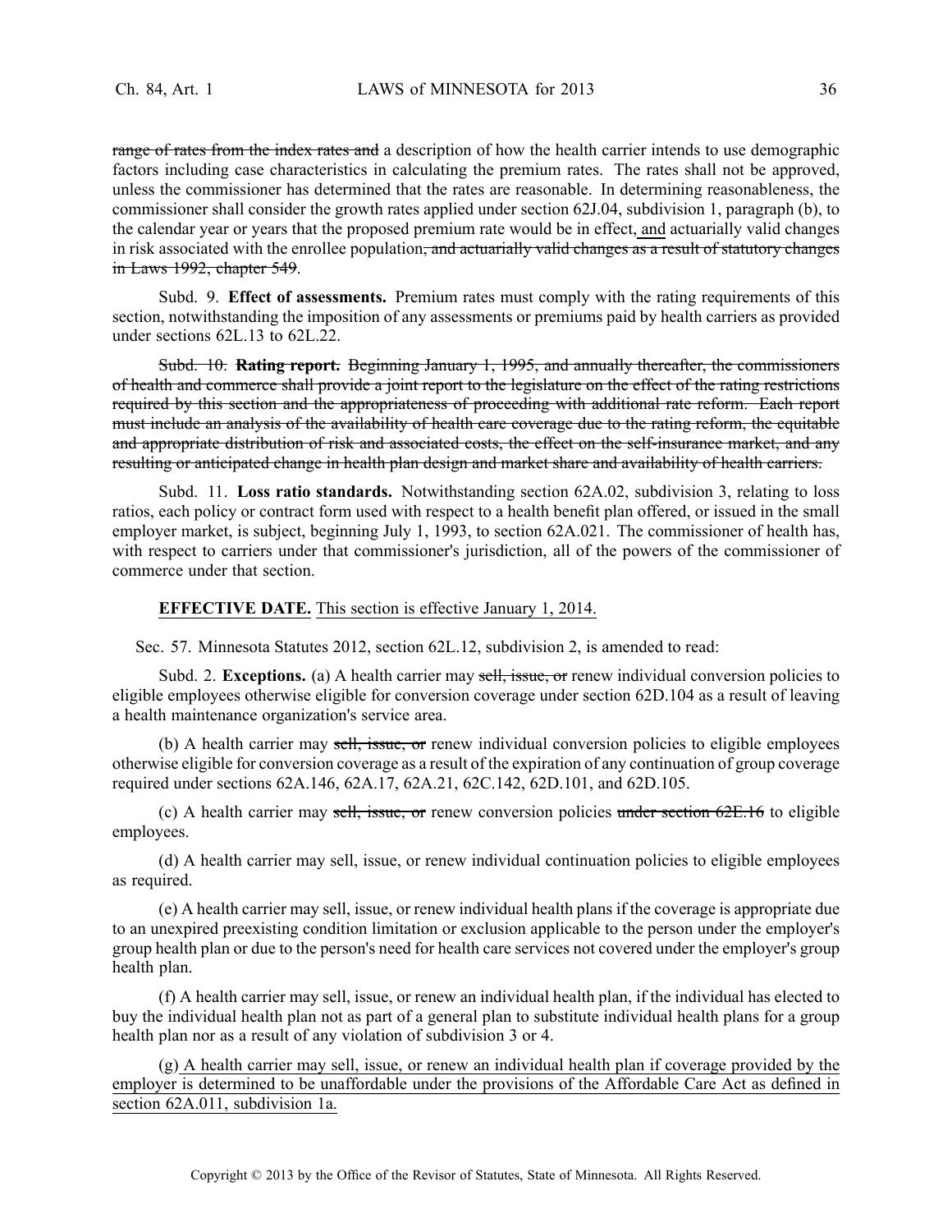~~range of rates from the index rates and~~ a description of how the health carrier intends to use demographic factors including case characteristics in calculating the premium rates. The rates shall not be approved, unless the commissioner has determined that the rates are reasonable. In determining reasonableness, the commissioner shall consider the growth rates applied under section 62J.04, subdivision 1, paragraph (b), to the calendar year or years that the proposed premium rate would be in effect, <u>and</u> actuarially valid changes in risk associated with the enrollee population~~, and actuarially valid changes as a result of statutory changes in Laws 1992, chapter 549~~.

Subd. 9. **Effect of assessments.** Premium rates must comply with the rating requirements of this section, notwithstanding the imposition of any assessments or premiums paid by health carriers as provided under sections 62L.13 to 62L.22.

~~Subd. 10. **Rating report.** Beginning January 1, 1995, and annually thereafter, the commissioners of health and commerce shall provide a joint report to the legislature on the effect of the rating restrictions required by this section and the appropriateness of proceeding with additional rate reform. Each report must include an analysis of the availability of health care coverage due to the rating reform, the equitable and appropriate distribution of risk and associated costs, the effect on the self-insurance market, and any resulting or anticipated change in health plan design and market share and availability of health carriers.~~

Subd. 11. **Loss ratio standards.** Notwithstanding section 62A.02, subdivision 3, relating to loss ratios, each policy or contract form used with respect to a health benefit plan offered, or issued in the small employer market, is subject, beginning July 1, 1993, to section 62A.021. The commissioner of health has, with respect to carriers under that commissioner's jurisdiction, all of the powers of the commissioner of commerce under that section.

**EFFECTIVE DATE.** <u>This section is effective January 1, 2014.</u>

Sec. 57. Minnesota Statutes 2012, section 62L.12, subdivision 2, is amended to read:

Subd. 2. **Exceptions.** (a) A health carrier may ~~sell, issue, or~~ renew individual conversion policies to eligible employees otherwise eligible for conversion coverage under section 62D.104 as a result of leaving a health maintenance organization's service area.

(b) A health carrier may ~~sell, issue, or~~ renew individual conversion policies to eligible employees otherwise eligible for conversion coverage as a result of the expiration of any continuation of group coverage required under sections 62A.146, 62A.17, 62A.21, 62C.142, 62D.101, and 62D.105.

(c) A health carrier may ~~sell, issue, or~~ renew conversion policies ~~under section 62E.16~~ to eligible employees.

(d) A health carrier may sell, issue, or renew individual continuation policies to eligible employees as required.

(e) A health carrier may sell, issue, or renew individual health plans if the coverage is appropriate due to an unexpired preexisting condition limitation or exclusion applicable to the person under the employer's group health plan or due to the person's need for health care services not covered under the employer's group health plan.

(f) A health carrier may sell, issue, or renew an individual health plan, if the individual has elected to buy the individual health plan not as part of a general plan to substitute individual health plans for a group health plan nor as a result of any violation of subdivision 3 or 4.

(g) <u>A health carrier may sell, issue, or renew an individual health plan if coverage provided by the employer is determined to be unaffordable under the provisions of the Affordable Care Act as defined in section 62A.011, subdivision 1a.</u>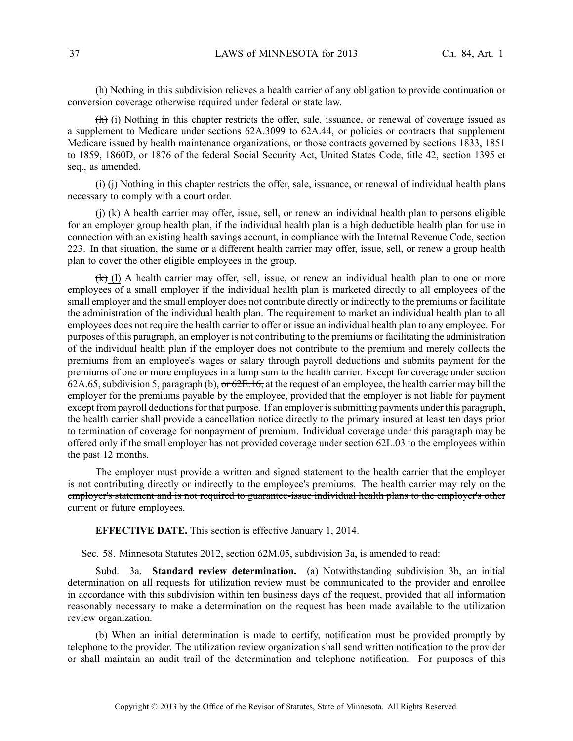(h) Nothing in this subdivision relieves a health carrier of any obligation to provide continuation or conversion coverage otherwise required under federal or state law.

~~(h)~~ (i) Nothing in this chapter restricts the offer, sale, issuance, or renewal of coverage issued as a supplement to Medicare under sections 62A.3099 to 62A.44, or policies or contracts that supplement Medicare issued by health maintenance organizations, or those contracts governed by sections 1833, 1851 to 1859, 1860D, or 1876 of the federal Social Security Act, United States Code, title 42, section 1395 et seq., as amended.

~~(i)~~ (j) Nothing in this chapter restricts the offer, sale, issuance, or renewal of individual health plans necessary to comply with a court order.

~~(j)~~ (k) A health carrier may offer, issue, sell, or renew an individual health plan to persons eligible for an employer group health plan, if the individual health plan is a high deductible health plan for use in connection with an existing health savings account, in compliance with the Internal Revenue Code, section 223. In that situation, the same or a different health carrier may offer, issue, sell, or renew a group health plan to cover the other eligible employees in the group.

~~(k)~~ (l) A health carrier may offer, sell, issue, or renew an individual health plan to one or more employees of a small employer if the individual health plan is marketed directly to all employees of the small employer and the small employer does not contribute directly or indirectly to the premiums or facilitate the administration of the individual health plan. The requirement to market an individual health plan to all employees does not require the health carrier to offer or issue an individual health plan to any employee. For purposes of this paragraph, an employer is not contributing to the premiums or facilitating the administration of the individual health plan if the employer does not contribute to the premium and merely collects the premiums from an employee's wages or salary through payroll deductions and submits payment for the premiums of one or more employees in a lump sum to the health carrier. Except for coverage under section 62A.65, subdivision 5, paragraph (b), ~~or 62E.16,~~ at the request of an employee, the health carrier may bill the employer for the premiums payable by the employee, provided that the employer is not liable for payment except from payroll deductions for that purpose. If an employer is submitting payments under this paragraph, the health carrier shall provide a cancellation notice directly to the primary insured at least ten days prior to termination of coverage for nonpayment of premium. Individual coverage under this paragraph may be offered only if the small employer has not provided coverage under section 62L.03 to the employees within the past 12 months.

~~The employer must provide a written and signed statement to the health carrier that the employer is not contributing directly or indirectly to the employee's premiums. The health carrier may rely on the employer's statement and is not required to guarantee-issue individual health plans to the employer's other current or future employees.~~

**EFFECTIVE DATE.** This section is effective January 1, 2014.

Sec. 58. Minnesota Statutes 2012, section 62M.05, subdivision 3a, is amended to read:

Subd. 3a. **Standard review determination.** (a) Notwithstanding subdivision 3b, an initial determination on all requests for utilization review must be communicated to the provider and enrollee in accordance with this subdivision within ten business days of the request, provided that all information reasonably necessary to make a determination on the request has been made available to the utilization review organization.

(b) When an initial determination is made to certify, notification must be provided promptly by telephone to the provider. The utilization review organization shall send written notification to the provider or shall maintain an audit trail of the determination and telephone notification. For purposes of this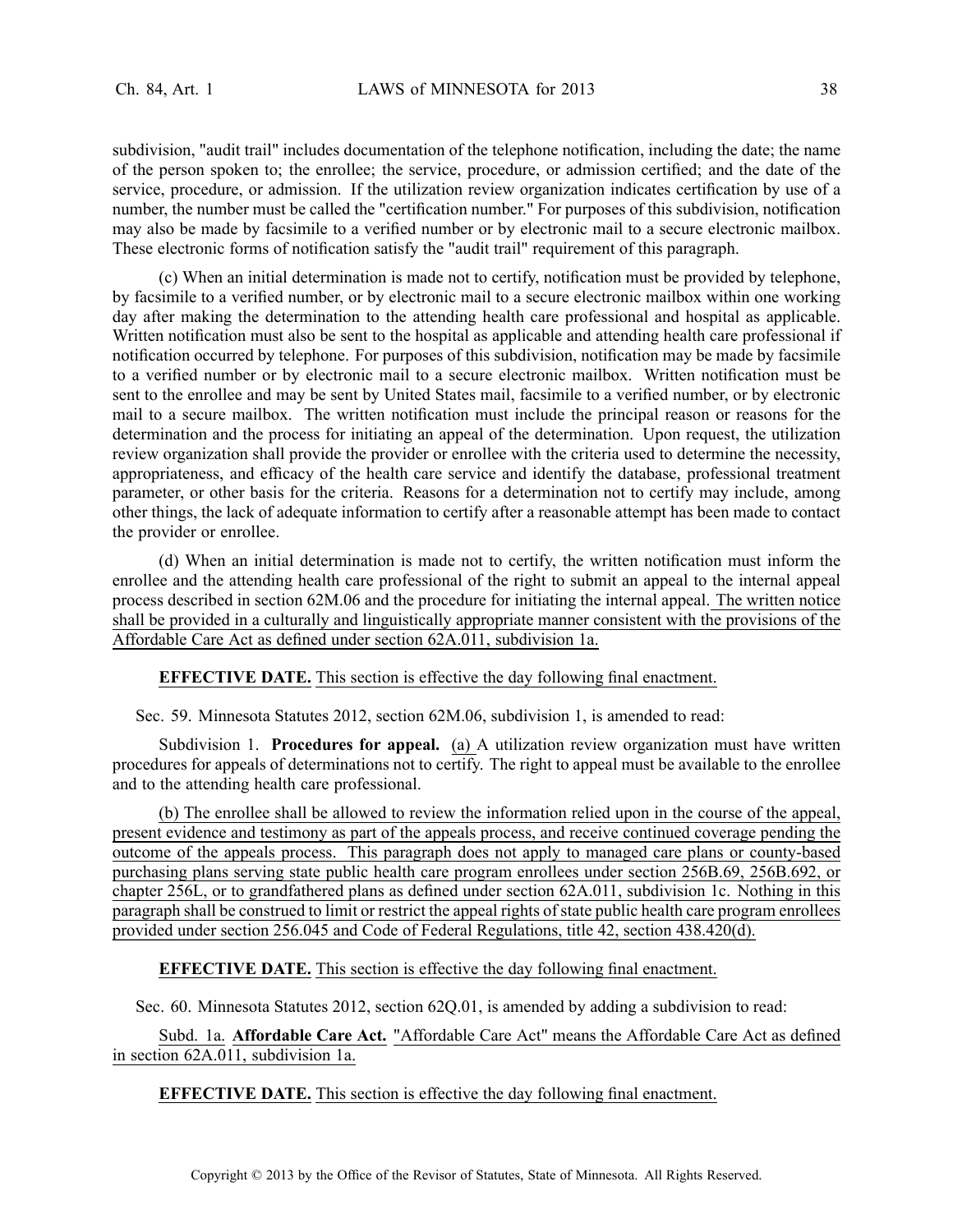subdivision, "audit trail" includes documentation of the telephone notification, including the date; the name of the person spoken to; the enrollee; the service, procedure, or admission certified; and the date of the service, procedure, or admission. If the utilization review organization indicates certification by use of a number, the number must be called the "certification number." For purposes of this subdivision, notification may also be made by facsimile to a verified number or by electronic mail to a secure electronic mailbox. These electronic forms of notification satisfy the "audit trail" requirement of this paragraph.

(c) When an initial determination is made not to certify, notification must be provided by telephone, by facsimile to a verified number, or by electronic mail to a secure electronic mailbox within one working day after making the determination to the attending health care professional and hospital as applicable. Written notification must also be sent to the hospital as applicable and attending health care professional if notification occurred by telephone. For purposes of this subdivision, notification may be made by facsimile to a verified number or by electronic mail to a secure electronic mailbox. Written notification must be sent to the enrollee and may be sent by United States mail, facsimile to a verified number, or by electronic mail to a secure mailbox. The written notification must include the principal reason or reasons for the determination and the process for initiating an appeal of the determination. Upon request, the utilization review organization shall provide the provider or enrollee with the criteria used to determine the necessity, appropriateness, and efficacy of the health care service and identify the database, professional treatment parameter, or other basis for the criteria. Reasons for a determination not to certify may include, among other things, the lack of adequate information to certify after a reasonable attempt has been made to contact the provider or enrollee.

(d) When an initial determination is made not to certify, the written notification must inform the enrollee and the attending health care professional of the right to submit an appeal to the internal appeal process described in section 62M.06 and the procedure for initiating the internal appeal. The written notice shall be provided in a culturally and linguistically appropriate manner consistent with the provisions of the Affordable Care Act as defined under section 62A.011, subdivision 1a.

**EFFECTIVE DATE.** This section is effective the day following final enactment.

Sec. 59. Minnesota Statutes 2012, section 62M.06, subdivision 1, is amended to read:

Subdivision 1. **Procedures for appeal.** (a) A utilization review organization must have written procedures for appeals of determinations not to certify. The right to appeal must be available to the enrollee and to the attending health care professional.

(b) The enrollee shall be allowed to review the information relied upon in the course of the appeal, present evidence and testimony as part of the appeals process, and receive continued coverage pending the outcome of the appeals process. This paragraph does not apply to managed care plans or county-based purchasing plans serving state public health care program enrollees under section 256B.69, 256B.692, or chapter 256L, or to grandfathered plans as defined under section 62A.011, subdivision 1c. Nothing in this paragraph shall be construed to limit or restrict the appeal rights of state public health care program enrollees provided under section 256.045 and Code of Federal Regulations, title 42, section 438.420(d).

**EFFECTIVE DATE.** This section is effective the day following final enactment.

Sec. 60. Minnesota Statutes 2012, section 62Q.01, is amended by adding a subdivision to read:

Subd. 1a. **Affordable Care Act.** "Affordable Care Act" means the Affordable Care Act as defined in section 62A.011, subdivision 1a.

**EFFECTIVE DATE.** This section is effective the day following final enactment.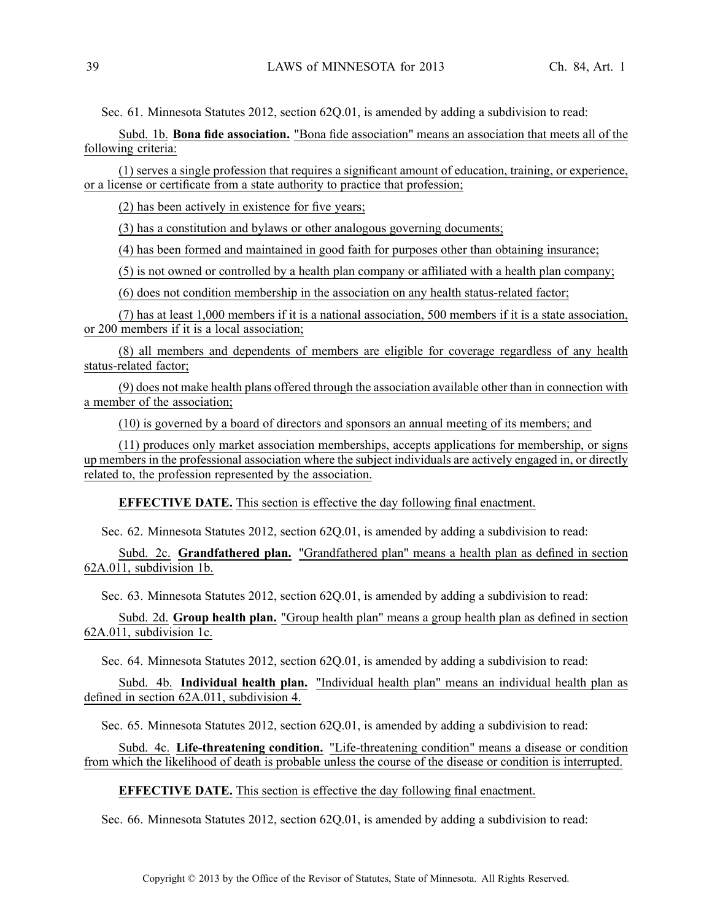Sec. 61. Minnesota Statutes 2012, section 62Q.01, is amended by adding a subdivision to read:

Subd. 1b. **Bona fide association.** "Bona fide association" means an association that meets all of the following criteria:

(1) serves a single profession that requires a significant amount of education, training, or experience, or a license or certificate from a state authority to practice that profession;

(2) has been actively in existence for five years;

(3) has a constitution and bylaws or other analogous governing documents;

(4) has been formed and maintained in good faith for purposes other than obtaining insurance;

(5) is not owned or controlled by a health plan company or affiliated with a health plan company;

(6) does not condition membership in the association on any health status-related factor;

(7) has at least 1,000 members if it is a national association, 500 members if it is a state association, or 200 members if it is a local association;

(8) all members and dependents of members are eligible for coverage regardless of any health status-related factor;

(9) does not make health plans offered through the association available other than in connection with a member of the association;

(10) is governed by a board of directors and sponsors an annual meeting of its members; and

(11) produces only market association memberships, accepts applications for membership, or signs up members in the professional association where the subject individuals are actively engaged in, or directly related to, the profession represented by the association.

**EFFECTIVE DATE.** This section is effective the day following final enactment.

Sec. 62. Minnesota Statutes 2012, section 62Q.01, is amended by adding a subdivision to read:

Subd. 2c. **Grandfathered plan.** "Grandfathered plan" means a health plan as defined in section 62A.011, subdivision 1b.

Sec. 63. Minnesota Statutes 2012, section 62Q.01, is amended by adding a subdivision to read:

Subd. 2d. **Group health plan.** "Group health plan" means a group health plan as defined in section 62A.011, subdivision 1c.

Sec. 64. Minnesota Statutes 2012, section 62Q.01, is amended by adding a subdivision to read:

Subd. 4b. **Individual health plan.** "Individual health plan" means an individual health plan as defined in section 62A.011, subdivision 4.

Sec. 65. Minnesota Statutes 2012, section 62Q.01, is amended by adding a subdivision to read:

Subd. 4c. **Life-threatening condition.** "Life-threatening condition" means a disease or condition from which the likelihood of death is probable unless the course of the disease or condition is interrupted.

**EFFECTIVE DATE.** This section is effective the day following final enactment.

Sec. 66. Minnesota Statutes 2012, section 62Q.01, is amended by adding a subdivision to read: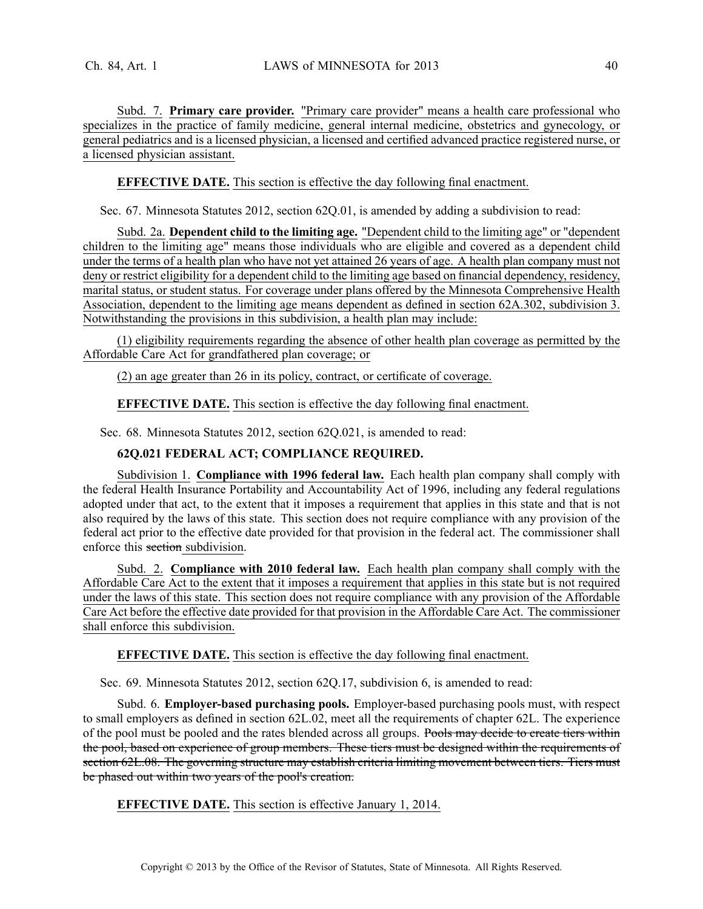Subd. 7. **Primary care provider.** "Primary care provider" means a health care professional who specializes in the practice of family medicine, general internal medicine, obstetrics and gynecology, or general pediatrics and is a licensed physician, a licensed and certified advanced practice registered nurse, or a licensed physician assistant.

**EFFECTIVE DATE.** This section is effective the day following final enactment.

Sec. 67. Minnesota Statutes 2012, section 62Q.01, is amended by adding a subdivision to read:

Subd. 2a. **Dependent child to the limiting age.** "Dependent child to the limiting age" or "dependent children to the limiting age" means those individuals who are eligible and covered as a dependent child under the terms of a health plan who have not yet attained 26 years of age. A health plan company must not deny or restrict eligibility for a dependent child to the limiting age based on financial dependency, residency, marital status, or student status. For coverage under plans offered by the Minnesota Comprehensive Health Association, dependent to the limiting age means dependent as defined in section 62A.302, subdivision 3. Notwithstanding the provisions in this subdivision, a health plan may include:

(1) eligibility requirements regarding the absence of other health plan coverage as permitted by the Affordable Care Act for grandfathered plan coverage; or

(2) an age greater than 26 in its policy, contract, or certificate of coverage.

**EFFECTIVE DATE.** This section is effective the day following final enactment.

Sec. 68. Minnesota Statutes 2012, section 62Q.021, is amended to read:

**62Q.021 FEDERAL ACT; COMPLIANCE REQUIRED.**

Subdivision 1. **Compliance with 1996 federal law.** Each health plan company shall comply with the federal Health Insurance Portability and Accountability Act of 1996, including any federal regulations adopted under that act, to the extent that it imposes a requirement that applies in this state and that is not also required by the laws of this state. This section does not require compliance with any provision of the federal act prior to the effective date provided for that provision in the federal act. The commissioner shall enforce this ~~section~~ subdivision.

Subd. 2. **Compliance with 2010 federal law.** Each health plan company shall comply with the Affordable Care Act to the extent that it imposes a requirement that applies in this state but is not required under the laws of this state. This section does not require compliance with any provision of the Affordable Care Act before the effective date provided for that provision in the Affordable Care Act. The commissioner shall enforce this subdivision.

**EFFECTIVE DATE.** This section is effective the day following final enactment.

Sec. 69. Minnesota Statutes 2012, section 62Q.17, subdivision 6, is amended to read:

Subd. 6. **Employer-based purchasing pools.** Employer-based purchasing pools must, with respect to small employers as defined in section 62L.02, meet all the requirements of chapter 62L. The experience of the pool must be pooled and the rates blended across all groups. ~~Pools may decide to create tiers within the pool, based on experience of group members. These tiers must be designed within the requirements of section 62L.08. The governing structure may establish criteria limiting movement between tiers. Tiers must be phased out within two years of the pool's creation.~~

**EFFECTIVE DATE.** This section is effective January 1, 2014.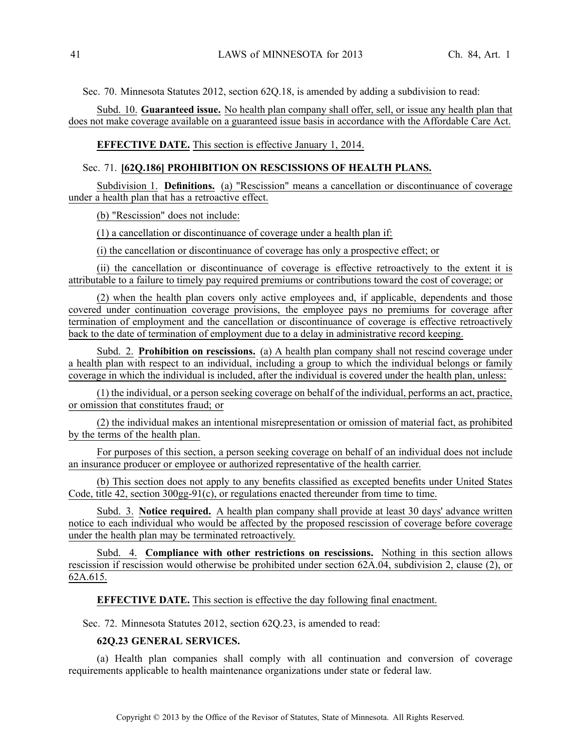Sec. 70. Minnesota Statutes 2012, section 62Q.18, is amended by adding a subdivision to read:

Subd. 10. **Guaranteed issue.** No health plan company shall offer, sell, or issue any health plan that does not make coverage available on a guaranteed issue basis in accordance with the Affordable Care Act.

**EFFECTIVE DATE.** This section is effective January 1, 2014.

Sec. 71. **[62Q.186] PROHIBITION ON RESCISSIONS OF HEALTH PLANS.**

Subdivision 1. **Definitions.** (a) "Rescission" means a cancellation or discontinuance of coverage under a health plan that has a retroactive effect.

(b) "Rescission" does not include:

(1) a cancellation or discontinuance of coverage under a health plan if:

(i) the cancellation or discontinuance of coverage has only a prospective effect; or

(ii) the cancellation or discontinuance of coverage is effective retroactively to the extent it is attributable to a failure to timely pay required premiums or contributions toward the cost of coverage; or

(2) when the health plan covers only active employees and, if applicable, dependents and those covered under continuation coverage provisions, the employee pays no premiums for coverage after termination of employment and the cancellation or discontinuance of coverage is effective retroactively back to the date of termination of employment due to a delay in administrative record keeping.

Subd. 2. **Prohibition on rescissions.** (a) A health plan company shall not rescind coverage under a health plan with respect to an individual, including a group to which the individual belongs or family coverage in which the individual is included, after the individual is covered under the health plan, unless:

(1) the individual, or a person seeking coverage on behalf of the individual, performs an act, practice, or omission that constitutes fraud; or

(2) the individual makes an intentional misrepresentation or omission of material fact, as prohibited by the terms of the health plan.

For purposes of this section, a person seeking coverage on behalf of an individual does not include an insurance producer or employee or authorized representative of the health carrier.

(b) This section does not apply to any benefits classified as excepted benefits under United States Code, title 42, section 300gg-91(c), or regulations enacted thereunder from time to time.

Subd. 3. **Notice required.** A health plan company shall provide at least 30 days' advance written notice to each individual who would be affected by the proposed rescission of coverage before coverage under the health plan may be terminated retroactively.

Subd. 4. **Compliance with other restrictions on rescissions.** Nothing in this section allows rescission if rescission would otherwise be prohibited under section 62A.04, subdivision 2, clause (2), or 62A.615.

**EFFECTIVE DATE.** This section is effective the day following final enactment.

Sec. 72. Minnesota Statutes 2012, section 62Q.23, is amended to read:

**62Q.23 GENERAL SERVICES.**

(a) Health plan companies shall comply with all continuation and conversion of coverage requirements applicable to health maintenance organizations under state or federal law.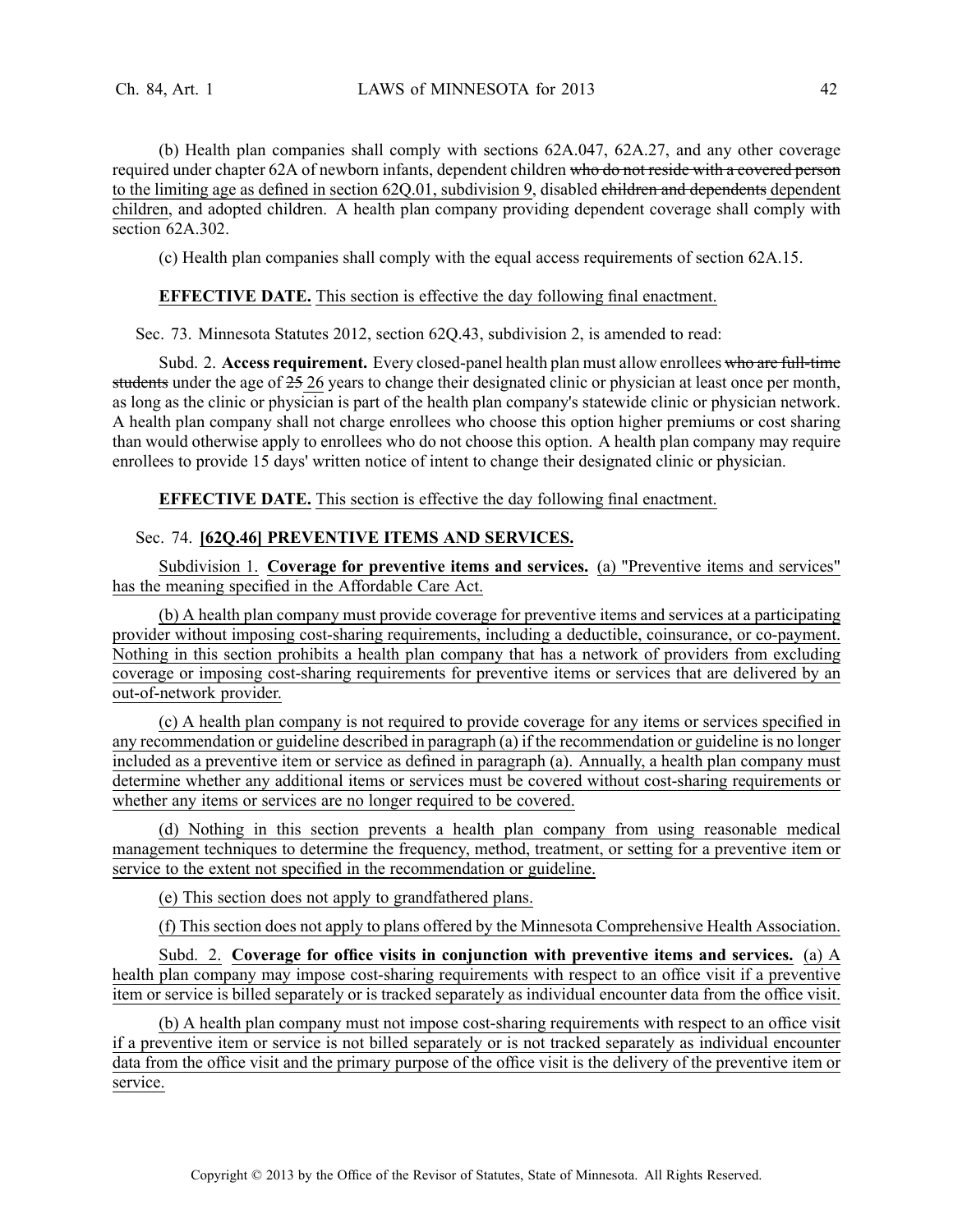(b) Health plan companies shall comply with sections 62A.047, 62A.27, and any other coverage required under chapter 62A of newborn infants, dependent children ~~who do not reside with a covered person~~ to the limiting age as defined in section 62Q.01, subdivision 9, disabled ~~children and dependents~~ dependent children, and adopted children. A health plan company providing dependent coverage shall comply with section 62A.302.

(c) Health plan companies shall comply with the equal access requirements of section 62A.15.

**EFFECTIVE DATE.** This section is effective the day following final enactment.

Sec. 73. Minnesota Statutes 2012, section 62Q.43, subdivision 2, is amended to read:

Subd. 2. **Access requirement.** Every closed-panel health plan must allow enrollees ~~who are full-time students~~ under the age of ~~25~~ 26 years to change their designated clinic or physician at least once per month, as long as the clinic or physician is part of the health plan company's statewide clinic or physician network. A health plan company shall not charge enrollees who choose this option higher premiums or cost sharing than would otherwise apply to enrollees who do not choose this option. A health plan company may require enrollees to provide 15 days' written notice of intent to change their designated clinic or physician.

**EFFECTIVE DATE.** This section is effective the day following final enactment.

Sec. 74. **[62Q.46] PREVENTIVE ITEMS AND SERVICES.**

Subdivision 1. **Coverage for preventive items and services.** (a) "Preventive items and services" has the meaning specified in the Affordable Care Act.

(b) A health plan company must provide coverage for preventive items and services at a participating provider without imposing cost-sharing requirements, including a deductible, coinsurance, or co-payment. Nothing in this section prohibits a health plan company that has a network of providers from excluding coverage or imposing cost-sharing requirements for preventive items or services that are delivered by an out-of-network provider.

(c) A health plan company is not required to provide coverage for any items or services specified in any recommendation or guideline described in paragraph (a) if the recommendation or guideline is no longer included as a preventive item or service as defined in paragraph (a). Annually, a health plan company must determine whether any additional items or services must be covered without cost-sharing requirements or whether any items or services are no longer required to be covered.

(d) Nothing in this section prevents a health plan company from using reasonable medical management techniques to determine the frequency, method, treatment, or setting for a preventive item or service to the extent not specified in the recommendation or guideline.

(e) This section does not apply to grandfathered plans.

(f) This section does not apply to plans offered by the Minnesota Comprehensive Health Association.

Subd. 2. **Coverage for office visits in conjunction with preventive items and services.** (a) A health plan company may impose cost-sharing requirements with respect to an office visit if a preventive item or service is billed separately or is tracked separately as individual encounter data from the office visit.

(b) A health plan company must not impose cost-sharing requirements with respect to an office visit if a preventive item or service is not billed separately or is not tracked separately as individual encounter data from the office visit and the primary purpose of the office visit is the delivery of the preventive item or service.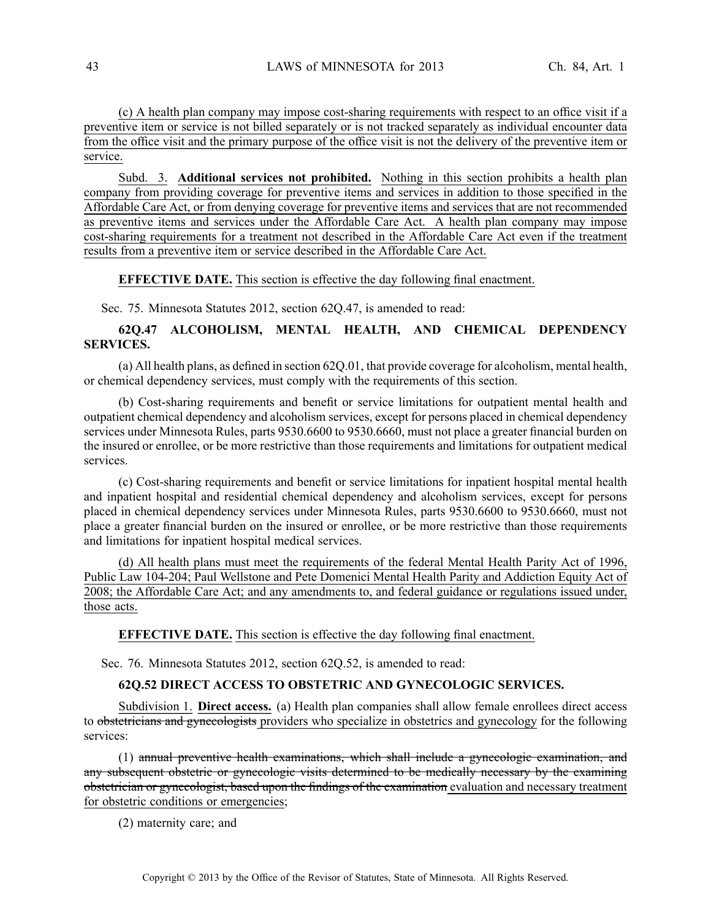(c) A health plan company may impose cost-sharing requirements with respect to an office visit if a preventive item or service is not billed separately or is not tracked separately as individual encounter data from the office visit and the primary purpose of the office visit is not the delivery of the preventive item or service.

Subd. 3. **Additional services not prohibited.** Nothing in this section prohibits a health plan company from providing coverage for preventive items and services in addition to those specified in the Affordable Care Act, or from denying coverage for preventive items and services that are not recommended as preventive items and services under the Affordable Care Act. A health plan company may impose cost-sharing requirements for a treatment not described in the Affordable Care Act even if the treatment results from a preventive item or service described in the Affordable Care Act.

**EFFECTIVE DATE.** This section is effective the day following final enactment.

Sec. 75. Minnesota Statutes 2012, section 62Q.47, is amended to read:

**62Q.47 ALCOHOLISM, MENTAL HEALTH, AND CHEMICAL DEPENDENCY SERVICES.**

(a) All health plans, as defined in section 62Q.01, that provide coverage for alcoholism, mental health, or chemical dependency services, must comply with the requirements of this section.

(b) Cost-sharing requirements and benefit or service limitations for outpatient mental health and outpatient chemical dependency and alcoholism services, except for persons placed in chemical dependency services under Minnesota Rules, parts 9530.6600 to 9530.6660, must not place a greater financial burden on the insured or enrollee, or be more restrictive than those requirements and limitations for outpatient medical services.

(c) Cost-sharing requirements and benefit or service limitations for inpatient hospital mental health and inpatient hospital and residential chemical dependency and alcoholism services, except for persons placed in chemical dependency services under Minnesota Rules, parts 9530.6600 to 9530.6660, must not place a greater financial burden on the insured or enrollee, or be more restrictive than those requirements and limitations for inpatient hospital medical services.

(d) All health plans must meet the requirements of the federal Mental Health Parity Act of 1996, Public Law 104-204; Paul Wellstone and Pete Domenici Mental Health Parity and Addiction Equity Act of 2008; the Affordable Care Act; and any amendments to, and federal guidance or regulations issued under, those acts.

**EFFECTIVE DATE.** This section is effective the day following final enactment.

Sec. 76. Minnesota Statutes 2012, section 62Q.52, is amended to read:

**62Q.52 DIRECT ACCESS TO OBSTETRIC AND GYNECOLOGIC SERVICES.**

Subdivision 1. **Direct access.** (a) Health plan companies shall allow female enrollees direct access to ~~obstetricians and gynecologists~~ providers who specialize in obstetrics and gynecology for the following services:

(1) ~~annual preventive health examinations, which shall include a gynecologic examination, and any subsequent obstetric or gynecologic visits determined to be medically necessary by the examining obstetrician or gynecologist, based upon the findings of the examination~~ evaluation and necessary treatment for obstetric conditions or emergencies;

(2) maternity care; and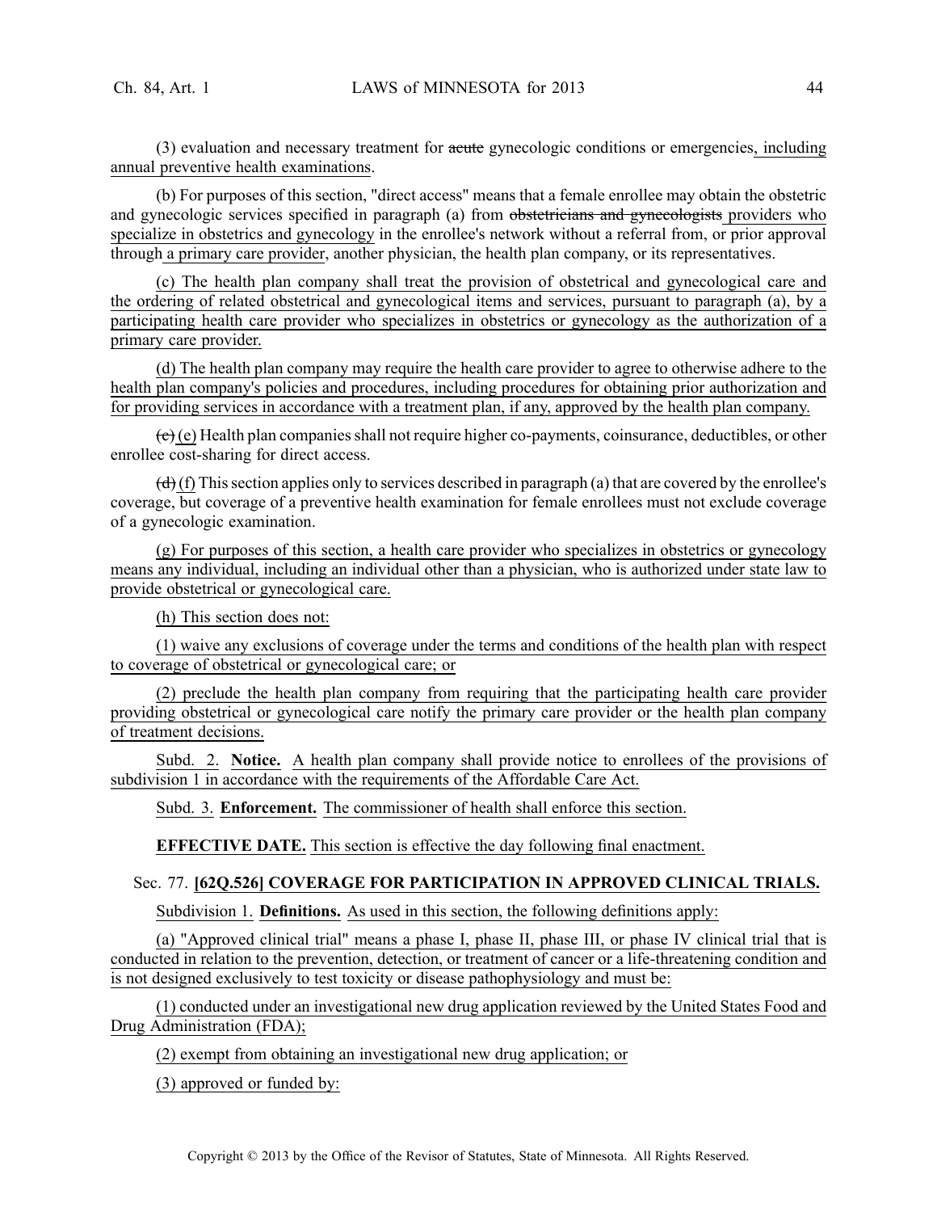(3) evaluation and necessary treatment for ~~acute~~ gynecologic conditions or emergencies, including annual preventive health examinations.

(b) For purposes of this section, "direct access" means that a female enrollee may obtain the obstetric and gynecologic services specified in paragraph (a) from ~~obstetricians and gynecologists~~ providers who specialize in obstetrics and gynecology in the enrollee's network without a referral from, or prior approval through a primary care provider, another physician, the health plan company, or its representatives.

(c) The health plan company shall treat the provision of obstetrical and gynecological care and the ordering of related obstetrical and gynecological items and services, pursuant to paragraph (a), by a participating health care provider who specializes in obstetrics or gynecology as the authorization of a primary care provider.

(d) The health plan company may require the health care provider to agree to otherwise adhere to the health plan company's policies and procedures, including procedures for obtaining prior authorization and for providing services in accordance with a treatment plan, if any, approved by the health plan company.

~~(c)~~ (e) Health plan companies shall not require higher co-payments, coinsurance, deductibles, or other enrollee cost-sharing for direct access.

~~(d)~~ (f) This section applies only to services described in paragraph (a) that are covered by the enrollee's coverage, but coverage of a preventive health examination for female enrollees must not exclude coverage of a gynecologic examination.

(g) For purposes of this section, a health care provider who specializes in obstetrics or gynecology means any individual, including an individual other than a physician, who is authorized under state law to provide obstetrical or gynecological care.

(h) This section does not:

(1) waive any exclusions of coverage under the terms and conditions of the health plan with respect to coverage of obstetrical or gynecological care; or

(2) preclude the health plan company from requiring that the participating health care provider providing obstetrical or gynecological care notify the primary care provider or the health plan company of treatment decisions.

Subd. 2. **Notice.** A health plan company shall provide notice to enrollees of the provisions of subdivision 1 in accordance with the requirements of the Affordable Care Act.

Subd. 3. **Enforcement.** The commissioner of health shall enforce this section.

**EFFECTIVE DATE.** This section is effective the day following final enactment.

Sec. 77. **[62Q.526] COVERAGE FOR PARTICIPATION IN APPROVED CLINICAL TRIALS.**

Subdivision 1. **Definitions.** As used in this section, the following definitions apply:

(a) "Approved clinical trial" means a phase I, phase II, phase III, or phase IV clinical trial that is conducted in relation to the prevention, detection, or treatment of cancer or a life-threatening condition and is not designed exclusively to test toxicity or disease pathophysiology and must be:

(1) conducted under an investigational new drug application reviewed by the United States Food and Drug Administration (FDA);

(2) exempt from obtaining an investigational new drug application; or

(3) approved or funded by: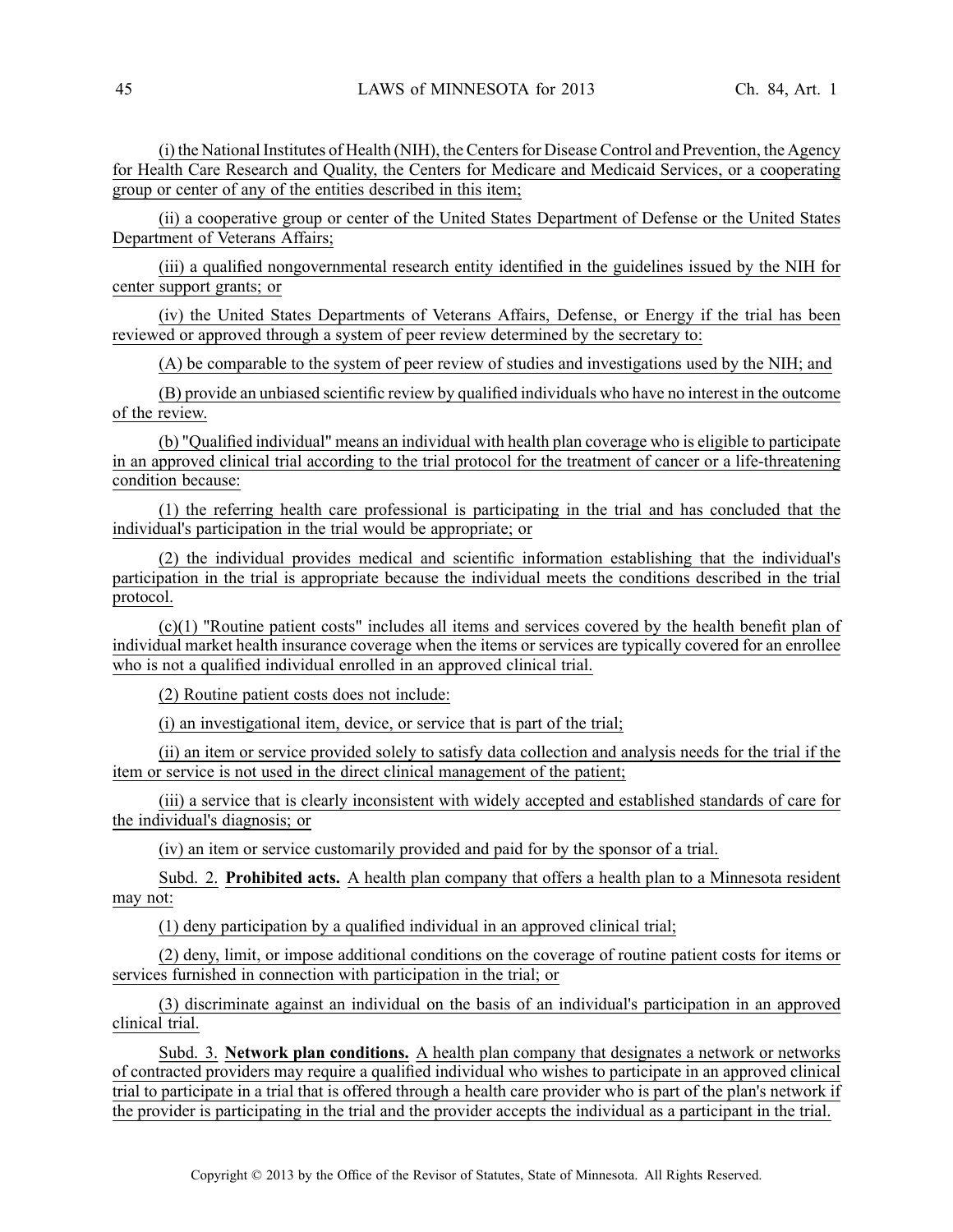(i) the National Institutes of Health (NIH), the Centers for Disease Control and Prevention, the Agency for Health Care Research and Quality, the Centers for Medicare and Medicaid Services, or a cooperating group or center of any of the entities described in this item;

(ii) a cooperative group or center of the United States Department of Defense or the United States Department of Veterans Affairs;

(iii) a qualified nongovernmental research entity identified in the guidelines issued by the NIH for center support grants; or

(iv) the United States Departments of Veterans Affairs, Defense, or Energy if the trial has been reviewed or approved through a system of peer review determined by the secretary to:

(A) be comparable to the system of peer review of studies and investigations used by the NIH; and

(B) provide an unbiased scientific review by qualified individuals who have no interest in the outcome of the review.

(b) "Qualified individual" means an individual with health plan coverage who is eligible to participate in an approved clinical trial according to the trial protocol for the treatment of cancer or a life-threatening condition because:

(1) the referring health care professional is participating in the trial and has concluded that the individual's participation in the trial would be appropriate; or

(2) the individual provides medical and scientific information establishing that the individual's participation in the trial is appropriate because the individual meets the conditions described in the trial protocol.

(c)(1) "Routine patient costs" includes all items and services covered by the health benefit plan of individual market health insurance coverage when the items or services are typically covered for an enrollee who is not a qualified individual enrolled in an approved clinical trial.

(2) Routine patient costs does not include:

(i) an investigational item, device, or service that is part of the trial;

(ii) an item or service provided solely to satisfy data collection and analysis needs for the trial if the item or service is not used in the direct clinical management of the patient;

(iii) a service that is clearly inconsistent with widely accepted and established standards of care for the individual's diagnosis; or

(iv) an item or service customarily provided and paid for by the sponsor of a trial.

Subd. 2. **Prohibited acts.** A health plan company that offers a health plan to a Minnesota resident may not:

(1) deny participation by a qualified individual in an approved clinical trial;

(2) deny, limit, or impose additional conditions on the coverage of routine patient costs for items or services furnished in connection with participation in the trial; or

(3) discriminate against an individual on the basis of an individual's participation in an approved clinical trial.

Subd. 3. **Network plan conditions.** A health plan company that designates a network or networks of contracted providers may require a qualified individual who wishes to participate in an approved clinical trial to participate in a trial that is offered through a health care provider who is part of the plan's network if the provider is participating in the trial and the provider accepts the individual as a participant in the trial.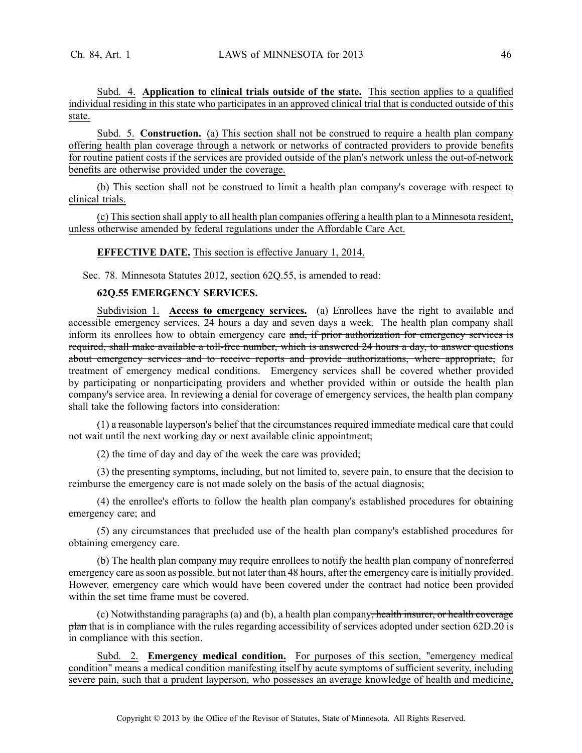Subd. 4. **Application to clinical trials outside of the state.** This section applies to a qualified individual residing in this state who participates in an approved clinical trial that is conducted outside of this state.

Subd. 5. **Construction.** (a) This section shall not be construed to require a health plan company offering health plan coverage through a network or networks of contracted providers to provide benefits for routine patient costs if the services are provided outside of the plan's network unless the out-of-network benefits are otherwise provided under the coverage.

(b) This section shall not be construed to limit a health plan company's coverage with respect to clinical trials.

(c) This section shall apply to all health plan companies offering a health plan to a Minnesota resident, unless otherwise amended by federal regulations under the Affordable Care Act.

**EFFECTIVE DATE.** This section is effective January 1, 2014.

Sec. 78. Minnesota Statutes 2012, section 62Q.55, is amended to read:

**62Q.55 EMERGENCY SERVICES.**

Subdivision 1. **Access to emergency services.** (a) Enrollees have the right to available and accessible emergency services, 24 hours a day and seven days a week. The health plan company shall inform its enrollees how to obtain emergency care ~~and, if prior authorization for emergency services is required, shall make available a toll-free number, which is answered 24 hours a day, to answer questions about emergency services and to receive reports and provide authorizations, where appropriate,~~ for treatment of emergency medical conditions. Emergency services shall be covered whether provided by participating or nonparticipating providers and whether provided within or outside the health plan company's service area. In reviewing a denial for coverage of emergency services, the health plan company shall take the following factors into consideration:

(1) a reasonable layperson's belief that the circumstances required immediate medical care that could not wait until the next working day or next available clinic appointment;

(2) the time of day and day of the week the care was provided;

(3) the presenting symptoms, including, but not limited to, severe pain, to ensure that the decision to reimburse the emergency care is not made solely on the basis of the actual diagnosis;

(4) the enrollee's efforts to follow the health plan company's established procedures for obtaining emergency care; and

(5) any circumstances that precluded use of the health plan company's established procedures for obtaining emergency care.

(b) The health plan company may require enrollees to notify the health plan company of nonreferred emergency care as soon as possible, but not later than 48 hours, after the emergency care is initially provided. However, emergency care which would have been covered under the contract had notice been provided within the set time frame must be covered.

(c) Notwithstanding paragraphs (a) and (b), a health plan company~~, health insurer, or health coverage plan~~ that is in compliance with the rules regarding accessibility of services adopted under section 62D.20 is in compliance with this section.

Subd. 2. **Emergency medical condition.** For purposes of this section, "emergency medical condition" means a medical condition manifesting itself by acute symptoms of sufficient severity, including severe pain, such that a prudent layperson, who possesses an average knowledge of health and medicine,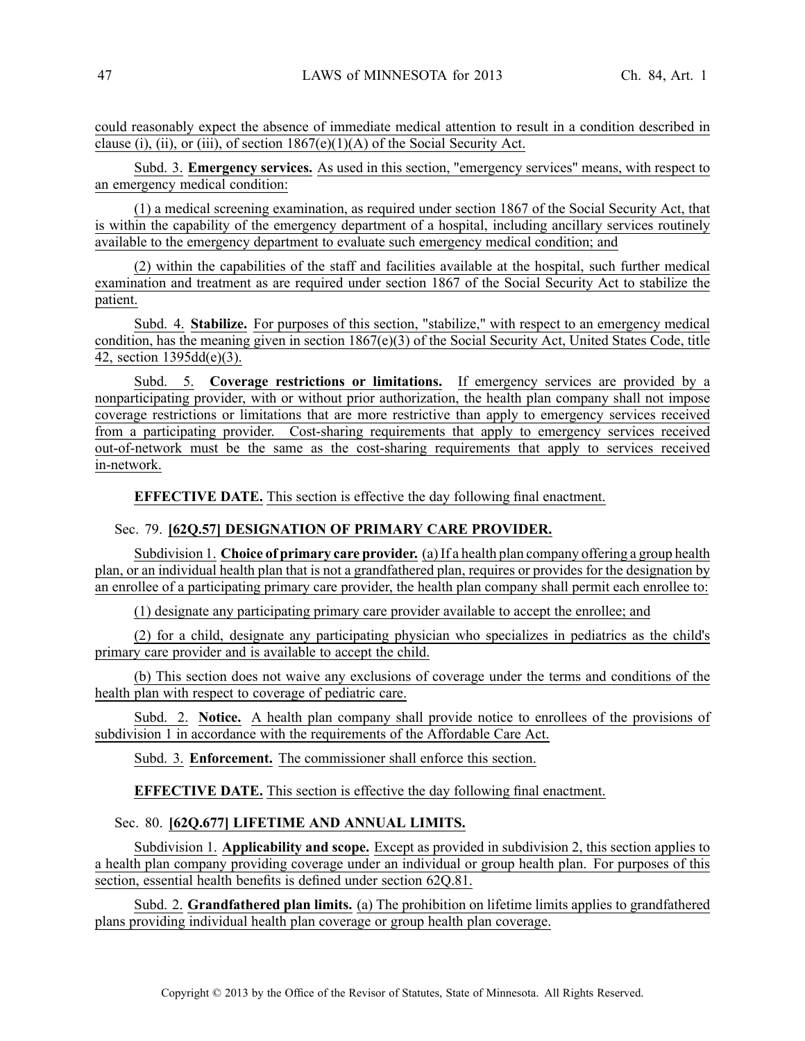could reasonably expect the absence of immediate medical attention to result in a condition described in clause (i), (ii), or (iii), of section 1867(e)(1)(A) of the Social Security Act.

Subd. 3. **Emergency services.** As used in this section, "emergency services" means, with respect to an emergency medical condition:

(1) a medical screening examination, as required under section 1867 of the Social Security Act, that is within the capability of the emergency department of a hospital, including ancillary services routinely available to the emergency department to evaluate such emergency medical condition; and

(2) within the capabilities of the staff and facilities available at the hospital, such further medical examination and treatment as are required under section 1867 of the Social Security Act to stabilize the patient.

Subd. 4. **Stabilize.** For purposes of this section, "stabilize," with respect to an emergency medical condition, has the meaning given in section 1867(e)(3) of the Social Security Act, United States Code, title 42, section 1395dd(e)(3).

Subd. 5. **Coverage restrictions or limitations.** If emergency services are provided by a nonparticipating provider, with or without prior authorization, the health plan company shall not impose coverage restrictions or limitations that are more restrictive than apply to emergency services received from a participating provider. Cost-sharing requirements that apply to emergency services received out-of-network must be the same as the cost-sharing requirements that apply to services received in-network.

**EFFECTIVE DATE.** This section is effective the day following final enactment.

Sec. 79. **[62Q.57] DESIGNATION OF PRIMARY CARE PROVIDER.**

Subdivision 1. **Choice of primary care provider.** (a) If a health plan company offering a group health plan, or an individual health plan that is not a grandfathered plan, requires or provides for the designation by an enrollee of a participating primary care provider, the health plan company shall permit each enrollee to:

(1) designate any participating primary care provider available to accept the enrollee; and

(2) for a child, designate any participating physician who specializes in pediatrics as the child's primary care provider and is available to accept the child.

(b) This section does not waive any exclusions of coverage under the terms and conditions of the health plan with respect to coverage of pediatric care.

Subd. 2. **Notice.** A health plan company shall provide notice to enrollees of the provisions of subdivision 1 in accordance with the requirements of the Affordable Care Act.

Subd. 3. **Enforcement.** The commissioner shall enforce this section.

**EFFECTIVE DATE.** This section is effective the day following final enactment.

Sec. 80. **[62Q.677] LIFETIME AND ANNUAL LIMITS.**

Subdivision 1. **Applicability and scope.** Except as provided in subdivision 2, this section applies to a health plan company providing coverage under an individual or group health plan. For purposes of this section, essential health benefits is defined under section 62Q.81.

Subd. 2. **Grandfathered plan limits.** (a) The prohibition on lifetime limits applies to grandfathered plans providing individual health plan coverage or group health plan coverage.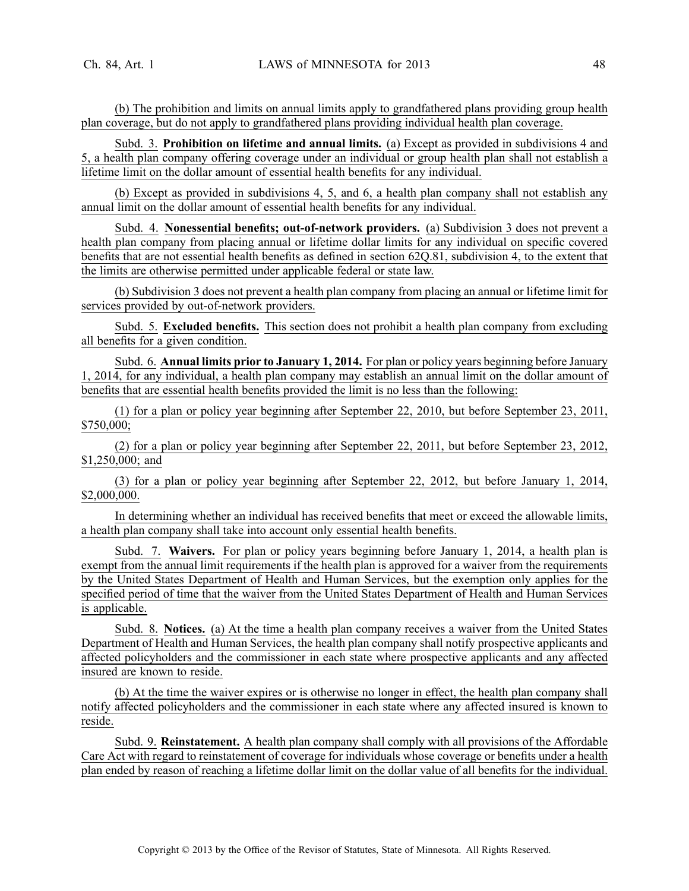(b) The prohibition and limits on annual limits apply to grandfathered plans providing group health plan coverage, but do not apply to grandfathered plans providing individual health plan coverage.

Subd. 3. **Prohibition on lifetime and annual limits.** (a) Except as provided in subdivisions 4 and 5, a health plan company offering coverage under an individual or group health plan shall not establish a lifetime limit on the dollar amount of essential health benefits for any individual.

(b) Except as provided in subdivisions 4, 5, and 6, a health plan company shall not establish any annual limit on the dollar amount of essential health benefits for any individual.

Subd. 4. **Nonessential benefits; out-of-network providers.** (a) Subdivision 3 does not prevent a health plan company from placing annual or lifetime dollar limits for any individual on specific covered benefits that are not essential health benefits as defined in section 62Q.81, subdivision 4, to the extent that the limits are otherwise permitted under applicable federal or state law.

(b) Subdivision 3 does not prevent a health plan company from placing an annual or lifetime limit for services provided by out-of-network providers.

Subd. 5. **Excluded benefits.** This section does not prohibit a health plan company from excluding all benefits for a given condition.

Subd. 6. **Annual limits prior to January 1, 2014.** For plan or policy years beginning before January 1, 2014, for any individual, a health plan company may establish an annual limit on the dollar amount of benefits that are essential health benefits provided the limit is no less than the following:

(1) for a plan or policy year beginning after September 22, 2010, but before September 23, 2011, $750,000;

(2) for a plan or policy year beginning after September 22, 2011, but before September 23, 2012, $1,250,000; and

(3) for a plan or policy year beginning after September 22, 2012, but before January 1, 2014, $2,000,000.

In determining whether an individual has received benefits that meet or exceed the allowable limits, a health plan company shall take into account only essential health benefits.

Subd. 7. **Waivers.** For plan or policy years beginning before January 1, 2014, a health plan is exempt from the annual limit requirements if the health plan is approved for a waiver from the requirements by the United States Department of Health and Human Services, but the exemption only applies for the specified period of time that the waiver from the United States Department of Health and Human Services is applicable.

Subd. 8. **Notices.** (a) At the time a health plan company receives a waiver from the United States Department of Health and Human Services, the health plan company shall notify prospective applicants and affected policyholders and the commissioner in each state where prospective applicants and any affected insured are known to reside.

(b) At the time the waiver expires or is otherwise no longer in effect, the health plan company shall notify affected policyholders and the commissioner in each state where any affected insured is known to reside.

Subd. 9. **Reinstatement.** A health plan company shall comply with all provisions of the Affordable Care Act with regard to reinstatement of coverage for individuals whose coverage or benefits under a health plan ended by reason of reaching a lifetime dollar limit on the dollar value of all benefits for the individual.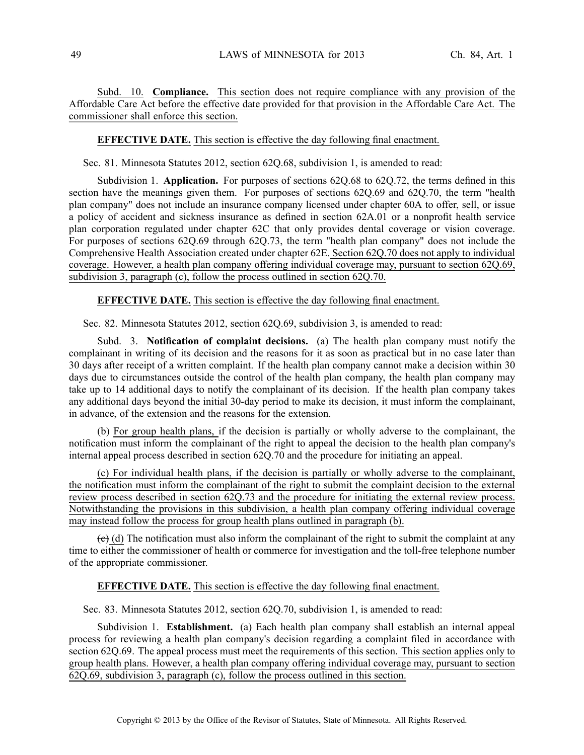Subd. 10. **Compliance.** This section does not require compliance with any provision of the Affordable Care Act before the effective date provided for that provision in the Affordable Care Act. The commissioner shall enforce this section.

**EFFECTIVE DATE.** This section is effective the day following final enactment.

Sec. 81. Minnesota Statutes 2012, section 62Q.68, subdivision 1, is amended to read:

Subdivision 1. **Application.** For purposes of sections 62Q.68 to 62Q.72, the terms defined in this section have the meanings given them. For purposes of sections 62Q.69 and 62Q.70, the term "health plan company" does not include an insurance company licensed under chapter 60A to offer, sell, or issue a policy of accident and sickness insurance as defined in section 62A.01 or a nonprofit health service plan corporation regulated under chapter 62C that only provides dental coverage or vision coverage. For purposes of sections 62Q.69 through 62Q.73, the term "health plan company" does not include the Comprehensive Health Association created under chapter 62E. Section 62Q.70 does not apply to individual coverage. However, a health plan company offering individual coverage may, pursuant to section 62Q.69, subdivision 3, paragraph (c), follow the process outlined in section 62Q.70.

**EFFECTIVE DATE.** This section is effective the day following final enactment.

Sec. 82. Minnesota Statutes 2012, section 62Q.69, subdivision 3, is amended to read:

Subd. 3. **Notification of complaint decisions.** (a) The health plan company must notify the complainant in writing of its decision and the reasons for it as soon as practical but in no case later than 30 days after receipt of a written complaint. If the health plan company cannot make a decision within 30 days due to circumstances outside the control of the health plan company, the health plan company may take up to 14 additional days to notify the complainant of its decision. If the health plan company takes any additional days beyond the initial 30-day period to make its decision, it must inform the complainant, in advance, of the extension and the reasons for the extension.

(b) For group health plans, if the decision is partially or wholly adverse to the complainant, the notification must inform the complainant of the right to appeal the decision to the health plan company's internal appeal process described in section 62Q.70 and the procedure for initiating an appeal.

(c) For individual health plans, if the decision is partially or wholly adverse to the complainant, the notification must inform the complainant of the right to submit the complaint decision to the external review process described in section 62Q.73 and the procedure for initiating the external review process. Notwithstanding the provisions in this subdivision, a health plan company offering individual coverage may instead follow the process for group health plans outlined in paragraph (b).

~~(c)~~ (d) The notification must also inform the complainant of the right to submit the complaint at any time to either the commissioner of health or commerce for investigation and the toll-free telephone number of the appropriate commissioner.

**EFFECTIVE DATE.** This section is effective the day following final enactment.

Sec. 83. Minnesota Statutes 2012, section 62Q.70, subdivision 1, is amended to read:

Subdivision 1. **Establishment.** (a) Each health plan company shall establish an internal appeal process for reviewing a health plan company's decision regarding a complaint filed in accordance with section 62Q.69. The appeal process must meet the requirements of this section. This section applies only to group health plans. However, a health plan company offering individual coverage may, pursuant to section 62Q.69, subdivision 3, paragraph (c), follow the process outlined in this section.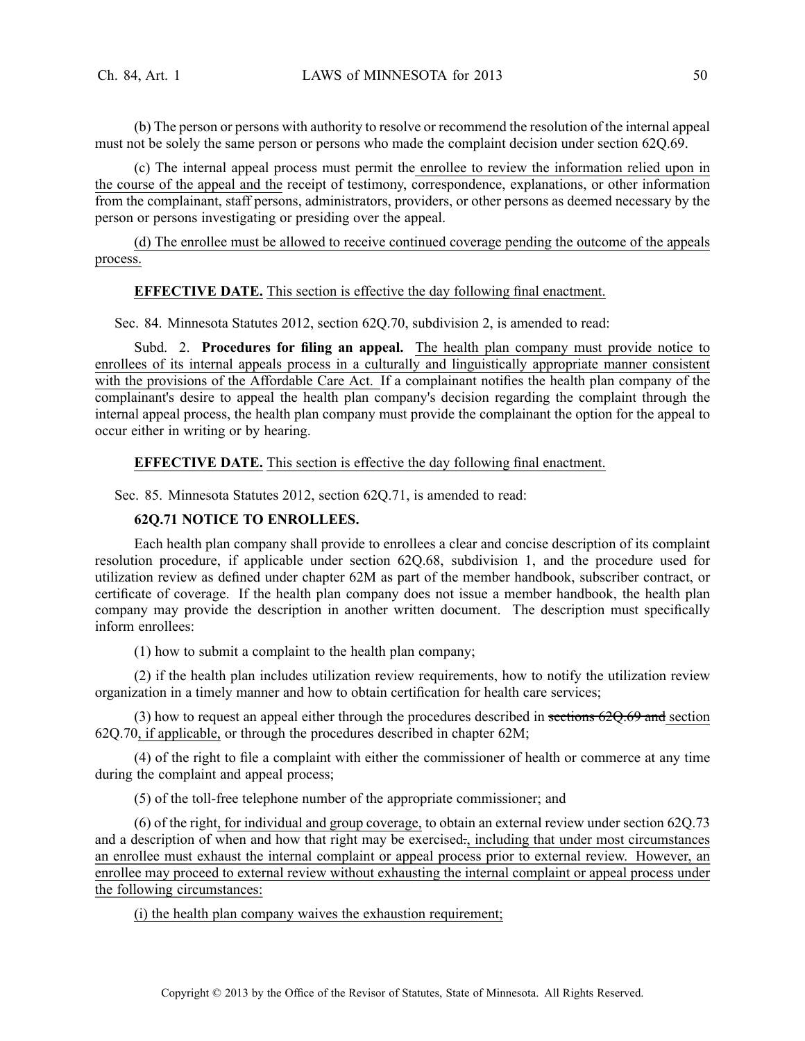(b) The person or persons with authority to resolve or recommend the resolution of the internal appeal must not be solely the same person or persons who made the complaint decision under section 62Q.69.

(c) The internal appeal process must permit the enrollee to review the information relied upon in the course of the appeal and the receipt of testimony, correspondence, explanations, or other information from the complainant, staff persons, administrators, providers, or other persons as deemed necessary by the person or persons investigating or presiding over the appeal.

(d) The enrollee must be allowed to receive continued coverage pending the outcome of the appeals process.

**EFFECTIVE DATE.** This section is effective the day following final enactment.

Sec. 84. Minnesota Statutes 2012, section 62Q.70, subdivision 2, is amended to read:

Subd. 2. **Procedures for filing an appeal.** The health plan company must provide notice to enrollees of its internal appeals process in a culturally and linguistically appropriate manner consistent with the provisions of the Affordable Care Act. If a complainant notifies the health plan company of the complainant's desire to appeal the health plan company's decision regarding the complaint through the internal appeal process, the health plan company must provide the complainant the option for the appeal to occur either in writing or by hearing.

**EFFECTIVE DATE.** This section is effective the day following final enactment.

Sec. 85. Minnesota Statutes 2012, section 62Q.71, is amended to read:

**62Q.71 NOTICE TO ENROLLEES.**

Each health plan company shall provide to enrollees a clear and concise description of its complaint resolution procedure, if applicable under section 62Q.68, subdivision 1, and the procedure used for utilization review as defined under chapter 62M as part of the member handbook, subscriber contract, or certificate of coverage. If the health plan company does not issue a member handbook, the health plan company may provide the description in another written document. The description must specifically inform enrollees:

(1) how to submit a complaint to the health plan company;

(2) if the health plan includes utilization review requirements, how to notify the utilization review organization in a timely manner and how to obtain certification for health care services;

(3) how to request an appeal either through the procedures described in ~~sections 62Q.69 and~~ section 62Q.70, if applicable, or through the procedures described in chapter 62M;

(4) of the right to file a complaint with either the commissioner of health or commerce at any time during the complaint and appeal process;

(5) of the toll-free telephone number of the appropriate commissioner; and

(6) of the right, for individual and group coverage, to obtain an external review under section 62Q.73 and a description of when and how that right may be exercised~~.~~, including that under most circumstances an enrollee must exhaust the internal complaint or appeal process prior to external review. However, an enrollee may proceed to external review without exhausting the internal complaint or appeal process under the following circumstances:

(i) the health plan company waives the exhaustion requirement;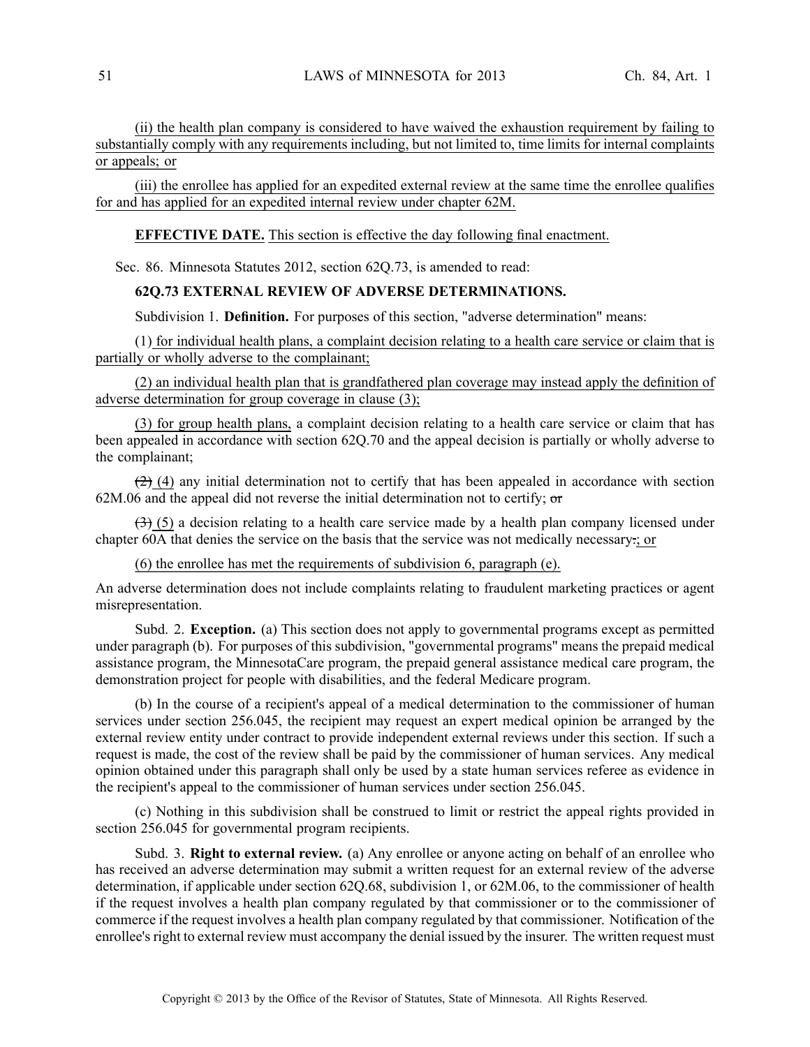(ii) the health plan company is considered to have waived the exhaustion requirement by failing to substantially comply with any requirements including, but not limited to, time limits for internal complaints or appeals; or

(iii) the enrollee has applied for an expedited external review at the same time the enrollee qualifies for and has applied for an expedited internal review under chapter 62M.

**EFFECTIVE DATE.** This section is effective the day following final enactment.

Sec. 86. Minnesota Statutes 2012, section 62Q.73, is amended to read:

**62Q.73 EXTERNAL REVIEW OF ADVERSE DETERMINATIONS.**

Subdivision 1. **Definition.** For purposes of this section, "adverse determination" means:

(1) for individual health plans, a complaint decision relating to a health care service or claim that is partially or wholly adverse to the complainant;

(2) an individual health plan that is grandfathered plan coverage may instead apply the definition of adverse determination for group coverage in clause (3);

(3) for group health plans, a complaint decision relating to a health care service or claim that has been appealed in accordance with section 62Q.70 and the appeal decision is partially or wholly adverse to the complainant;

~~(2)~~ (4) any initial determination not to certify that has been appealed in accordance with section 62M.06 and the appeal did not reverse the initial determination not to certify; ~~or~~

~~(3)~~ (5) a decision relating to a health care service made by a health plan company licensed under chapter 60A that denies the service on the basis that the service was not medically necessary~~.~~; or

(6) the enrollee has met the requirements of subdivision 6, paragraph (e).

An adverse determination does not include complaints relating to fraudulent marketing practices or agent misrepresentation.

Subd. 2. **Exception.** (a) This section does not apply to governmental programs except as permitted under paragraph (b). For purposes of this subdivision, "governmental programs" means the prepaid medical assistance program, the MinnesotaCare program, the prepaid general assistance medical care program, the demonstration project for people with disabilities, and the federal Medicare program.

(b) In the course of a recipient's appeal of a medical determination to the commissioner of human services under section 256.045, the recipient may request an expert medical opinion be arranged by the external review entity under contract to provide independent external reviews under this section. If such a request is made, the cost of the review shall be paid by the commissioner of human services. Any medical opinion obtained under this paragraph shall only be used by a state human services referee as evidence in the recipient's appeal to the commissioner of human services under section 256.045.

(c) Nothing in this subdivision shall be construed to limit or restrict the appeal rights provided in section 256.045 for governmental program recipients.

Subd. 3. **Right to external review.** (a) Any enrollee or anyone acting on behalf of an enrollee who has received an adverse determination may submit a written request for an external review of the adverse determination, if applicable under section 62Q.68, subdivision 1, or 62M.06, to the commissioner of health if the request involves a health plan company regulated by that commissioner or to the commissioner of commerce if the request involves a health plan company regulated by that commissioner. Notification of the enrollee's right to external review must accompany the denial issued by the insurer. The written request must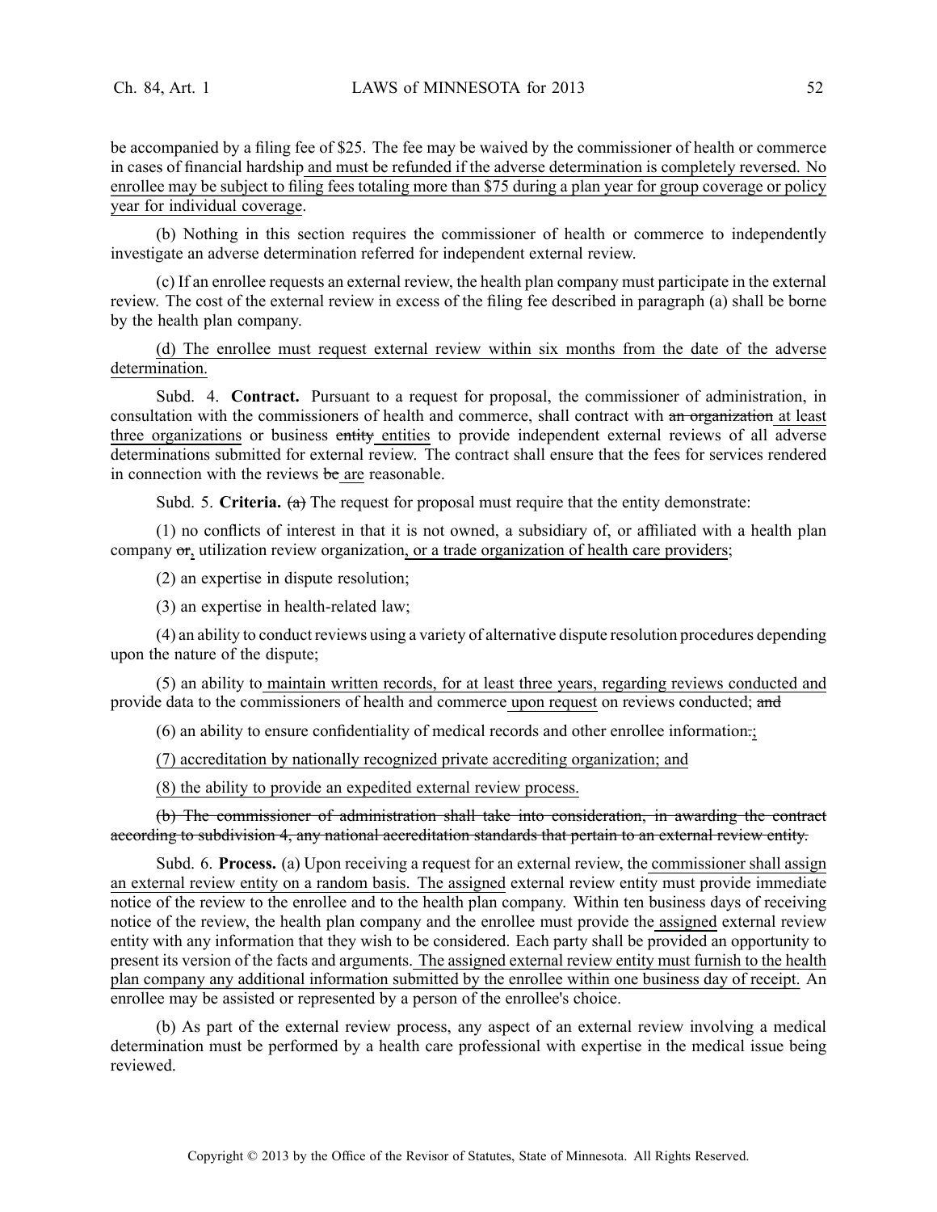be accompanied by a filing fee of $25. The fee may be waived by the commissioner of health or commerce in cases of financial hardship and must be refunded if the adverse determination is completely reversed. No enrollee may be subject to filing fees totaling more than $75 during a plan year for group coverage or policy year for individual coverage.

(b) Nothing in this section requires the commissioner of health or commerce to independently investigate an adverse determination referred for independent external review.

(c) If an enrollee requests an external review, the health plan company must participate in the external review. The cost of the external review in excess of the filing fee described in paragraph (a) shall be borne by the health plan company.

(d) The enrollee must request external review within six months from the date of the adverse determination.

Subd. 4. **Contract.** Pursuant to a request for proposal, the commissioner of administration, in consultation with the commissioners of health and commerce, shall contract with ~~an organization~~ at least three organizations or business ~~entity~~ entities to provide independent external reviews of all adverse determinations submitted for external review. The contract shall ensure that the fees for services rendered in connection with the reviews ~~be~~ are reasonable.

Subd. 5. **Criteria.** ~~(a)~~ The request for proposal must require that the entity demonstrate:

(1) no conflicts of interest in that it is not owned, a subsidiary of, or affiliated with a health plan company ~~or~~, utilization review organization, or a trade organization of health care providers;

(2) an expertise in dispute resolution;

(3) an expertise in health-related law;

(4) an ability to conduct reviews using a variety of alternative dispute resolution procedures depending upon the nature of the dispute;

(5) an ability to maintain written records, for at least three years, regarding reviews conducted and provide data to the commissioners of health and commerce upon request on reviews conducted; ~~and~~

(6) an ability to ensure confidentiality of medical records and other enrollee information~~.~~;

(7) accreditation by nationally recognized private accrediting organization; and

(8) the ability to provide an expedited external review process.

~~(b) The commissioner of administration shall take into consideration, in awarding the contract according to subdivision 4, any national accreditation standards that pertain to an external review entity.~~

Subd. 6. **Process.** (a) Upon receiving a request for an external review, the commissioner shall assign an external review entity on a random basis. The assigned external review entity must provide immediate notice of the review to the enrollee and to the health plan company. Within ten business days of receiving notice of the review, the health plan company and the enrollee must provide the assigned external review entity with any information that they wish to be considered. Each party shall be provided an opportunity to present its version of the facts and arguments. The assigned external review entity must furnish to the health plan company any additional information submitted by the enrollee within one business day of receipt. An enrollee may be assisted or represented by a person of the enrollee's choice.

(b) As part of the external review process, any aspect of an external review involving a medical determination must be performed by a health care professional with expertise in the medical issue being reviewed.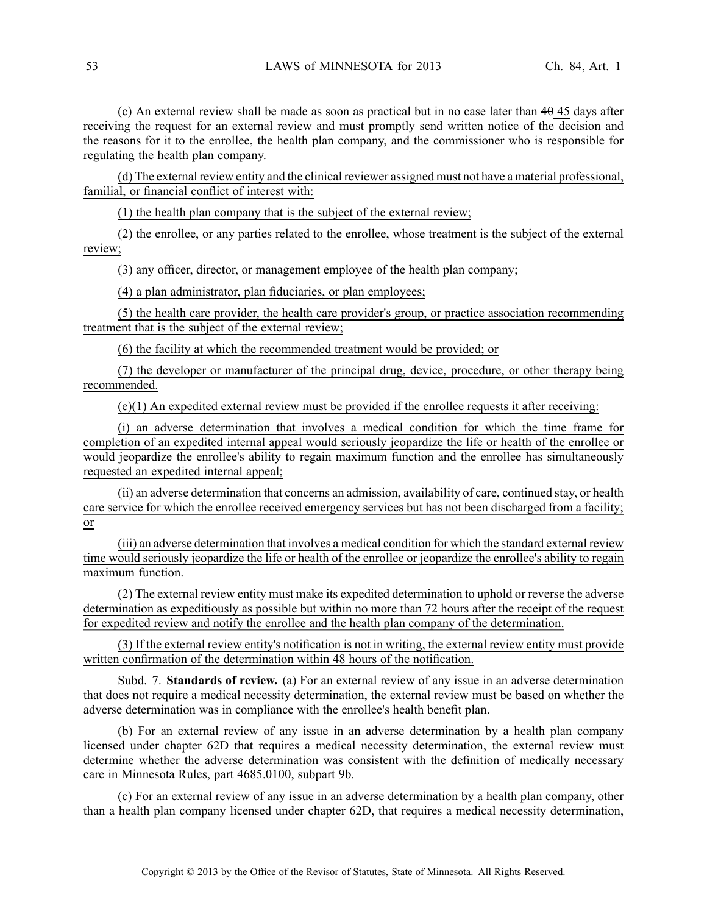(c) An external review shall be made as soon as practical but in no case later than ~~40~~ 45 days after receiving the request for an external review and must promptly send written notice of the decision and the reasons for it to the enrollee, the health plan company, and the commissioner who is responsible for regulating the health plan company.

(d) The external review entity and the clinical reviewer assigned must not have a material professional, familial, or financial conflict of interest with:

(1) the health plan company that is the subject of the external review;

(2) the enrollee, or any parties related to the enrollee, whose treatment is the subject of the external review;

(3) any officer, director, or management employee of the health plan company;

(4) a plan administrator, plan fiduciaries, or plan employees;

(5) the health care provider, the health care provider's group, or practice association recommending treatment that is the subject of the external review;

(6) the facility at which the recommended treatment would be provided; or

(7) the developer or manufacturer of the principal drug, device, procedure, or other therapy being recommended.

(e)(1) An expedited external review must be provided if the enrollee requests it after receiving:

(i) an adverse determination that involves a medical condition for which the time frame for completion of an expedited internal appeal would seriously jeopardize the life or health of the enrollee or would jeopardize the enrollee's ability to regain maximum function and the enrollee has simultaneously requested an expedited internal appeal;

(ii) an adverse determination that concerns an admission, availability of care, continued stay, or health care service for which the enrollee received emergency services but has not been discharged from a facility; or

(iii) an adverse determination that involves a medical condition for which the standard external review time would seriously jeopardize the life or health of the enrollee or jeopardize the enrollee's ability to regain maximum function.

(2) The external review entity must make its expedited determination to uphold or reverse the adverse determination as expeditiously as possible but within no more than 72 hours after the receipt of the request for expedited review and notify the enrollee and the health plan company of the determination.

(3) If the external review entity's notification is not in writing, the external review entity must provide written confirmation of the determination within 48 hours of the notification.

Subd. 7. **Standards of review.** (a) For an external review of any issue in an adverse determination that does not require a medical necessity determination, the external review must be based on whether the adverse determination was in compliance with the enrollee's health benefit plan.

(b) For an external review of any issue in an adverse determination by a health plan company licensed under chapter 62D that requires a medical necessity determination, the external review must determine whether the adverse determination was consistent with the definition of medically necessary care in Minnesota Rules, part 4685.0100, subpart 9b.

(c) For an external review of any issue in an adverse determination by a health plan company, other than a health plan company licensed under chapter 62D, that requires a medical necessity determination,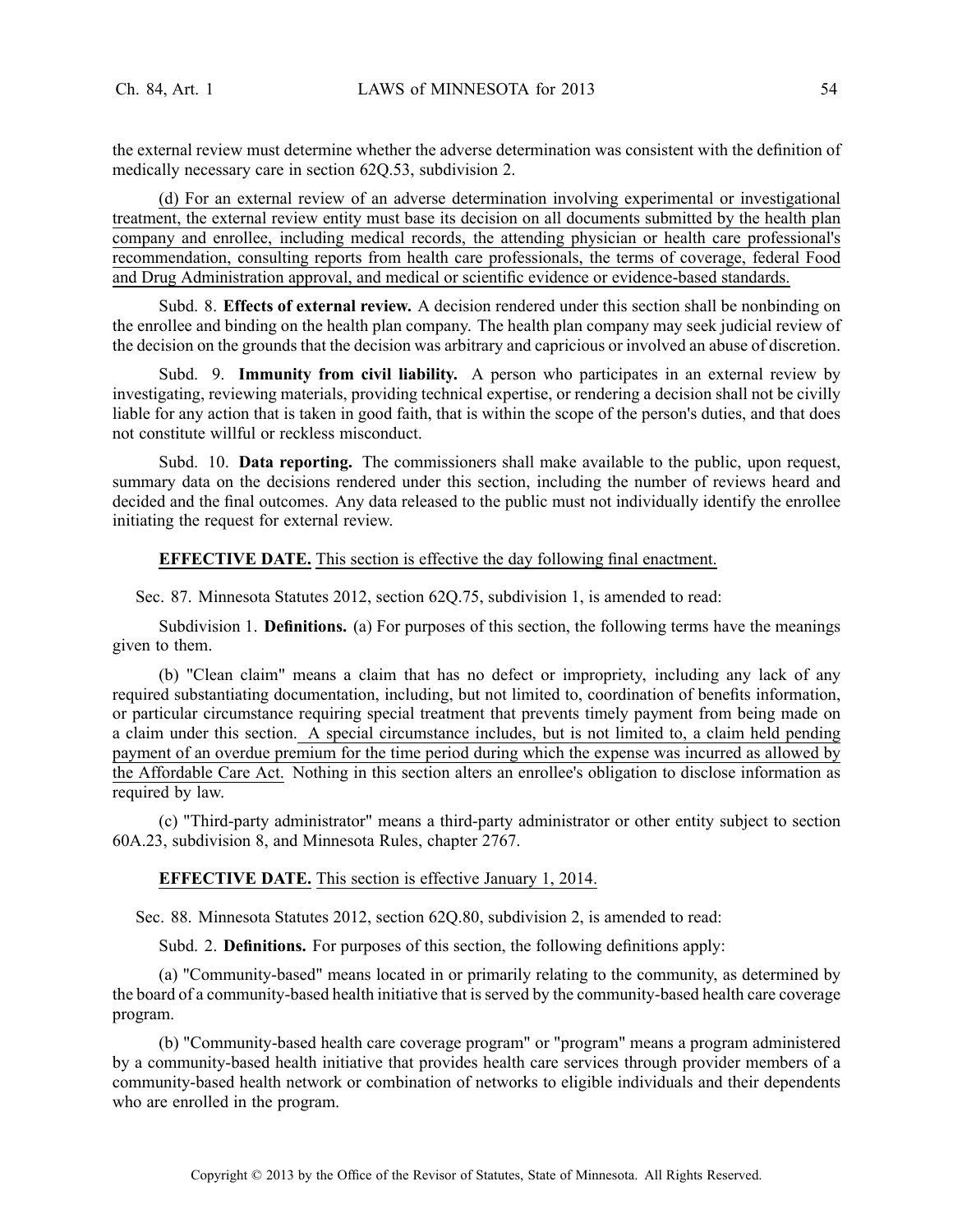the external review must determine whether the adverse determination was consistent with the definition of medically necessary care in section 62Q.53, subdivision 2.

(d) For an external review of an adverse determination involving experimental or investigational treatment, the external review entity must base its decision on all documents submitted by the health plan company and enrollee, including medical records, the attending physician or health care professional's recommendation, consulting reports from health care professionals, the terms of coverage, federal Food and Drug Administration approval, and medical or scientific evidence or evidence-based standards.

Subd. 8. **Effects of external review.** A decision rendered under this section shall be nonbinding on the enrollee and binding on the health plan company. The health plan company may seek judicial review of the decision on the grounds that the decision was arbitrary and capricious or involved an abuse of discretion.

Subd. 9. **Immunity from civil liability.** A person who participates in an external review by investigating, reviewing materials, providing technical expertise, or rendering a decision shall not be civilly liable for any action that is taken in good faith, that is within the scope of the person's duties, and that does not constitute willful or reckless misconduct.

Subd. 10. **Data reporting.** The commissioners shall make available to the public, upon request, summary data on the decisions rendered under this section, including the number of reviews heard and decided and the final outcomes. Any data released to the public must not individually identify the enrollee initiating the request for external review.

**EFFECTIVE DATE.** This section is effective the day following final enactment.

Sec. 87. Minnesota Statutes 2012, section 62Q.75, subdivision 1, is amended to read:

Subdivision 1. **Definitions.** (a) For purposes of this section, the following terms have the meanings given to them.

(b) "Clean claim" means a claim that has no defect or impropriety, including any lack of any required substantiating documentation, including, but not limited to, coordination of benefits information, or particular circumstance requiring special treatment that prevents timely payment from being made on a claim under this section. A special circumstance includes, but is not limited to, a claim held pending payment of an overdue premium for the time period during which the expense was incurred as allowed by the Affordable Care Act. Nothing in this section alters an enrollee's obligation to disclose information as required by law.

(c) "Third-party administrator" means a third-party administrator or other entity subject to section 60A.23, subdivision 8, and Minnesota Rules, chapter 2767.

**EFFECTIVE DATE.** This section is effective January 1, 2014.

Sec. 88. Minnesota Statutes 2012, section 62Q.80, subdivision 2, is amended to read:

Subd. 2. **Definitions.** For purposes of this section, the following definitions apply:

(a) "Community-based" means located in or primarily relating to the community, as determined by the board of a community-based health initiative that is served by the community-based health care coverage program.

(b) "Community-based health care coverage program" or "program" means a program administered by a community-based health initiative that provides health care services through provider members of a community-based health network or combination of networks to eligible individuals and their dependents who are enrolled in the program.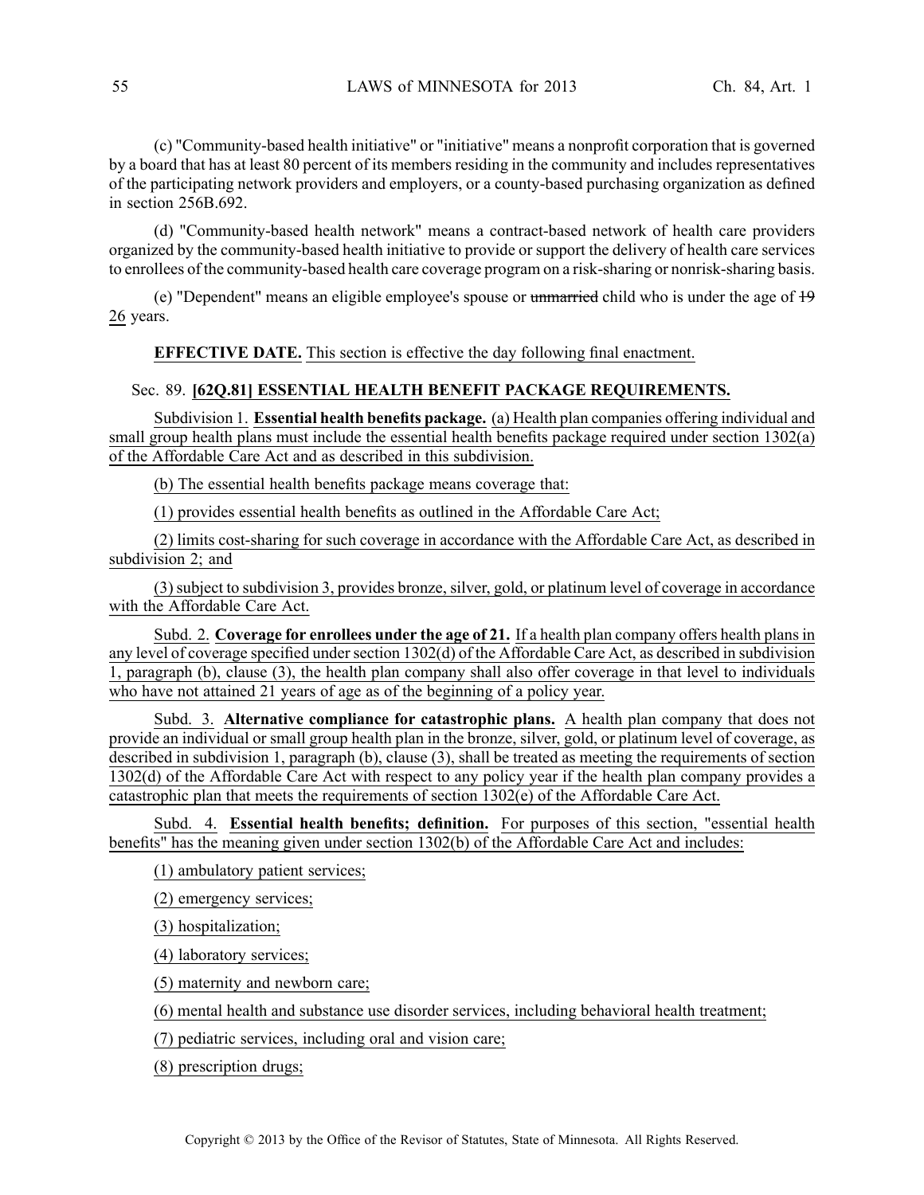(c) "Community-based health initiative" or "initiative" means a nonprofit corporation that is governed by a board that has at least 80 percent of its members residing in the community and includes representatives of the participating network providers and employers, or a county-based purchasing organization as defined in section 256B.692.

(d) "Community-based health network" means a contract-based network of health care providers organized by the community-based health initiative to provide or support the delivery of health care services to enrollees of the community-based health care coverage program on a risk-sharing or nonrisk-sharing basis.

(e) "Dependent" means an eligible employee's spouse or ~~unmarried~~ child who is under the age of ~~19~~ 26 years.

**EFFECTIVE DATE.** This section is effective the day following final enactment.

Sec. 89. **[62Q.81] ESSENTIAL HEALTH BENEFIT PACKAGE REQUIREMENTS.**

Subdivision 1. **Essential health benefits package.** (a) Health plan companies offering individual and small group health plans must include the essential health benefits package required under section 1302(a) of the Affordable Care Act and as described in this subdivision.

(b) The essential health benefits package means coverage that:

(1) provides essential health benefits as outlined in the Affordable Care Act;

(2) limits cost-sharing for such coverage in accordance with the Affordable Care Act, as described in subdivision 2; and

(3) subject to subdivision 3, provides bronze, silver, gold, or platinum level of coverage in accordance with the Affordable Care Act.

Subd. 2. **Coverage for enrollees under the age of 21.** If a health plan company offers health plans in any level of coverage specified under section 1302(d) of the Affordable Care Act, as described in subdivision 1, paragraph (b), clause (3), the health plan company shall also offer coverage in that level to individuals who have not attained 21 years of age as of the beginning of a policy year.

Subd. 3. **Alternative compliance for catastrophic plans.** A health plan company that does not provide an individual or small group health plan in the bronze, silver, gold, or platinum level of coverage, as described in subdivision 1, paragraph (b), clause (3), shall be treated as meeting the requirements of section 1302(d) of the Affordable Care Act with respect to any policy year if the health plan company provides a catastrophic plan that meets the requirements of section 1302(e) of the Affordable Care Act.

Subd. 4. **Essential health benefits; definition.** For purposes of this section, "essential health benefits" has the meaning given under section 1302(b) of the Affordable Care Act and includes:

(1) ambulatory patient services;

(2) emergency services;

(3) hospitalization;

(4) laboratory services;

(5) maternity and newborn care;

(6) mental health and substance use disorder services, including behavioral health treatment;

(7) pediatric services, including oral and vision care;

(8) prescription drugs;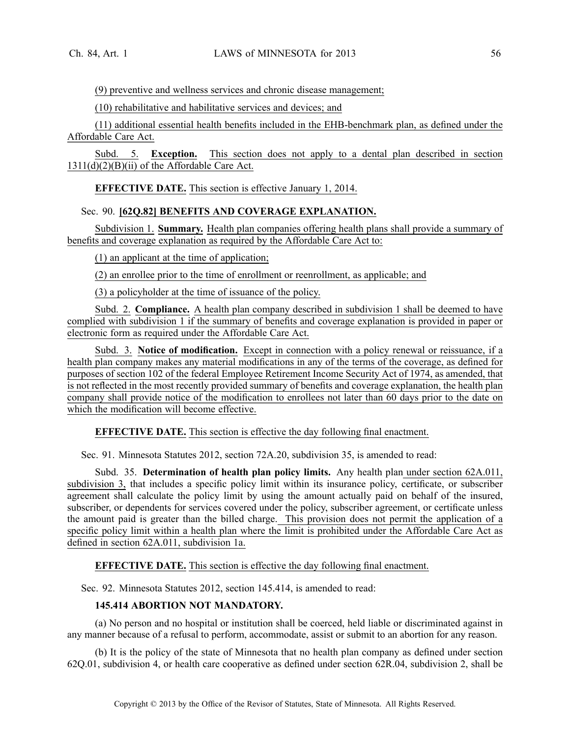(9) preventive and wellness services and chronic disease management;

(10) rehabilitative and habilitative services and devices; and

(11) additional essential health benefits included in the EHB-benchmark plan, as defined under the Affordable Care Act.

Subd. 5. **Exception.** This section does not apply to a dental plan described in section 1311(d)(2)(B)(ii) of the Affordable Care Act.

**EFFECTIVE DATE.** This section is effective January 1, 2014.

Sec. 90. **[62Q.82] BENEFITS AND COVERAGE EXPLANATION.**

Subdivision 1. **Summary.** Health plan companies offering health plans shall provide a summary of benefits and coverage explanation as required by the Affordable Care Act to:

(1) an applicant at the time of application;

(2) an enrollee prior to the time of enrollment or reenrollment, as applicable; and

(3) a policyholder at the time of issuance of the policy.

Subd. 2. **Compliance.** A health plan company described in subdivision 1 shall be deemed to have complied with subdivision 1 if the summary of benefits and coverage explanation is provided in paper or electronic form as required under the Affordable Care Act.

Subd. 3. **Notice of modification.** Except in connection with a policy renewal or reissuance, if a health plan company makes any material modifications in any of the terms of the coverage, as defined for purposes of section 102 of the federal Employee Retirement Income Security Act of 1974, as amended, that is not reflected in the most recently provided summary of benefits and coverage explanation, the health plan company shall provide notice of the modification to enrollees not later than 60 days prior to the date on which the modification will become effective.

**EFFECTIVE DATE.** This section is effective the day following final enactment.

Sec. 91. Minnesota Statutes 2012, section 72A.20, subdivision 35, is amended to read:

Subd. 35. **Determination of health plan policy limits.** Any health plan under section 62A.011, subdivision 3, that includes a specific policy limit within its insurance policy, certificate, or subscriber agreement shall calculate the policy limit by using the amount actually paid on behalf of the insured, subscriber, or dependents for services covered under the policy, subscriber agreement, or certificate unless the amount paid is greater than the billed charge. This provision does not permit the application of a specific policy limit within a health plan where the limit is prohibited under the Affordable Care Act as defined in section 62A.011, subdivision 1a.

**EFFECTIVE DATE.** This section is effective the day following final enactment.

Sec. 92. Minnesota Statutes 2012, section 145.414, is amended to read:

**145.414 ABORTION NOT MANDATORY.**

(a) No person and no hospital or institution shall be coerced, held liable or discriminated against in any manner because of a refusal to perform, accommodate, assist or submit to an abortion for any reason.

(b) It is the policy of the state of Minnesota that no health plan company as defined under section 62Q.01, subdivision 4, or health care cooperative as defined under section 62R.04, subdivision 2, shall be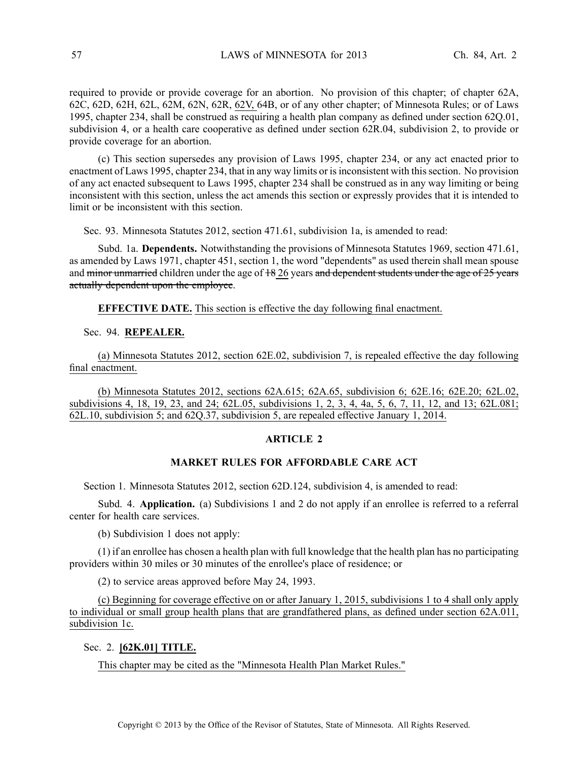required to provide or provide coverage for an abortion. No provision of this chapter; of chapter 62A, 62C, 62D, 62H, 62L, 62M, 62N, 62R, 62V, 64B, or of any other chapter; of Minnesota Rules; or of Laws 1995, chapter 234, shall be construed as requiring a health plan company as defined under section 62Q.01, subdivision 4, or a health care cooperative as defined under section 62R.04, subdivision 2, to provide or provide coverage for an abortion.

(c) This section supersedes any provision of Laws 1995, chapter 234, or any act enacted prior to enactment of Laws 1995, chapter 234, that in any way limits or is inconsistent with this section. No provision of any act enacted subsequent to Laws 1995, chapter 234 shall be construed as in any way limiting or being inconsistent with this section, unless the act amends this section or expressly provides that it is intended to limit or be inconsistent with this section.

Sec. 93. Minnesota Statutes 2012, section 471.61, subdivision 1a, is amended to read:

Subd. 1a. **Dependents.** Notwithstanding the provisions of Minnesota Statutes 1969, section 471.61, as amended by Laws 1971, chapter 451, section 1, the word "dependents" as used therein shall mean spouse and ~~minor unmarried~~ children under the age of ~~18~~ 26 years ~~and dependent students under the age of 25 years actually dependent upon the employee~~.

**EFFECTIVE DATE.** This section is effective the day following final enactment.

Sec. 94. **REPEALER.**

(a) Minnesota Statutes 2012, section 62E.02, subdivision 7, is repealed effective the day following final enactment.

(b) Minnesota Statutes 2012, sections 62A.615; 62A.65, subdivision 6; 62E.16; 62E.20; 62L.02, subdivisions 4, 18, 19, 23, and 24; 62L.05, subdivisions 1, 2, 3, 4, 4a, 5, 6, 7, 11, 12, and 13; 62L.081; 62L.10, subdivision 5; and 62Q.37, subdivision 5, are repealed effective January 1, 2014.

## ARTICLE 2

## MARKET RULES FOR AFFORDABLE CARE ACT

Section 1. Minnesota Statutes 2012, section 62D.124, subdivision 4, is amended to read:

Subd. 4. **Application.** (a) Subdivisions 1 and 2 do not apply if an enrollee is referred to a referral center for health care services.

(b) Subdivision 1 does not apply:

(1) if an enrollee has chosen a health plan with full knowledge that the health plan has no participating providers within 30 miles or 30 minutes of the enrollee's place of residence; or

(2) to service areas approved before May 24, 1993.

(c) Beginning for coverage effective on or after January 1, 2015, subdivisions 1 to 4 shall only apply to individual or small group health plans that are grandfathered plans, as defined under section 62A.011, subdivision 1c.

Sec. 2. **[62K.01] TITLE.**

This chapter may be cited as the "Minnesota Health Plan Market Rules."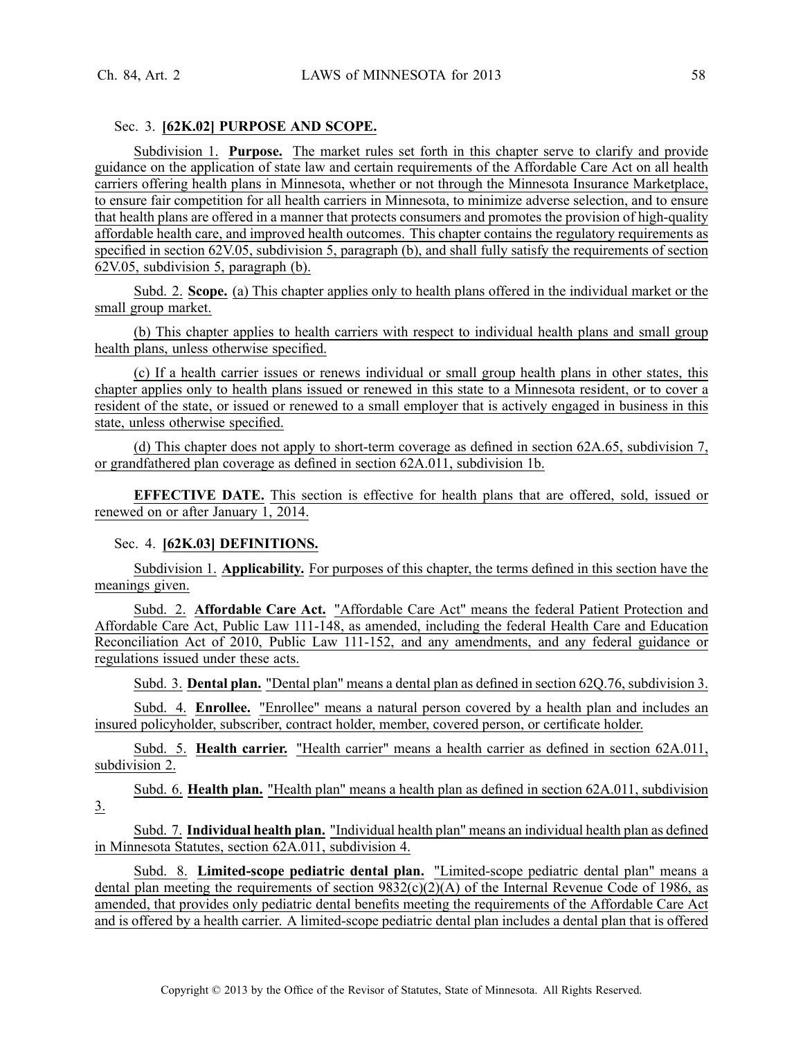Sec. 3. **[62K.02] PURPOSE AND SCOPE.**

Subdivision 1. **Purpose.** The market rules set forth in this chapter serve to clarify and provide guidance on the application of state law and certain requirements of the Affordable Care Act on all health carriers offering health plans in Minnesota, whether or not through the Minnesota Insurance Marketplace, to ensure fair competition for all health carriers in Minnesota, to minimize adverse selection, and to ensure that health plans are offered in a manner that protects consumers and promotes the provision of high-quality affordable health care, and improved health outcomes. This chapter contains the regulatory requirements as specified in section 62V.05, subdivision 5, paragraph (b), and shall fully satisfy the requirements of section 62V.05, subdivision 5, paragraph (b).

Subd. 2. **Scope.** (a) This chapter applies only to health plans offered in the individual market or the small group market.

(b) This chapter applies to health carriers with respect to individual health plans and small group health plans, unless otherwise specified.

(c) If a health carrier issues or renews individual or small group health plans in other states, this chapter applies only to health plans issued or renewed in this state to a Minnesota resident, or to cover a resident of the state, or issued or renewed to a small employer that is actively engaged in business in this state, unless otherwise specified.

(d) This chapter does not apply to short-term coverage as defined in section 62A.65, subdivision 7, or grandfathered plan coverage as defined in section 62A.011, subdivision 1b.

**EFFECTIVE DATE.** This section is effective for health plans that are offered, sold, issued or renewed on or after January 1, 2014.

Sec. 4. **[62K.03] DEFINITIONS.**

Subdivision 1. **Applicability.** For purposes of this chapter, the terms defined in this section have the meanings given.

Subd. 2. **Affordable Care Act.** "Affordable Care Act" means the federal Patient Protection and Affordable Care Act, Public Law 111-148, as amended, including the federal Health Care and Education Reconciliation Act of 2010, Public Law 111-152, and any amendments, and any federal guidance or regulations issued under these acts.

Subd. 3. **Dental plan.** "Dental plan" means a dental plan as defined in section 62Q.76, subdivision 3.

Subd. 4. **Enrollee.** "Enrollee" means a natural person covered by a health plan and includes an insured policyholder, subscriber, contract holder, member, covered person, or certificate holder.

Subd. 5. **Health carrier.** "Health carrier" means a health carrier as defined in section 62A.011, subdivision 2.

Subd. 6. **Health plan.** "Health plan" means a health plan as defined in section 62A.011, subdivision 3.

Subd. 7. **Individual health plan.** "Individual health plan" means an individual health plan as defined in Minnesota Statutes, section 62A.011, subdivision 4.

Subd. 8. **Limited-scope pediatric dental plan.** "Limited-scope pediatric dental plan" means a dental plan meeting the requirements of section 9832(c)(2)(A) of the Internal Revenue Code of 1986, as amended, that provides only pediatric dental benefits meeting the requirements of the Affordable Care Act and is offered by a health carrier. A limited-scope pediatric dental plan includes a dental plan that is offered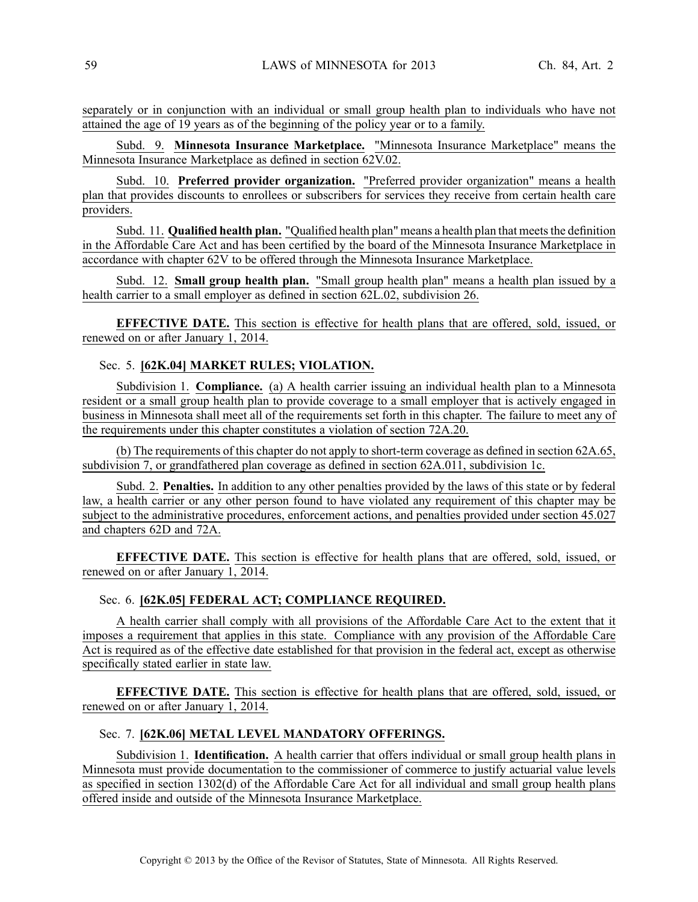separately or in conjunction with an individual or small group health plan to individuals who have not attained the age of 19 years as of the beginning of the policy year or to a family.

Subd. 9. **Minnesota Insurance Marketplace.** "Minnesota Insurance Marketplace" means the Minnesota Insurance Marketplace as defined in section 62V.02.

Subd. 10. **Preferred provider organization.** "Preferred provider organization" means a health plan that provides discounts to enrollees or subscribers for services they receive from certain health care providers.

Subd. 11. **Qualified health plan.** "Qualified health plan" means a health plan that meets the definition in the Affordable Care Act and has been certified by the board of the Minnesota Insurance Marketplace in accordance with chapter 62V to be offered through the Minnesota Insurance Marketplace.

Subd. 12. **Small group health plan.** "Small group health plan" means a health plan issued by a health carrier to a small employer as defined in section 62L.02, subdivision 26.

**EFFECTIVE DATE.** This section is effective for health plans that are offered, sold, issued, or renewed on or after January 1, 2014.

Sec. 5. **[62K.04] MARKET RULES; VIOLATION.**

Subdivision 1. **Compliance.** (a) A health carrier issuing an individual health plan to a Minnesota resident or a small group health plan to provide coverage to a small employer that is actively engaged in business in Minnesota shall meet all of the requirements set forth in this chapter. The failure to meet any of the requirements under this chapter constitutes a violation of section 72A.20.

(b) The requirements of this chapter do not apply to short-term coverage as defined in section 62A.65, subdivision 7, or grandfathered plan coverage as defined in section 62A.011, subdivision 1c.

Subd. 2. **Penalties.** In addition to any other penalties provided by the laws of this state or by federal law, a health carrier or any other person found to have violated any requirement of this chapter may be subject to the administrative procedures, enforcement actions, and penalties provided under section 45.027 and chapters 62D and 72A.

**EFFECTIVE DATE.** This section is effective for health plans that are offered, sold, issued, or renewed on or after January 1, 2014.

Sec. 6. **[62K.05] FEDERAL ACT; COMPLIANCE REQUIRED.**

A health carrier shall comply with all provisions of the Affordable Care Act to the extent that it imposes a requirement that applies in this state. Compliance with any provision of the Affordable Care Act is required as of the effective date established for that provision in the federal act, except as otherwise specifically stated earlier in state law.

**EFFECTIVE DATE.** This section is effective for health plans that are offered, sold, issued, or renewed on or after January 1, 2014.

Sec. 7. **[62K.06] METAL LEVEL MANDATORY OFFERINGS.**

Subdivision 1. **Identification.** A health carrier that offers individual or small group health plans in Minnesota must provide documentation to the commissioner of commerce to justify actuarial value levels as specified in section 1302(d) of the Affordable Care Act for all individual and small group health plans offered inside and outside of the Minnesota Insurance Marketplace.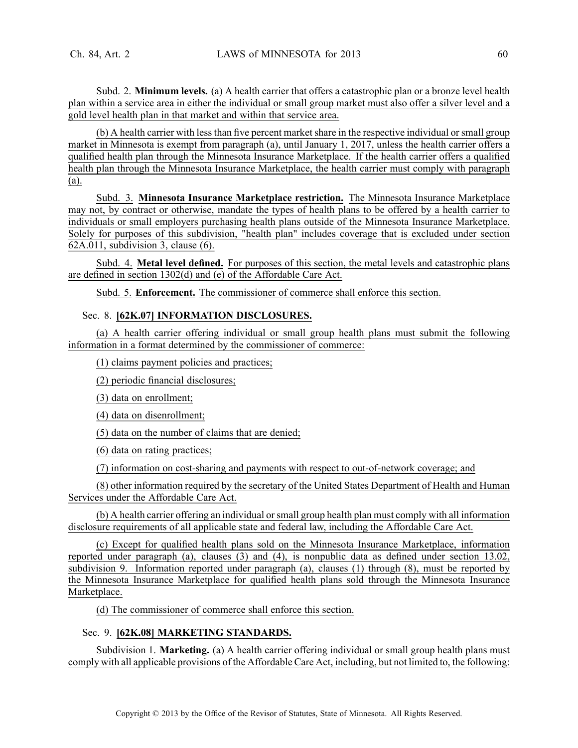Subd. 2. **Minimum levels.** (a) A health carrier that offers a catastrophic plan or a bronze level health plan within a service area in either the individual or small group market must also offer a silver level and a gold level health plan in that market and within that service area.

(b) A health carrier with less than five percent market share in the respective individual or small group market in Minnesota is exempt from paragraph (a), until January 1, 2017, unless the health carrier offers a qualified health plan through the Minnesota Insurance Marketplace. If the health carrier offers a qualified health plan through the Minnesota Insurance Marketplace, the health carrier must comply with paragraph (a).

Subd. 3. **Minnesota Insurance Marketplace restriction.** The Minnesota Insurance Marketplace may not, by contract or otherwise, mandate the types of health plans to be offered by a health carrier to individuals or small employers purchasing health plans outside of the Minnesota Insurance Marketplace. Solely for purposes of this subdivision, "health plan" includes coverage that is excluded under section 62A.011, subdivision 3, clause (6).

Subd. 4. **Metal level defined.** For purposes of this section, the metal levels and catastrophic plans are defined in section 1302(d) and (e) of the Affordable Care Act.

Subd. 5. **Enforcement.** The commissioner of commerce shall enforce this section.

Sec. 8. **[62K.07] INFORMATION DISCLOSURES.**

(a) A health carrier offering individual or small group health plans must submit the following information in a format determined by the commissioner of commerce:

(1) claims payment policies and practices;

(2) periodic financial disclosures;

(3) data on enrollment;

(4) data on disenrollment;

(5) data on the number of claims that are denied;

(6) data on rating practices;

(7) information on cost-sharing and payments with respect to out-of-network coverage; and

(8) other information required by the secretary of the United States Department of Health and Human Services under the Affordable Care Act.

(b) A health carrier offering an individual or small group health plan must comply with all information disclosure requirements of all applicable state and federal law, including the Affordable Care Act.

(c) Except for qualified health plans sold on the Minnesota Insurance Marketplace, information reported under paragraph (a), clauses (3) and (4), is nonpublic data as defined under section 13.02, subdivision 9. Information reported under paragraph (a), clauses (1) through (8), must be reported by the Minnesota Insurance Marketplace for qualified health plans sold through the Minnesota Insurance Marketplace.

(d) The commissioner of commerce shall enforce this section.

Sec. 9. **[62K.08] MARKETING STANDARDS.**

Subdivision 1. **Marketing.** (a) A health carrier offering individual or small group health plans must comply with all applicable provisions of the Affordable Care Act, including, but not limited to, the following: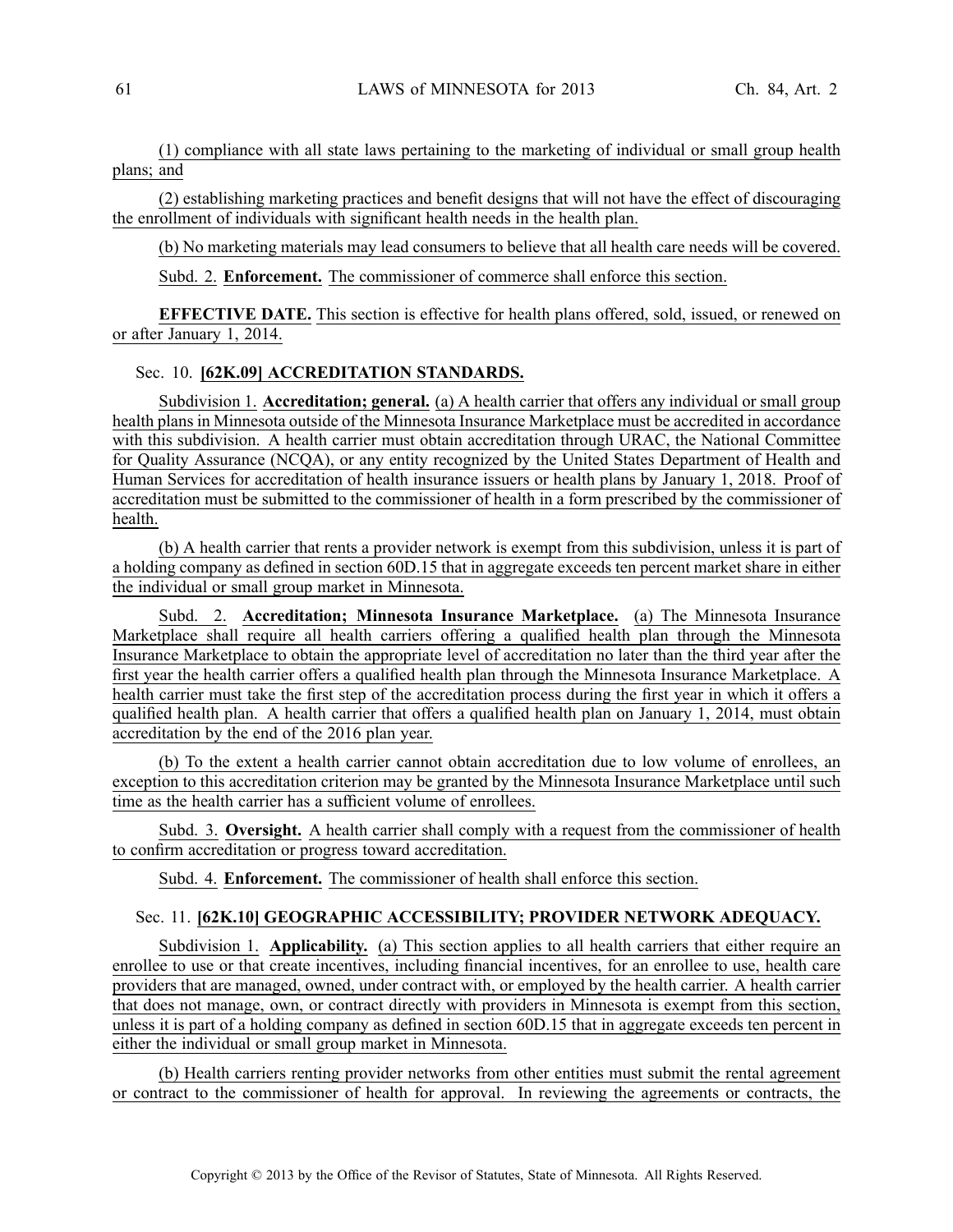(1) compliance with all state laws pertaining to the marketing of individual or small group health plans; and

(2) establishing marketing practices and benefit designs that will not have the effect of discouraging the enrollment of individuals with significant health needs in the health plan.

(b) No marketing materials may lead consumers to believe that all health care needs will be covered.

Subd. 2. **Enforcement.** The commissioner of commerce shall enforce this section.

**EFFECTIVE DATE.** This section is effective for health plans offered, sold, issued, or renewed on or after January 1, 2014.

Sec. 10. **[62K.09] ACCREDITATION STANDARDS.**

Subdivision 1. **Accreditation; general.** (a) A health carrier that offers any individual or small group health plans in Minnesota outside of the Minnesota Insurance Marketplace must be accredited in accordance with this subdivision. A health carrier must obtain accreditation through URAC, the National Committee for Quality Assurance (NCQA), or any entity recognized by the United States Department of Health and Human Services for accreditation of health insurance issuers or health plans by January 1, 2018. Proof of accreditation must be submitted to the commissioner of health in a form prescribed by the commissioner of health.

(b) A health carrier that rents a provider network is exempt from this subdivision, unless it is part of a holding company as defined in section 60D.15 that in aggregate exceeds ten percent market share in either the individual or small group market in Minnesota.

Subd. 2. **Accreditation; Minnesota Insurance Marketplace.** (a) The Minnesota Insurance Marketplace shall require all health carriers offering a qualified health plan through the Minnesota Insurance Marketplace to obtain the appropriate level of accreditation no later than the third year after the first year the health carrier offers a qualified health plan through the Minnesota Insurance Marketplace. A health carrier must take the first step of the accreditation process during the first year in which it offers a qualified health plan. A health carrier that offers a qualified health plan on January 1, 2014, must obtain accreditation by the end of the 2016 plan year.

(b) To the extent a health carrier cannot obtain accreditation due to low volume of enrollees, an exception to this accreditation criterion may be granted by the Minnesota Insurance Marketplace until such time as the health carrier has a sufficient volume of enrollees.

Subd. 3. **Oversight.** A health carrier shall comply with a request from the commissioner of health to confirm accreditation or progress toward accreditation.

Subd. 4. **Enforcement.** The commissioner of health shall enforce this section.

Sec. 11. **[62K.10] GEOGRAPHIC ACCESSIBILITY; PROVIDER NETWORK ADEQUACY.**

Subdivision 1. **Applicability.** (a) This section applies to all health carriers that either require an enrollee to use or that create incentives, including financial incentives, for an enrollee to use, health care providers that are managed, owned, under contract with, or employed by the health carrier. A health carrier that does not manage, own, or contract directly with providers in Minnesota is exempt from this section, unless it is part of a holding company as defined in section 60D.15 that in aggregate exceeds ten percent in either the individual or small group market in Minnesota.

(b) Health carriers renting provider networks from other entities must submit the rental agreement or contract to the commissioner of health for approval. In reviewing the agreements or contracts, the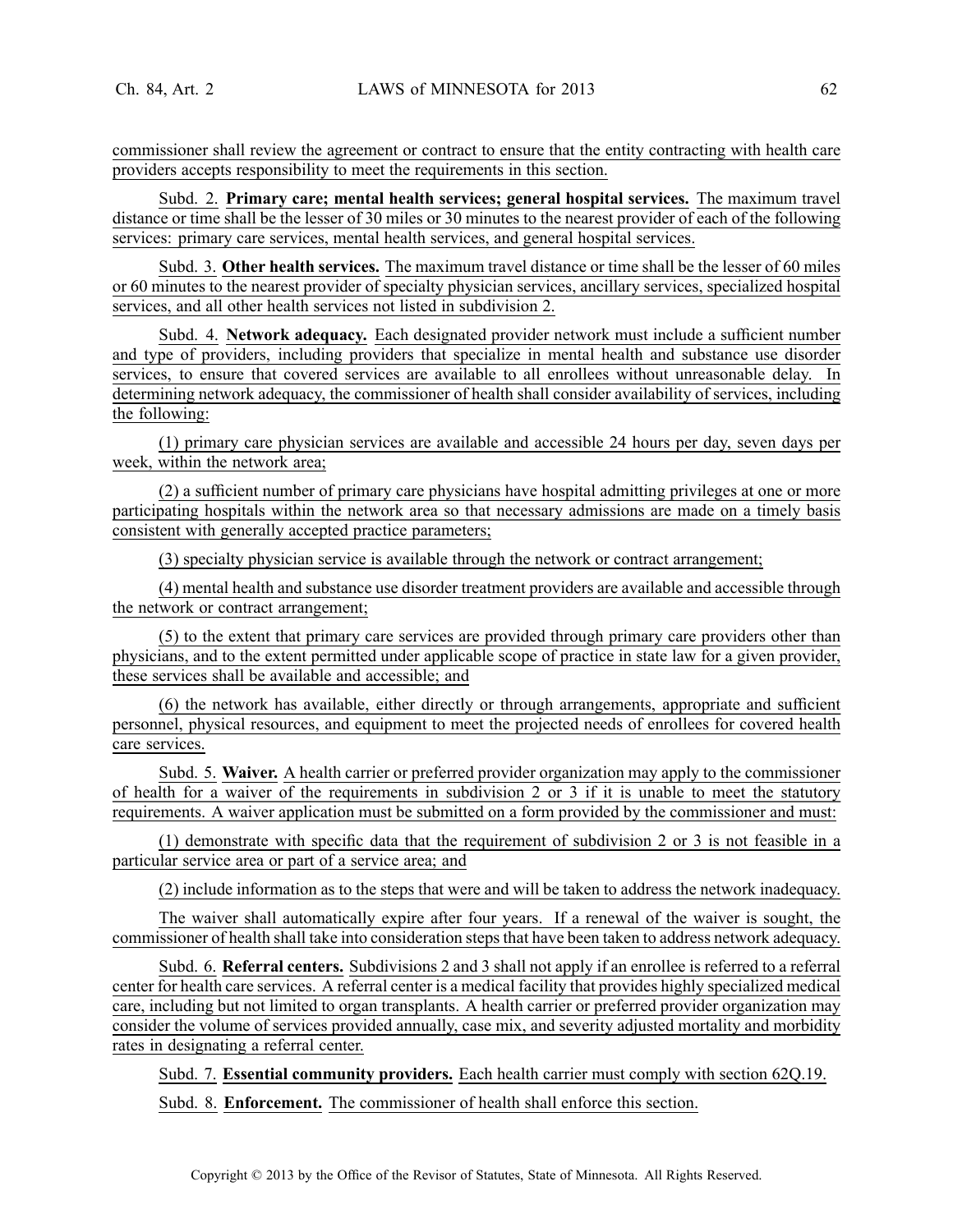commissioner shall review the agreement or contract to ensure that the entity contracting with health care providers accepts responsibility to meet the requirements in this section.

Subd. 2. **Primary care; mental health services; general hospital services.** The maximum travel distance or time shall be the lesser of 30 miles or 30 minutes to the nearest provider of each of the following services: primary care services, mental health services, and general hospital services.

Subd. 3. **Other health services.** The maximum travel distance or time shall be the lesser of 60 miles or 60 minutes to the nearest provider of specialty physician services, ancillary services, specialized hospital services, and all other health services not listed in subdivision 2.

Subd. 4. **Network adequacy.** Each designated provider network must include a sufficient number and type of providers, including providers that specialize in mental health and substance use disorder services, to ensure that covered services are available to all enrollees without unreasonable delay. In determining network adequacy, the commissioner of health shall consider availability of services, including the following:

(1) primary care physician services are available and accessible 24 hours per day, seven days per week, within the network area;

(2) a sufficient number of primary care physicians have hospital admitting privileges at one or more participating hospitals within the network area so that necessary admissions are made on a timely basis consistent with generally accepted practice parameters;

(3) specialty physician service is available through the network or contract arrangement;

(4) mental health and substance use disorder treatment providers are available and accessible through the network or contract arrangement;

(5) to the extent that primary care services are provided through primary care providers other than physicians, and to the extent permitted under applicable scope of practice in state law for a given provider, these services shall be available and accessible; and

(6) the network has available, either directly or through arrangements, appropriate and sufficient personnel, physical resources, and equipment to meet the projected needs of enrollees for covered health care services.

Subd. 5. **Waiver.** A health carrier or preferred provider organization may apply to the commissioner of health for a waiver of the requirements in subdivision 2 or 3 if it is unable to meet the statutory requirements. A waiver application must be submitted on a form provided by the commissioner and must:

(1) demonstrate with specific data that the requirement of subdivision 2 or 3 is not feasible in a particular service area or part of a service area; and

(2) include information as to the steps that were and will be taken to address the network inadequacy.

The waiver shall automatically expire after four years. If a renewal of the waiver is sought, the commissioner of health shall take into consideration steps that have been taken to address network adequacy.

Subd. 6. **Referral centers.** Subdivisions 2 and 3 shall not apply if an enrollee is referred to a referral center for health care services. A referral center is a medical facility that provides highly specialized medical care, including but not limited to organ transplants. A health carrier or preferred provider organization may consider the volume of services provided annually, case mix, and severity adjusted mortality and morbidity rates in designating a referral center.

Subd. 7. **Essential community providers.** Each health carrier must comply with section 62Q.19.

Subd. 8. **Enforcement.** The commissioner of health shall enforce this section.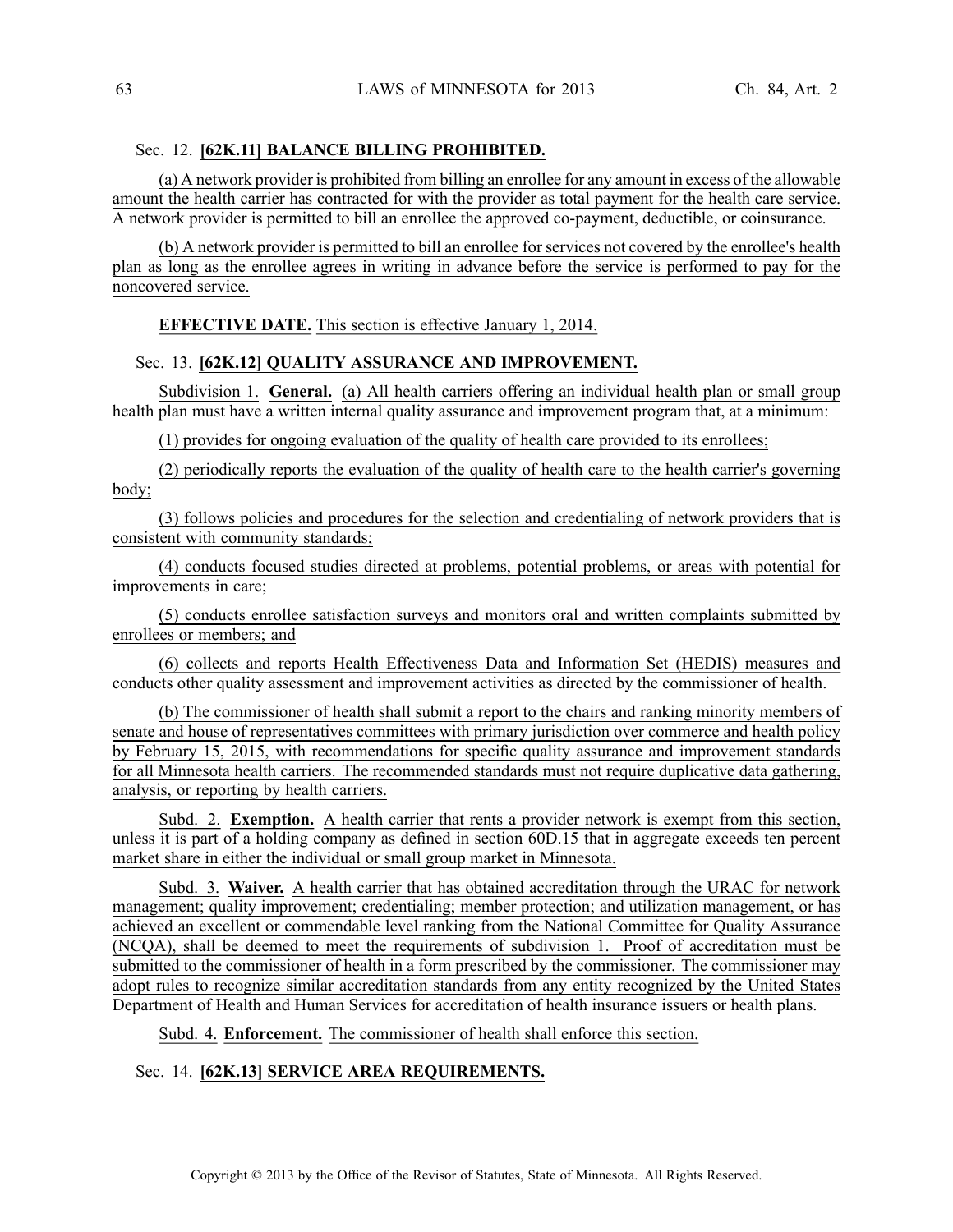Sec. 12. **[62K.11] BALANCE BILLING PROHIBITED.**

(a) A network provider is prohibited from billing an enrollee for any amount in excess of the allowable amount the health carrier has contracted for with the provider as total payment for the health care service. A network provider is permitted to bill an enrollee the approved co-payment, deductible, or coinsurance.

(b) A network provider is permitted to bill an enrollee for services not covered by the enrollee's health plan as long as the enrollee agrees in writing in advance before the service is performed to pay for the noncovered service.

**EFFECTIVE DATE.** This section is effective January 1, 2014.

Sec. 13. **[62K.12] QUALITY ASSURANCE AND IMPROVEMENT.**

Subdivision 1. **General.** (a) All health carriers offering an individual health plan or small group health plan must have a written internal quality assurance and improvement program that, at a minimum:

(1) provides for ongoing evaluation of the quality of health care provided to its enrollees;

(2) periodically reports the evaluation of the quality of health care to the health carrier's governing body;

(3) follows policies and procedures for the selection and credentialing of network providers that is consistent with community standards;

(4) conducts focused studies directed at problems, potential problems, or areas with potential for improvements in care;

(5) conducts enrollee satisfaction surveys and monitors oral and written complaints submitted by enrollees or members; and

(6) collects and reports Health Effectiveness Data and Information Set (HEDIS) measures and conducts other quality assessment and improvement activities as directed by the commissioner of health.

(b) The commissioner of health shall submit a report to the chairs and ranking minority members of senate and house of representatives committees with primary jurisdiction over commerce and health policy by February 15, 2015, with recommendations for specific quality assurance and improvement standards for all Minnesota health carriers. The recommended standards must not require duplicative data gathering, analysis, or reporting by health carriers.

Subd. 2. **Exemption.** A health carrier that rents a provider network is exempt from this section, unless it is part of a holding company as defined in section 60D.15 that in aggregate exceeds ten percent market share in either the individual or small group market in Minnesota.

Subd. 3. **Waiver.** A health carrier that has obtained accreditation through the URAC for network management; quality improvement; credentialing; member protection; and utilization management, or has achieved an excellent or commendable level ranking from the National Committee for Quality Assurance (NCQA), shall be deemed to meet the requirements of subdivision 1. Proof of accreditation must be submitted to the commissioner of health in a form prescribed by the commissioner. The commissioner may adopt rules to recognize similar accreditation standards from any entity recognized by the United States Department of Health and Human Services for accreditation of health insurance issuers or health plans.

Subd. 4. **Enforcement.** The commissioner of health shall enforce this section.

Sec. 14. **[62K.13] SERVICE AREA REQUIREMENTS.**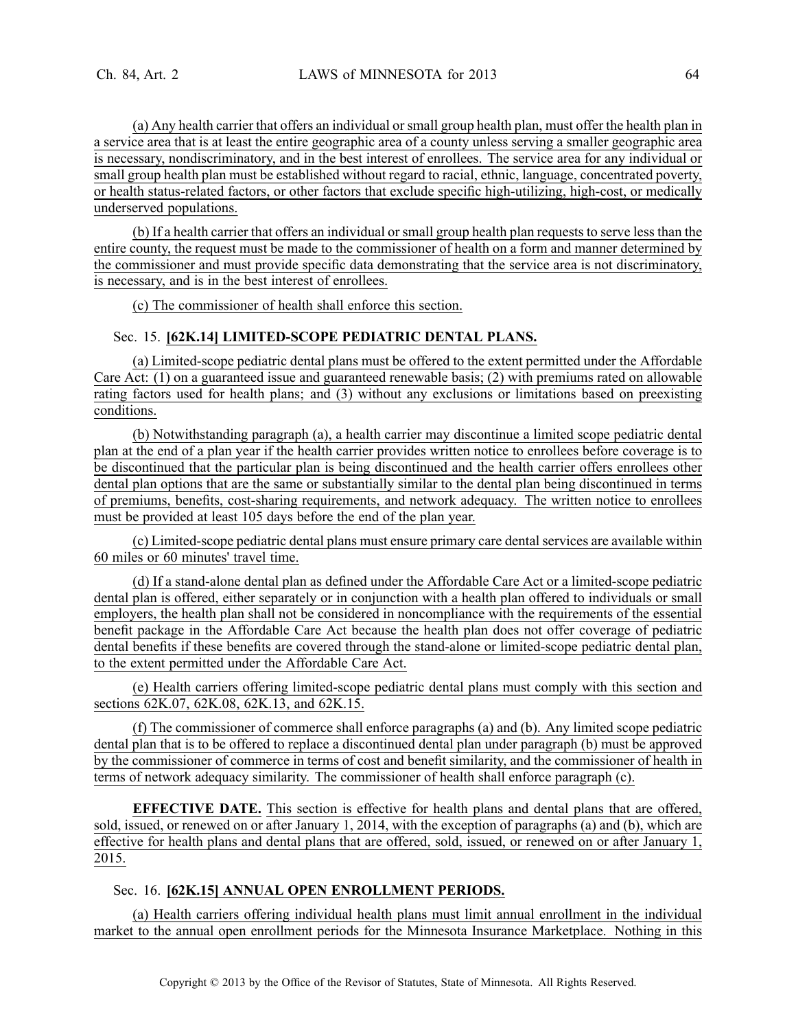(a) Any health carrier that offers an individual or small group health plan, must offer the health plan in a service area that is at least the entire geographic area of a county unless serving a smaller geographic area is necessary, nondiscriminatory, and in the best interest of enrollees. The service area for any individual or small group health plan must be established without regard to racial, ethnic, language, concentrated poverty, or health status-related factors, or other factors that exclude specific high-utilizing, high-cost, or medically underserved populations.

(b) If a health carrier that offers an individual or small group health plan requests to serve less than the entire county, the request must be made to the commissioner of health on a form and manner determined by the commissioner and must provide specific data demonstrating that the service area is not discriminatory, is necessary, and is in the best interest of enrollees.

(c) The commissioner of health shall enforce this section.

Sec. 15. **[62K.14] LIMITED-SCOPE PEDIATRIC DENTAL PLANS.**

(a) Limited-scope pediatric dental plans must be offered to the extent permitted under the Affordable Care Act: (1) on a guaranteed issue and guaranteed renewable basis; (2) with premiums rated on allowable rating factors used for health plans; and (3) without any exclusions or limitations based on preexisting conditions.

(b) Notwithstanding paragraph (a), a health carrier may discontinue a limited scope pediatric dental plan at the end of a plan year if the health carrier provides written notice to enrollees before coverage is to be discontinued that the particular plan is being discontinued and the health carrier offers enrollees other dental plan options that are the same or substantially similar to the dental plan being discontinued in terms of premiums, benefits, cost-sharing requirements, and network adequacy. The written notice to enrollees must be provided at least 105 days before the end of the plan year.

(c) Limited-scope pediatric dental plans must ensure primary care dental services are available within 60 miles or 60 minutes' travel time.

(d) If a stand-alone dental plan as defined under the Affordable Care Act or a limited-scope pediatric dental plan is offered, either separately or in conjunction with a health plan offered to individuals or small employers, the health plan shall not be considered in noncompliance with the requirements of the essential benefit package in the Affordable Care Act because the health plan does not offer coverage of pediatric dental benefits if these benefits are covered through the stand-alone or limited-scope pediatric dental plan, to the extent permitted under the Affordable Care Act.

(e) Health carriers offering limited-scope pediatric dental plans must comply with this section and sections 62K.07, 62K.08, 62K.13, and 62K.15.

(f) The commissioner of commerce shall enforce paragraphs (a) and (b). Any limited scope pediatric dental plan that is to be offered to replace a discontinued dental plan under paragraph (b) must be approved by the commissioner of commerce in terms of cost and benefit similarity, and the commissioner of health in terms of network adequacy similarity. The commissioner of health shall enforce paragraph (c).

**EFFECTIVE DATE.** This section is effective for health plans and dental plans that are offered, sold, issued, or renewed on or after January 1, 2014, with the exception of paragraphs (a) and (b), which are effective for health plans and dental plans that are offered, sold, issued, or renewed on or after January 1, 2015.

Sec. 16. **[62K.15] ANNUAL OPEN ENROLLMENT PERIODS.**

(a) Health carriers offering individual health plans must limit annual enrollment in the individual market to the annual open enrollment periods for the Minnesota Insurance Marketplace. Nothing in this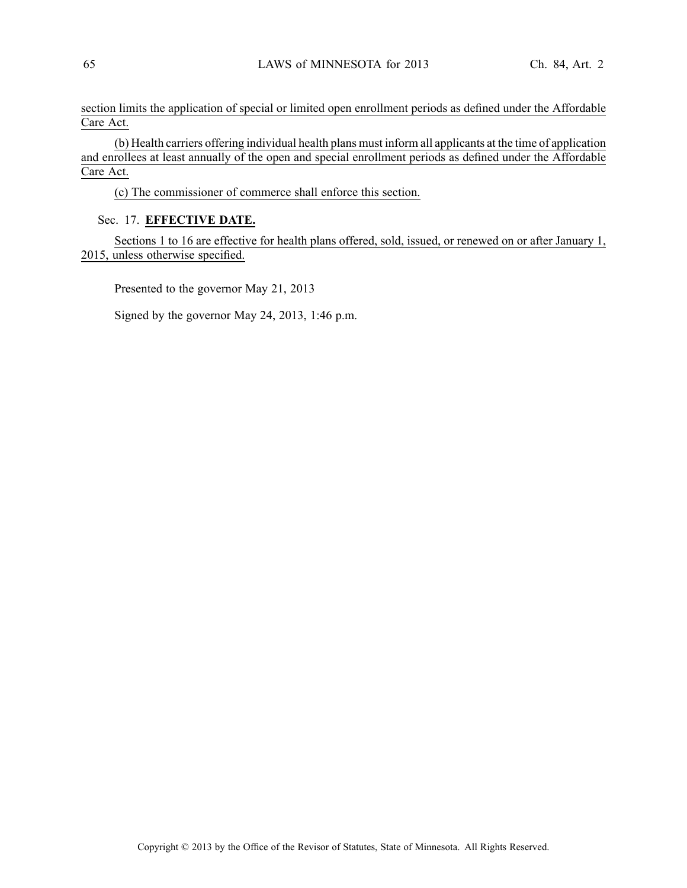section limits the application of special or limited open enrollment periods as defined under the Affordable Care Act.

(b) Health carriers offering individual health plans must inform all applicants at the time of application and enrollees at least annually of the open and special enrollment periods as defined under the Affordable Care Act.

(c) The commissioner of commerce shall enforce this section.

Sec. 17. **EFFECTIVE DATE.**

Sections 1 to 16 are effective for health plans offered, sold, issued, or renewed on or after January 1, 2015, unless otherwise specified.

Presented to the governor May 21, 2013

Signed by the governor May 24, 2013, 1:46 p.m.